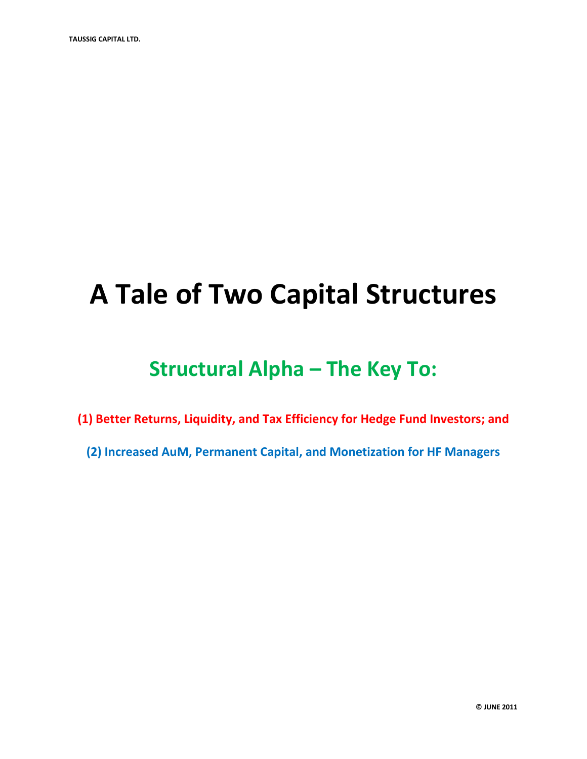TAUSSIG CAPITAL LTD.

# A Tale of Two Capital Structures

## Structural Alpha – The Key To:

**(1) Better Returns, Liquidity, and Tax Efficiency for Hedge Fund Investors; and**

**(2) Increased AuM, Permanent Capital, and Monetization for HF Managers**

**© JUNE 2011**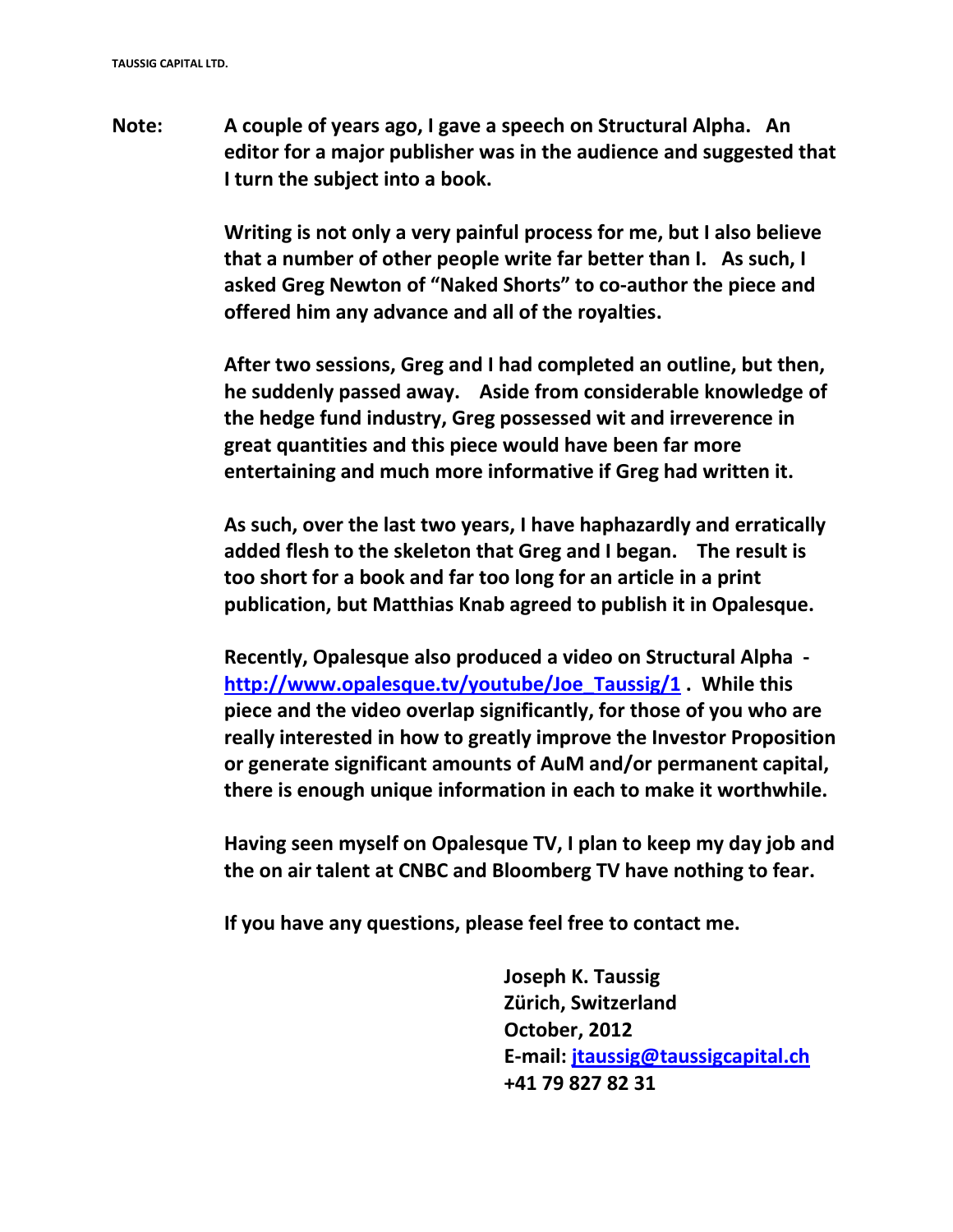**Note:** **A couple of years ago, I gave a speech on Structural Alpha. An editor for a major publisher was in the audience and suggested that I turn the subject into a book.**

**Writing is not only a very painful process for me, but I also believe that a number of other people write far better than I. As such, I asked Greg Newton of "Naked Shorts" to co-author the piece and offered him any advance and all of the royalties.**

**After two sessions, Greg and I had completed an outline, but then, he suddenly passed away. Aside from considerable knowledge of the hedge fund industry, Greg possessed wit and irreverence in great quantities and this piece would have been far more entertaining and much more informative if Greg had written it.**

**As such, over the last two years, I have haphazardly and erratically added flesh to the skeleton that Greg and I began. The result is too short for a book and far too long for an article in a print publication, but Matthias Knab agreed to publish it in Opalesque.**

**Recently, Opalesque also produced a video on Structural Alpha - [http://www.opalesque.tv/youtube/Joe_Taussig/1](http://www.opalesque.tv/youtube/Joe_Taussig/1) . While this piece and the video overlap significantly, for those of you who are really interested in how to greatly improve the Investor Proposition or generate significant amounts of AuM and/or permanent capital, there is enough unique information in each to make it worthwhile.**

**Having seen myself on Opalesque TV, I plan to keep my day job and the on air talent at CNBC and Bloomberg TV have nothing to fear.**

**If you have any questions, please feel free to contact me.**

**Joseph K. Taussig**
**Zürich, Switzerland**
**October, 2012**
**E-mail: [jtaussig@taussigcapital.ch](mailto:jtaussig@taussigcapital.ch)**
**+41 79 827 82 31**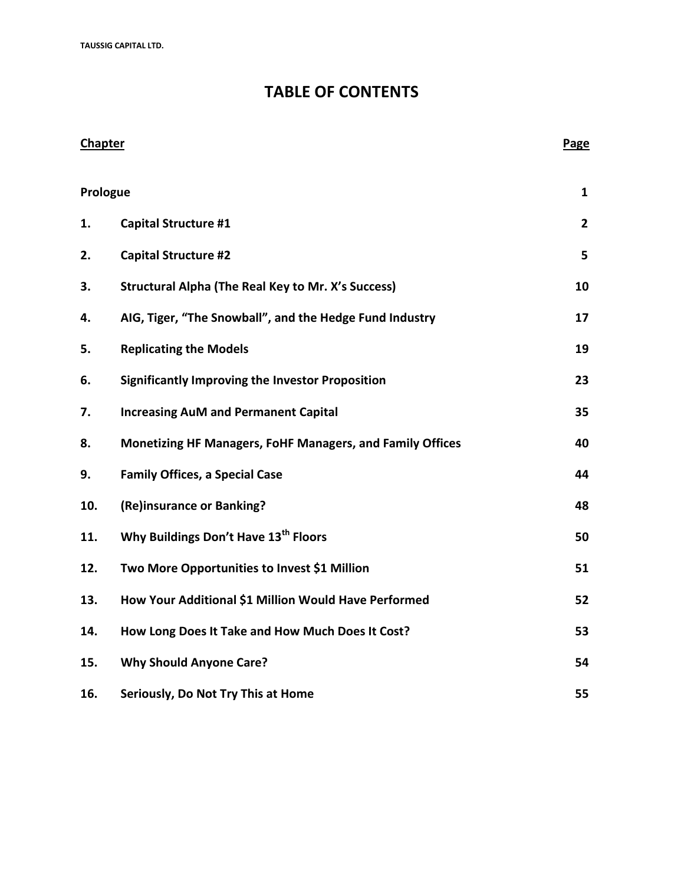# TABLE OF CONTENTS

| Chapter | | Page |
|---|---|---|
| Prologue | | 1 |
| 1. | Capital Structure #1 | 2 |
| 2. | Capital Structure #2 | 5 |
| 3. | Structural Alpha (The Real Key to Mr. X's Success) | 10 |
| 4. | AIG, Tiger, "The Snowball", and the Hedge Fund Industry | 17 |
| 5. | Replicating the Models | 19 |
| 6. | Significantly Improving the Investor Proposition | 23 |
| 7. | Increasing AuM and Permanent Capital | 35 |
| 8. | Monetizing HF Managers, FoHF Managers, and Family Offices | 40 |
| 9. | Family Offices, a Special Case | 44 |
| 10. | (Re)insurance or Banking? | 48 |
| 11. | Why Buildings Don't Have 13th Floors | 50 |
| 12. | Two More Opportunities to Invest $1 Million | 51 |
| 13. | How Your Additional $1 Million Would Have Performed | 52 |
| 14. | How Long Does It Take and How Much Does It Cost? | 53 |
| 15. | Why Should Anyone Care? | 54 |
| 16. | Seriously, Do Not Try This at Home | 55 |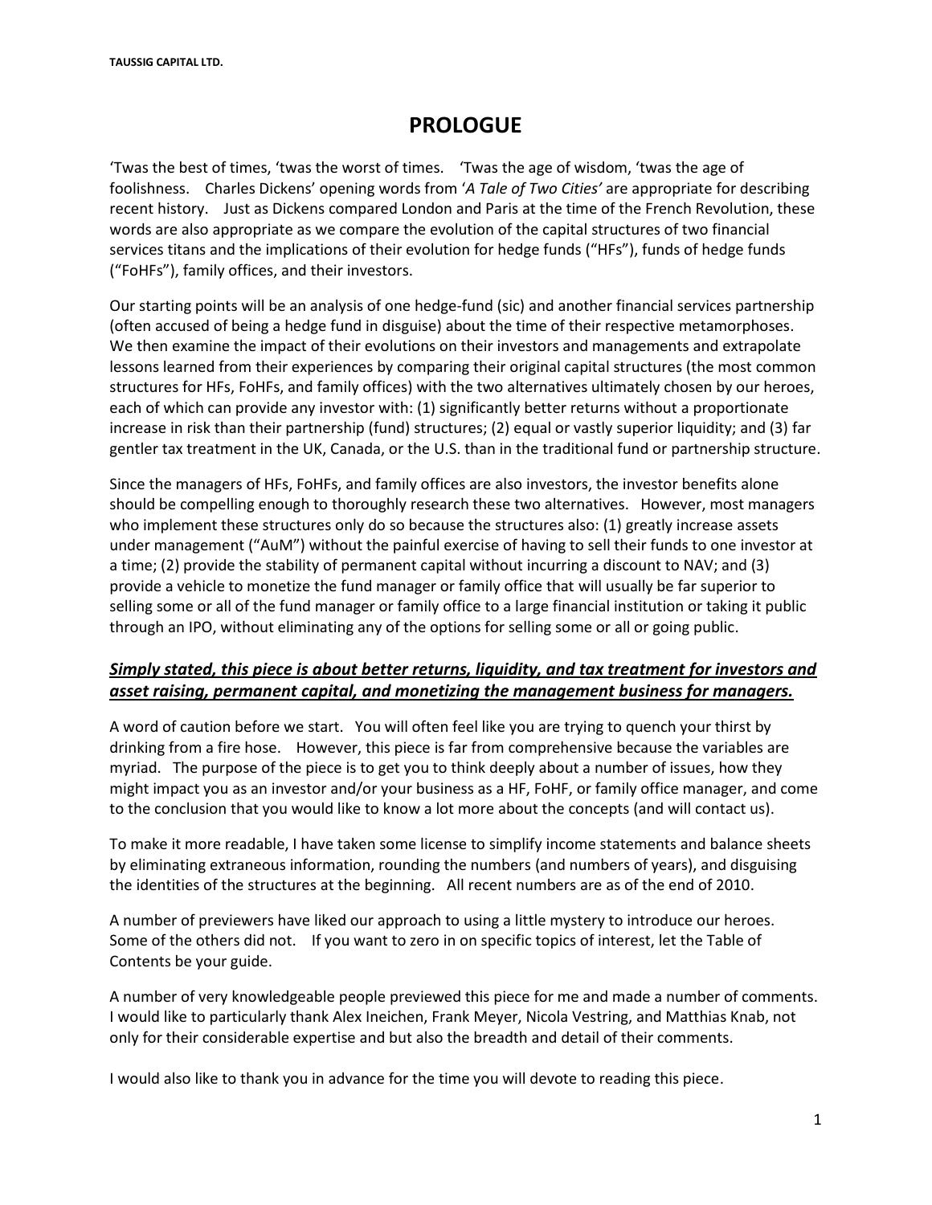# PROLOGUE

'Twas the best of times, 'twas the worst of times. 'Twas the age of wisdom, 'twas the age of foolishness. Charles Dickens' opening words from '*A Tale of Two Cities'* are appropriate for describing recent history. Just as Dickens compared London and Paris at the time of the French Revolution, these words are also appropriate as we compare the evolution of the capital structures of two financial services titans and the implications of their evolution for hedge funds ("HFs"), funds of hedge funds ("FoHFs"), family offices, and their investors.

Our starting points will be an analysis of one hedge-fund (sic) and another financial services partnership (often accused of being a hedge fund in disguise) about the time of their respective metamorphoses. We then examine the impact of their evolutions on their investors and managements and extrapolate lessons learned from their experiences by comparing their original capital structures (the most common structures for HFs, FoHFs, and family offices) with the two alternatives ultimately chosen by our heroes, each of which can provide any investor with: (1) significantly better returns without a proportionate increase in risk than their partnership (fund) structures; (2) equal or vastly superior liquidity; and (3) far gentler tax treatment in the UK, Canada, or the U.S. than in the traditional fund or partnership structure.

Since the managers of HFs, FoHFs, and family offices are also investors, the investor benefits alone should be compelling enough to thoroughly research these two alternatives. However, most managers who implement these structures only do so because the structures also: (1) greatly increase assets under management ("AuM") without the painful exercise of having to sell their funds to one investor at a time; (2) provide the stability of permanent capital without incurring a discount to NAV; and (3) provide a vehicle to monetize the fund manager or family office that will usually be far superior to selling some or all of the fund manager or family office to a large financial institution or taking it public through an IPO, without eliminating any of the options for selling some or all or going public.

### ***Simply stated, this piece is about better returns, liquidity, and tax treatment for investors and asset raising, permanent capital, and monetizing the management business for managers.***

A word of caution before we start. You will often feel like you are trying to quench your thirst by drinking from a fire hose. However, this piece is far from comprehensive because the variables are myriad. The purpose of the piece is to get you to think deeply about a number of issues, how they might impact you as an investor and/or your business as a HF, FoHF, or family office manager, and come to the conclusion that you would like to know a lot more about the concepts (and will contact us).

To make it more readable, I have taken some license to simplify income statements and balance sheets by eliminating extraneous information, rounding the numbers (and numbers of years), and disguising the identities of the structures at the beginning. All recent numbers are as of the end of 2010.

A number of previewers have liked our approach to using a little mystery to introduce our heroes. Some of the others did not. If you want to zero in on specific topics of interest, let the Table of Contents be your guide.

A number of very knowledgeable people previewed this piece for me and made a number of comments. I would like to particularly thank Alex Ineichen, Frank Meyer, Nicola Vestring, and Matthias Knab, not only for their considerable expertise and but also the breadth and detail of their comments.

I would also like to thank you in advance for the time you will devote to reading this piece.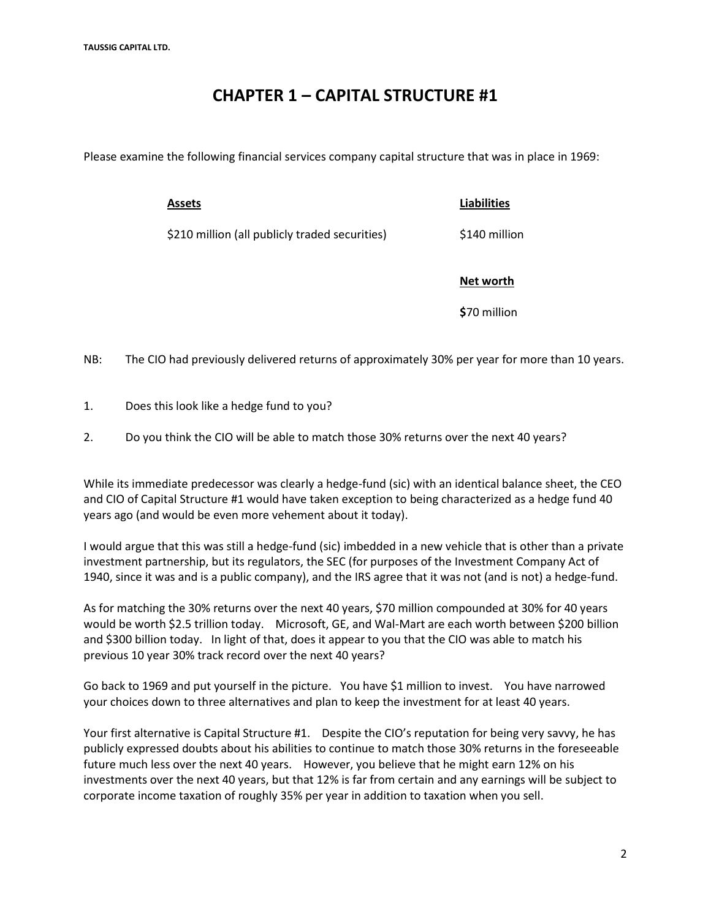# CHAPTER 1 – CAPITAL STRUCTURE #1

Please examine the following financial services company capital structure that was in place in 1969:

| Assets | Liabilities |
|---|---|
| \$210 million (all publicly traded securities) | \$140 million |
| | **Net worth** |
| | **\$**70 million |

NB: The CIO had previously delivered returns of approximately 30% per year for more than 10 years.

1. Does this look like a hedge fund to you?

2. Do you think the CIO will be able to match those 30% returns over the next 40 years?

While its immediate predecessor was clearly a hedge-fund (sic) with an identical balance sheet, the CEO and CIO of Capital Structure #1 would have taken exception to being characterized as a hedge fund 40 years ago (and would be even more vehement about it today).

I would argue that this was still a hedge-fund (sic) imbedded in a new vehicle that is other than a private investment partnership, but its regulators, the SEC (for purposes of the Investment Company Act of 1940, since it was and is a public company), and the IRS agree that it was not (and is not) a hedge-fund.

As for matching the 30% returns over the next 40 years, \$70 million compounded at 30% for 40 years would be worth \$2.5 trillion today. Microsoft, GE, and Wal-Mart are each worth between \$200 billion and \$300 billion today. In light of that, does it appear to you that the CIO was able to match his previous 10 year 30% track record over the next 40 years?

Go back to 1969 and put yourself in the picture. You have \$1 million to invest. You have narrowed your choices down to three alternatives and plan to keep the investment for at least 40 years.

Your first alternative is Capital Structure #1. Despite the CIO's reputation for being very savvy, he has publicly expressed doubts about his abilities to continue to match those 30% returns in the foreseeable future much less over the next 40 years. However, you believe that he might earn 12% on his investments over the next 40 years, but that 12% is far from certain and any earnings will be subject to corporate income taxation of roughly 35% per year in addition to taxation when you sell.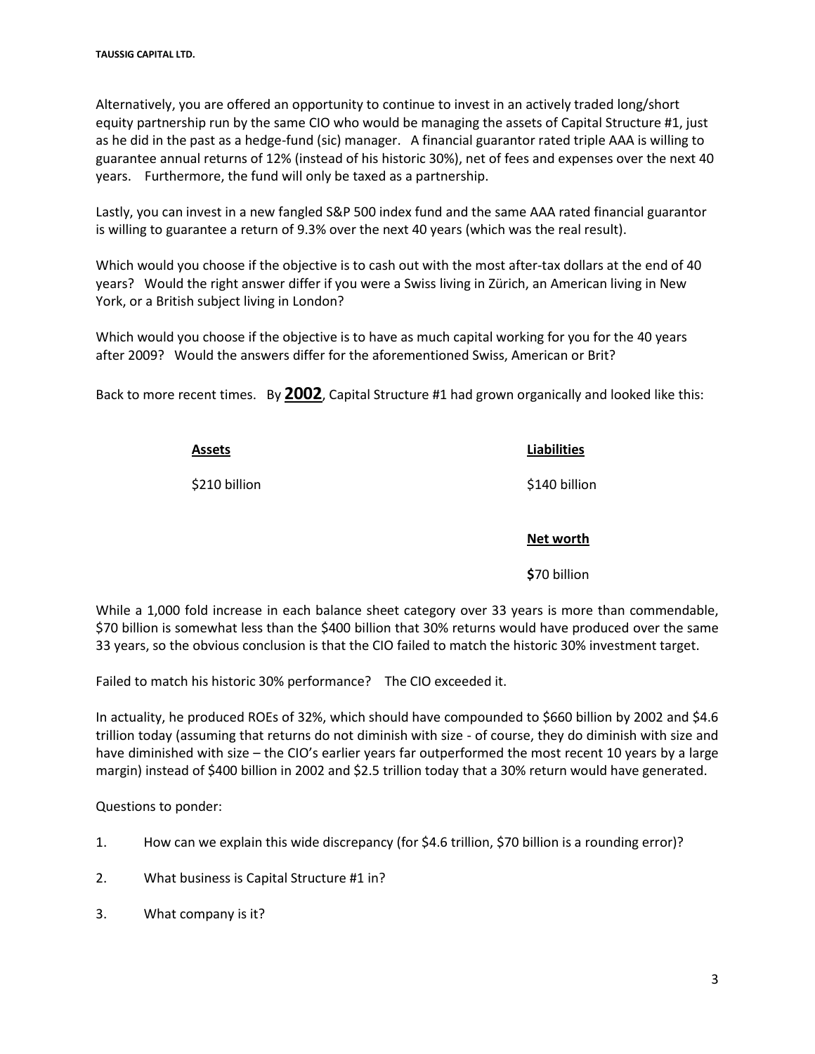Alternatively, you are offered an opportunity to continue to invest in an actively traded long/short equity partnership run by the same CIO who would be managing the assets of Capital Structure #1, just as he did in the past as a hedge-fund (sic) manager. A financial guarantor rated triple AAA is willing to guarantee annual returns of 12% (instead of his historic 30%), net of fees and expenses over the next 40 years. Furthermore, the fund will only be taxed as a partnership.

Lastly, you can invest in a new fangled S&P 500 index fund and the same AAA rated financial guarantor is willing to guarantee a return of 9.3% over the next 40 years (which was the real result).

Which would you choose if the objective is to cash out with the most after-tax dollars at the end of 40 years? Would the right answer differ if you were a Swiss living in Zürich, an American living in New York, or a British subject living in London?

Which would you choose if the objective is to have as much capital working for you for the 40 years after 2009? Would the answers differ for the aforementioned Swiss, American or Brit?

Back to more recent times. By **2002**, Capital Structure #1 had grown organically and looked like this:

| Assets | Liabilities |
|---|---|
| $210 billion | $140 billion |
| | **Net worth** |
| | $70 billion |

While a 1,000 fold increase in each balance sheet category over 33 years is more than commendable, $70 billion is somewhat less than the $400 billion that 30% returns would have produced over the same 33 years, so the obvious conclusion is that the CIO failed to match the historic 30% investment target.

Failed to match his historic 30% performance? The CIO exceeded it.

In actuality, he produced ROEs of 32%, which should have compounded to $660 billion by 2002 and $4.6 trillion today (assuming that returns do not diminish with size - of course, they do diminish with size and have diminished with size – the CIO's earlier years far outperformed the most recent 10 years by a large margin) instead of $400 billion in 2002 and $2.5 trillion today that a 30% return would have generated.

Questions to ponder:

1. How can we explain this wide discrepancy (for $4.6 trillion, $70 billion is a rounding error)?
2. What business is Capital Structure #1 in?
3. What company is it?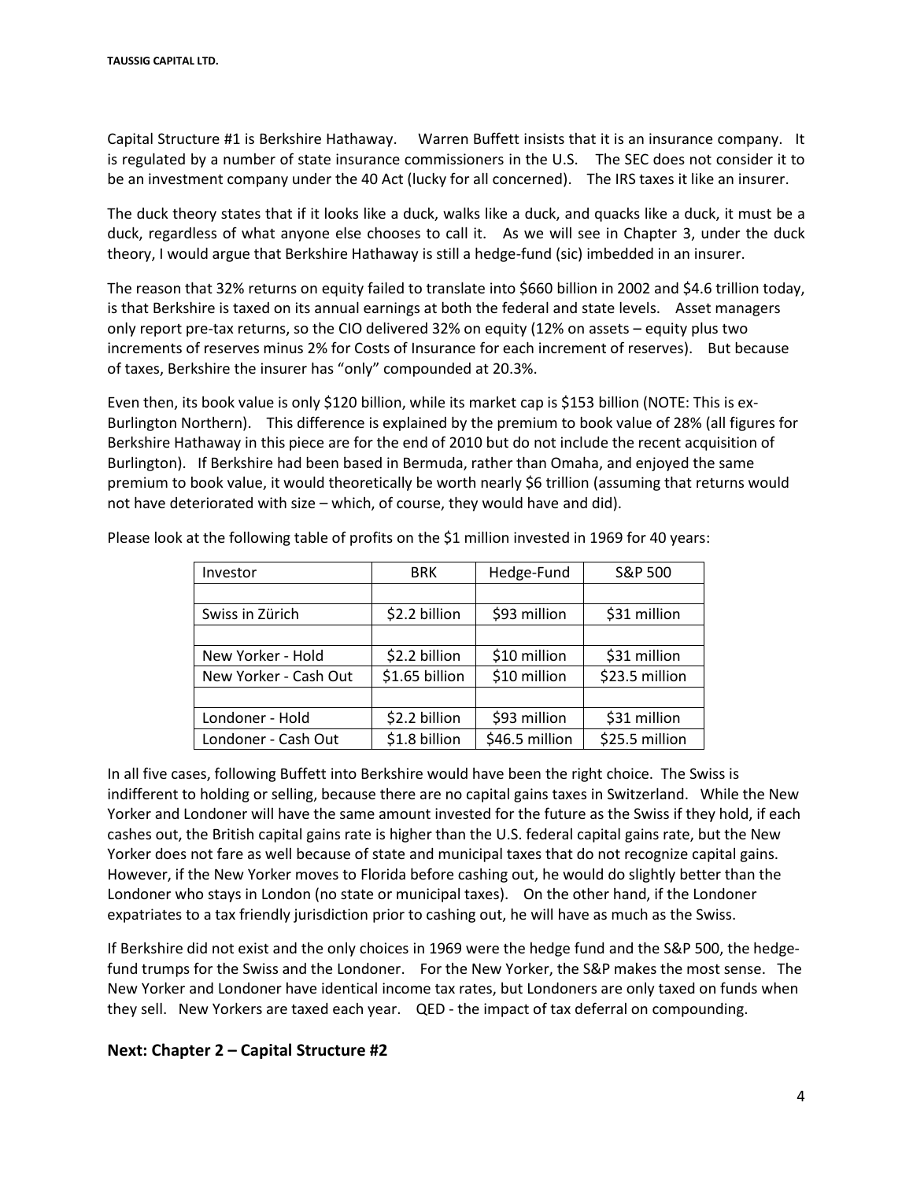Capital Structure #1 is Berkshire Hathaway. Warren Buffett insists that it is an insurance company. It is regulated by a number of state insurance commissioners in the U.S. The SEC does not consider it to be an investment company under the 40 Act (lucky for all concerned). The IRS taxes it like an insurer.

The duck theory states that if it looks like a duck, walks like a duck, and quacks like a duck, it must be a duck, regardless of what anyone else chooses to call it. As we will see in Chapter 3, under the duck theory, I would argue that Berkshire Hathaway is still a hedge-fund (sic) imbedded in an insurer.

The reason that 32% returns on equity failed to translate into $660 billion in 2002 and $4.6 trillion today, is that Berkshire is taxed on its annual earnings at both the federal and state levels. Asset managers only report pre-tax returns, so the CIO delivered 32% on equity (12% on assets – equity plus two increments of reserves minus 2% for Costs of Insurance for each increment of reserves). But because of taxes, Berkshire the insurer has "only" compounded at 20.3%.

Even then, its book value is only $120 billion, while its market cap is $153 billion (NOTE: This is ex-Burlington Northern). This difference is explained by the premium to book value of 28% (all figures for Berkshire Hathaway in this piece are for the end of 2010 but do not include the recent acquisition of Burlington). If Berkshire had been based in Bermuda, rather than Omaha, and enjoyed the same premium to book value, it would theoretically be worth nearly $6 trillion (assuming that returns would not have deteriorated with size – which, of course, they would have and did).

Please look at the following table of profits on the $1 million invested in 1969 for 40 years:

| Investor | BRK | Hedge-Fund | S&P 500 |
|---|---|---|---|
| | | | |
| Swiss in Zürich | $2.2 billion | $93 million | $31 million |
| | | | |
| New Yorker - Hold | $2.2 billion | $10 million | $31 million |
| New Yorker - Cash Out | $1.65 billion | $10 million | $23.5 million |
| | | | |
| Londoner - Hold | $2.2 billion | $93 million | $31 million |
| Londoner - Cash Out | $1.8 billion | $46.5 million | $25.5 million |

In all five cases, following Buffett into Berkshire would have been the right choice. The Swiss is indifferent to holding or selling, because there are no capital gains taxes in Switzerland. While the New Yorker and Londoner will have the same amount invested for the future as the Swiss if they hold, if each cashes out, the British capital gains rate is higher than the U.S. federal capital gains rate, but the New Yorker does not fare as well because of state and municipal taxes that do not recognize capital gains. However, if the New Yorker moves to Florida before cashing out, he would do slightly better than the Londoner who stays in London (no state or municipal taxes). On the other hand, if the Londoner expatriates to a tax friendly jurisdiction prior to cashing out, he will have as much as the Swiss.

If Berkshire did not exist and the only choices in 1969 were the hedge fund and the S&P 500, the hedge-fund trumps for the Swiss and the Londoner. For the New Yorker, the S&P makes the most sense. The New Yorker and Londoner have identical income tax rates, but Londoners are only taxed on funds when they sell. New Yorkers are taxed each year. QED - the impact of tax deferral on compounding.

## Next: Chapter 2 – Capital Structure #2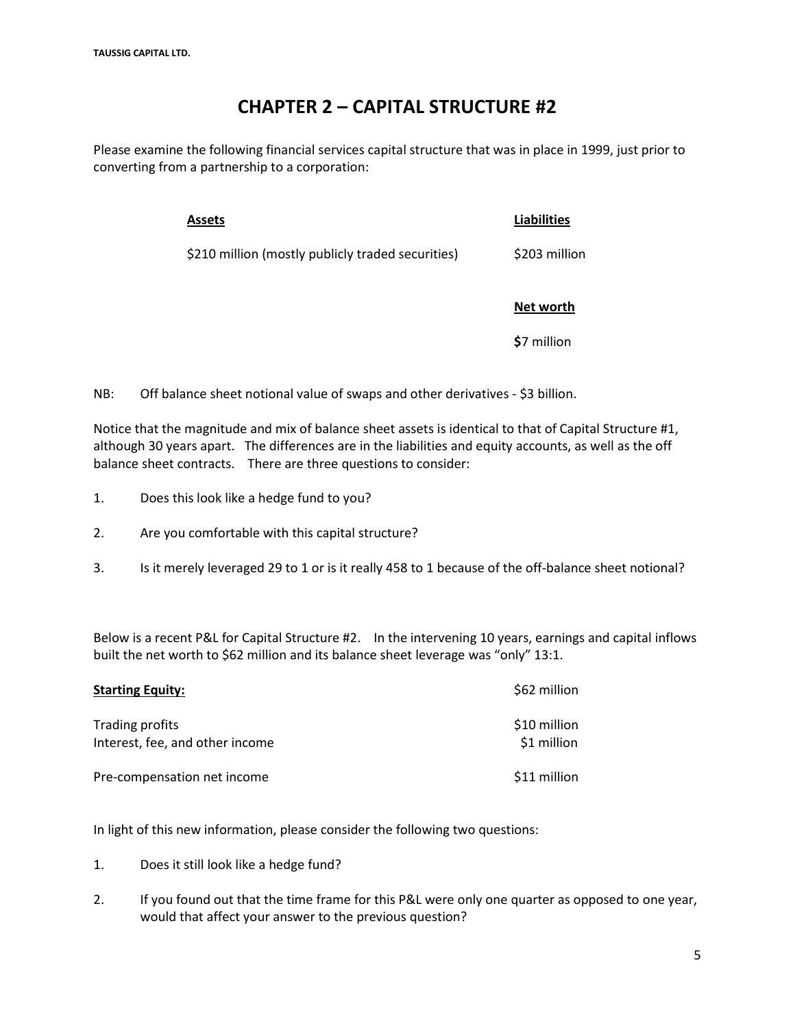# CHAPTER 2 – CAPITAL STRUCTURE #2

Please examine the following financial services capital structure that was in place in 1999, just prior to converting from a partnership to a corporation:

| **Assets** | **Liabilities** |
|---|---|
| $210 million (mostly publicly traded securities) | $203 million |
| | **Net worth** |
| | **$**7 million |

NB: Off balance sheet notional value of swaps and other derivatives - $3 billion.

Notice that the magnitude and mix of balance sheet assets is identical to that of Capital Structure #1, although 30 years apart. The differences are in the liabilities and equity accounts, as well as the off balance sheet contracts. There are three questions to consider:

1. Does this look like a hedge fund to you?
2. Are you comfortable with this capital structure?
3. Is it merely leveraged 29 to 1 or is it really 458 to 1 because of the off-balance sheet notional?

Below is a recent P&L for Capital Structure #2. In the intervening 10 years, earnings and capital inflows built the net worth to $62 million and its balance sheet leverage was "only" 13:1.

| **Starting Equity:** | $62 million |
|---|---|
| Trading profits | $10 million |
| Interest, fee, and other income | $1 million |
| Pre-compensation net income | $11 million |

In light of this new information, please consider the following two questions:

1. Does it still look like a hedge fund?
2. If you found out that the time frame for this P&L were only one quarter as opposed to one year, would that affect your answer to the previous question?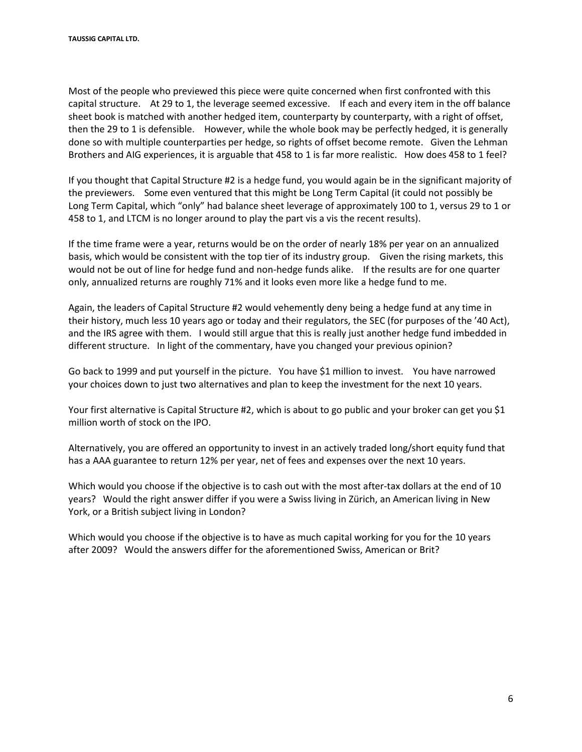Most of the people who previewed this piece were quite concerned when first confronted with this capital structure. At 29 to 1, the leverage seemed excessive. If each and every item in the off balance sheet book is matched with another hedged item, counterparty by counterparty, with a right of offset, then the 29 to 1 is defensible. However, while the whole book may be perfectly hedged, it is generally done so with multiple counterparties per hedge, so rights of offset become remote. Given the Lehman Brothers and AIG experiences, it is arguable that 458 to 1 is far more realistic. How does 458 to 1 feel?

If you thought that Capital Structure #2 is a hedge fund, you would again be in the significant majority of the previewers. Some even ventured that this might be Long Term Capital (it could not possibly be Long Term Capital, which "only" had balance sheet leverage of approximately 100 to 1, versus 29 to 1 or 458 to 1, and LTCM is no longer around to play the part vis a vis the recent results).

If the time frame were a year, returns would be on the order of nearly 18% per year on an annualized basis, which would be consistent with the top tier of its industry group. Given the rising markets, this would not be out of line for hedge fund and non-hedge funds alike. If the results are for one quarter only, annualized returns are roughly 71% and it looks even more like a hedge fund to me.

Again, the leaders of Capital Structure #2 would vehemently deny being a hedge fund at any time in their history, much less 10 years ago or today and their regulators, the SEC (for purposes of the '40 Act), and the IRS agree with them. I would still argue that this is really just another hedge fund imbedded in different structure. In light of the commentary, have you changed your previous opinion?

Go back to 1999 and put yourself in the picture. You have $1 million to invest. You have narrowed your choices down to just two alternatives and plan to keep the investment for the next 10 years.

Your first alternative is Capital Structure #2, which is about to go public and your broker can get you $1 million worth of stock on the IPO.

Alternatively, you are offered an opportunity to invest in an actively traded long/short equity fund that has a AAA guarantee to return 12% per year, net of fees and expenses over the next 10 years.

Which would you choose if the objective is to cash out with the most after-tax dollars at the end of 10 years? Would the right answer differ if you were a Swiss living in Zürich, an American living in New York, or a British subject living in London?

Which would you choose if the objective is to have as much capital working for you for the 10 years after 2009? Would the answers differ for the aforementioned Swiss, American or Brit?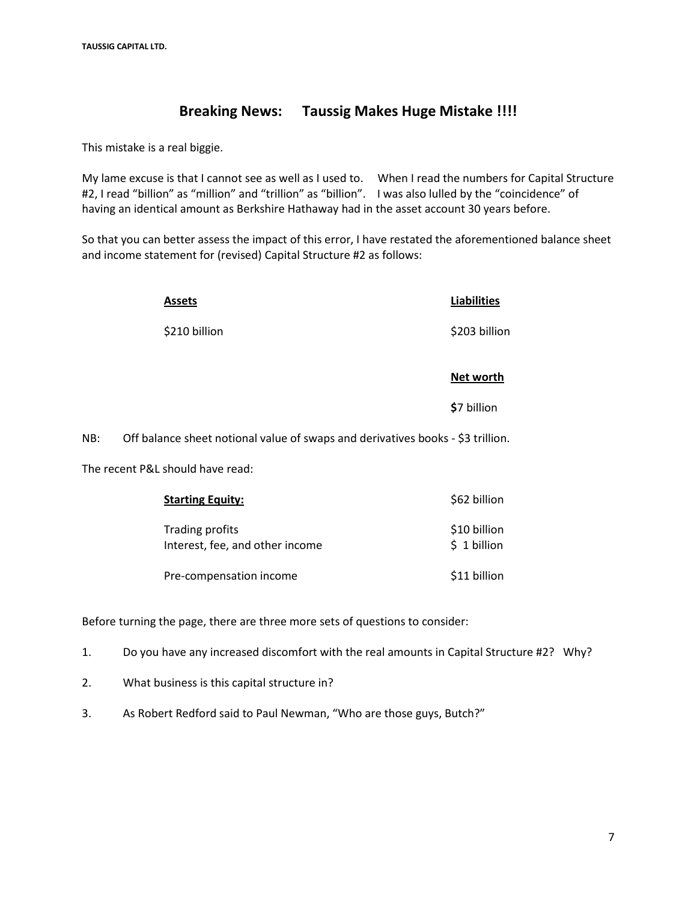## Breaking News: Taussig Makes Huge Mistake !!!!

This mistake is a real biggie.

My lame excuse is that I cannot see as well as I used to. When I read the numbers for Capital Structure #2, I read "billion" as "million" and "trillion" as "billion". I was also lulled by the "coincidence" of having an identical amount as Berkshire Hathaway had in the asset account 30 years before.

So that you can better assess the impact of this error, I have restated the aforementioned balance sheet and income statement for (revised) Capital Structure #2 as follows:

| **Assets** | **Liabilities** |
|---|---|
| $210 billion | $203 billion |
| | **Net worth** |
| | **$**7 billion |

NB: Off balance sheet notional value of swaps and derivatives books - $3 trillion.

The recent P&L should have read:

| **Starting Equity:** | $62 billion |
|---|---|
| Trading profits | $10 billion |
| Interest, fee, and other income | $ 1 billion |
| Pre-compensation income | $11 billion |

Before turning the page, there are three more sets of questions to consider:

1. Do you have any increased discomfort with the real amounts in Capital Structure #2? Why?
2. What business is this capital structure in?
3. As Robert Redford said to Paul Newman, "Who are those guys, Butch?"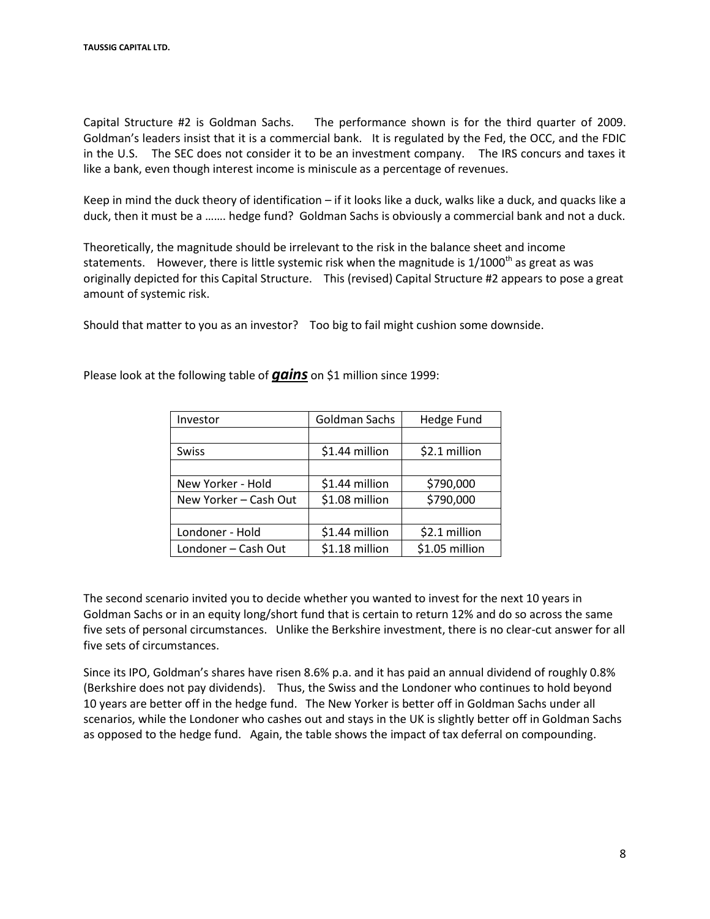Capital Structure #2 is Goldman Sachs. The performance shown is for the third quarter of 2009. Goldman's leaders insist that it is a commercial bank. It is regulated by the Fed, the OCC, and the FDIC in the U.S. The SEC does not consider it to be an investment company. The IRS concurs and taxes it like a bank, even though interest income is miniscule as a percentage of revenues.

Keep in mind the duck theory of identification – if it looks like a duck, walks like a duck, and quacks like a duck, then it must be a ……. hedge fund? Goldman Sachs is obviously a commercial bank and not a duck.

Theoretically, the magnitude should be irrelevant to the risk in the balance sheet and income statements. However, there is little systemic risk when the magnitude is 1/1000th as great as was originally depicted for this Capital Structure. This (revised) Capital Structure #2 appears to pose a great amount of systemic risk.

Should that matter to you as an investor? Too big to fail might cushion some downside.

Please look at the following table of ***gains*** on $1 million since 1999:

| Investor | Goldman Sachs | Hedge Fund |
|---|---|---|
| | | |
| Swiss | $1.44 million | $2.1 million |
| | | |
| New Yorker - Hold | $1.44 million | $790,000 |
| New Yorker – Cash Out | $1.08 million | $790,000 |
| | | |
| Londoner - Hold | $1.44 million | $2.1 million |
| Londoner – Cash Out | $1.18 million | $1.05 million |

The second scenario invited you to decide whether you wanted to invest for the next 10 years in Goldman Sachs or in an equity long/short fund that is certain to return 12% and do so across the same five sets of personal circumstances. Unlike the Berkshire investment, there is no clear-cut answer for all five sets of circumstances.

Since its IPO, Goldman's shares have risen 8.6% p.a. and it has paid an annual dividend of roughly 0.8% (Berkshire does not pay dividends). Thus, the Swiss and the Londoner who continues to hold beyond 10 years are better off in the hedge fund. The New Yorker is better off in Goldman Sachs under all scenarios, while the Londoner who cashes out and stays in the UK is slightly better off in Goldman Sachs as opposed to the hedge fund. Again, the table shows the impact of tax deferral on compounding.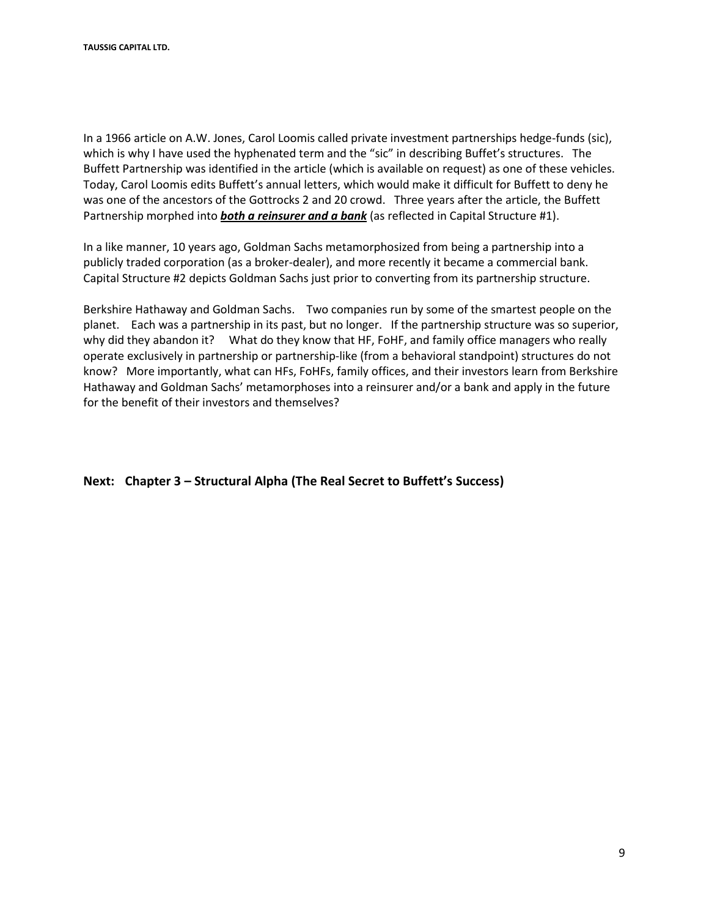In a 1966 article on A.W. Jones, Carol Loomis called private investment partnerships hedge-funds (sic), which is why I have used the hyphenated term and the "sic" in describing Buffet's structures. The Buffett Partnership was identified in the article (which is available on request) as one of these vehicles. Today, Carol Loomis edits Buffett's annual letters, which would make it difficult for Buffett to deny he was one of the ancestors of the Gottrocks 2 and 20 crowd. Three years after the article, the Buffett Partnership morphed into ***both a reinsurer and a bank*** (as reflected in Capital Structure #1).

In a like manner, 10 years ago, Goldman Sachs metamorphosized from being a partnership into a publicly traded corporation (as a broker-dealer), and more recently it became a commercial bank. Capital Structure #2 depicts Goldman Sachs just prior to converting from its partnership structure.

Berkshire Hathaway and Goldman Sachs. Two companies run by some of the smartest people on the planet. Each was a partnership in its past, but no longer. If the partnership structure was so superior, why did they abandon it? What do they know that HF, FoHF, and family office managers who really operate exclusively in partnership or partnership-like (from a behavioral standpoint) structures do not know? More importantly, what can HFs, FoHFs, family offices, and their investors learn from Berkshire Hathaway and Goldman Sachs' metamorphoses into a reinsurer and/or a bank and apply in the future for the benefit of their investors and themselves?

**Next: Chapter 3 – Structural Alpha (The Real Secret to Buffett's Success)**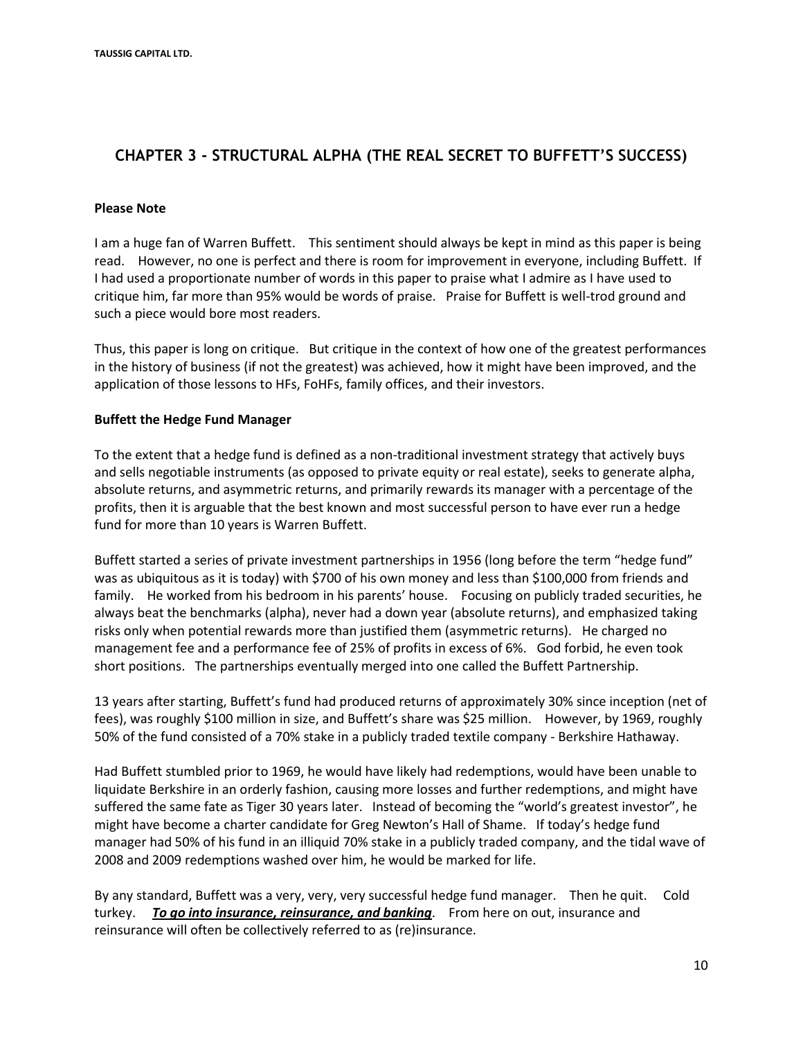## CHAPTER 3 - STRUCTURAL ALPHA (THE REAL SECRET TO BUFFETT'S SUCCESS)

**Please Note**

I am a huge fan of Warren Buffett. This sentiment should always be kept in mind as this paper is being read. However, no one is perfect and there is room for improvement in everyone, including Buffett. If I had used a proportionate number of words in this paper to praise what I admire as I have used to critique him, far more than 95% would be words of praise. Praise for Buffett is well-trod ground and such a piece would bore most readers.

Thus, this paper is long on critique. But critique in the context of how one of the greatest performances in the history of business (if not the greatest) was achieved, how it might have been improved, and the application of those lessons to HFs, FoHFs, family offices, and their investors.

**Buffett the Hedge Fund Manager**

To the extent that a hedge fund is defined as a non-traditional investment strategy that actively buys and sells negotiable instruments (as opposed to private equity or real estate), seeks to generate alpha, absolute returns, and asymmetric returns, and primarily rewards its manager with a percentage of the profits, then it is arguable that the best known and most successful person to have ever run a hedge fund for more than 10 years is Warren Buffett.

Buffett started a series of private investment partnerships in 1956 (long before the term "hedge fund" was as ubiquitous as it is today) with $700 of his own money and less than $100,000 from friends and family. He worked from his bedroom in his parents' house. Focusing on publicly traded securities, he always beat the benchmarks (alpha), never had a down year (absolute returns), and emphasized taking risks only when potential rewards more than justified them (asymmetric returns). He charged no management fee and a performance fee of 25% of profits in excess of 6%. God forbid, he even took short positions. The partnerships eventually merged into one called the Buffett Partnership.

13 years after starting, Buffett's fund had produced returns of approximately 30% since inception (net of fees), was roughly $100 million in size, and Buffett's share was $25 million. However, by 1969, roughly 50% of the fund consisted of a 70% stake in a publicly traded textile company - Berkshire Hathaway.

Had Buffett stumbled prior to 1969, he would have likely had redemptions, would have been unable to liquidate Berkshire in an orderly fashion, causing more losses and further redemptions, and might have suffered the same fate as Tiger 30 years later. Instead of becoming the "world's greatest investor", he might have become a charter candidate for Greg Newton's Hall of Shame. If today's hedge fund manager had 50% of his fund in an illiquid 70% stake in a publicly traded company, and the tidal wave of 2008 and 2009 redemptions washed over him, he would be marked for life.

By any standard, Buffett was a very, very, very successful hedge fund manager. Then he quit. Cold turkey. ***<u>To go into insurance, reinsurance, and banking</u>***. From here on out, insurance and reinsurance will often be collectively referred to as (re)insurance.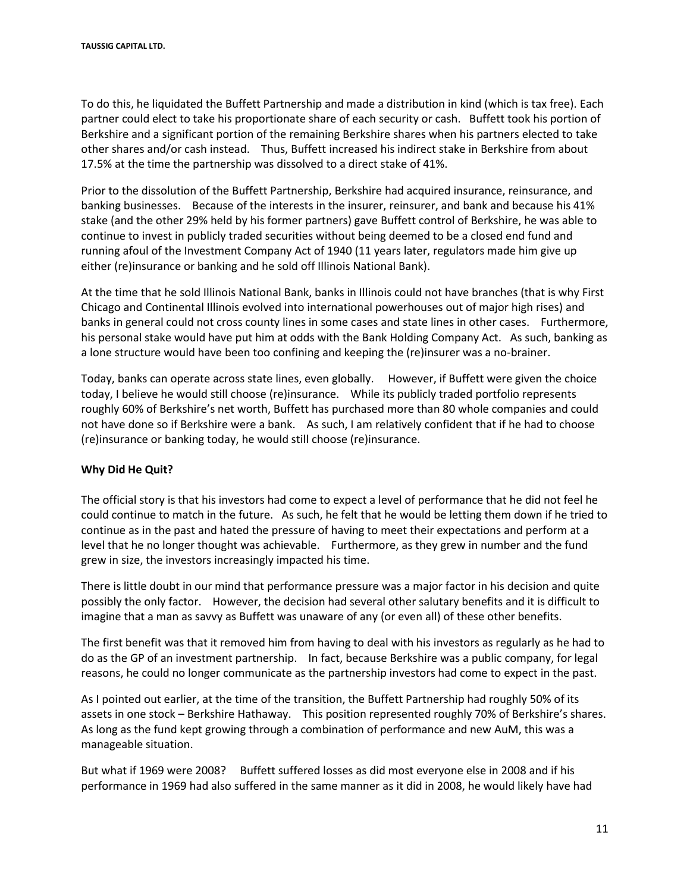To do this, he liquidated the Buffett Partnership and made a distribution in kind (which is tax free). Each partner could elect to take his proportionate share of each security or cash. Buffett took his portion of Berkshire and a significant portion of the remaining Berkshire shares when his partners elected to take other shares and/or cash instead. Thus, Buffett increased his indirect stake in Berkshire from about 17.5% at the time the partnership was dissolved to a direct stake of 41%.

Prior to the dissolution of the Buffett Partnership, Berkshire had acquired insurance, reinsurance, and banking businesses. Because of the interests in the insurer, reinsurer, and bank and because his 41% stake (and the other 29% held by his former partners) gave Buffett control of Berkshire, he was able to continue to invest in publicly traded securities without being deemed to be a closed end fund and running afoul of the Investment Company Act of 1940 (11 years later, regulators made him give up either (re)insurance or banking and he sold off Illinois National Bank).

At the time that he sold Illinois National Bank, banks in Illinois could not have branches (that is why First Chicago and Continental Illinois evolved into international powerhouses out of major high rises) and banks in general could not cross county lines in some cases and state lines in other cases. Furthermore, his personal stake would have put him at odds with the Bank Holding Company Act. As such, banking as a lone structure would have been too confining and keeping the (re)insurer was a no-brainer.

Today, banks can operate across state lines, even globally. However, if Buffett were given the choice today, I believe he would still choose (re)insurance. While its publicly traded portfolio represents roughly 60% of Berkshire's net worth, Buffett has purchased more than 80 whole companies and could not have done so if Berkshire were a bank. As such, I am relatively confident that if he had to choose (re)insurance or banking today, he would still choose (re)insurance.

**Why Did He Quit?**

The official story is that his investors had come to expect a level of performance that he did not feel he could continue to match in the future. As such, he felt that he would be letting them down if he tried to continue as in the past and hated the pressure of having to meet their expectations and perform at a level that he no longer thought was achievable. Furthermore, as they grew in number and the fund grew in size, the investors increasingly impacted his time.

There is little doubt in our mind that performance pressure was a major factor in his decision and quite possibly the only factor. However, the decision had several other salutary benefits and it is difficult to imagine that a man as savvy as Buffett was unaware of any (or even all) of these other benefits.

The first benefit was that it removed him from having to deal with his investors as regularly as he had to do as the GP of an investment partnership. In fact, because Berkshire was a public company, for legal reasons, he could no longer communicate as the partnership investors had come to expect in the past.

As I pointed out earlier, at the time of the transition, the Buffett Partnership had roughly 50% of its assets in one stock – Berkshire Hathaway. This position represented roughly 70% of Berkshire's shares. As long as the fund kept growing through a combination of performance and new AuM, this was a manageable situation.

But what if 1969 were 2008? Buffett suffered losses as did most everyone else in 2008 and if his performance in 1969 had also suffered in the same manner as it did in 2008, he would likely have had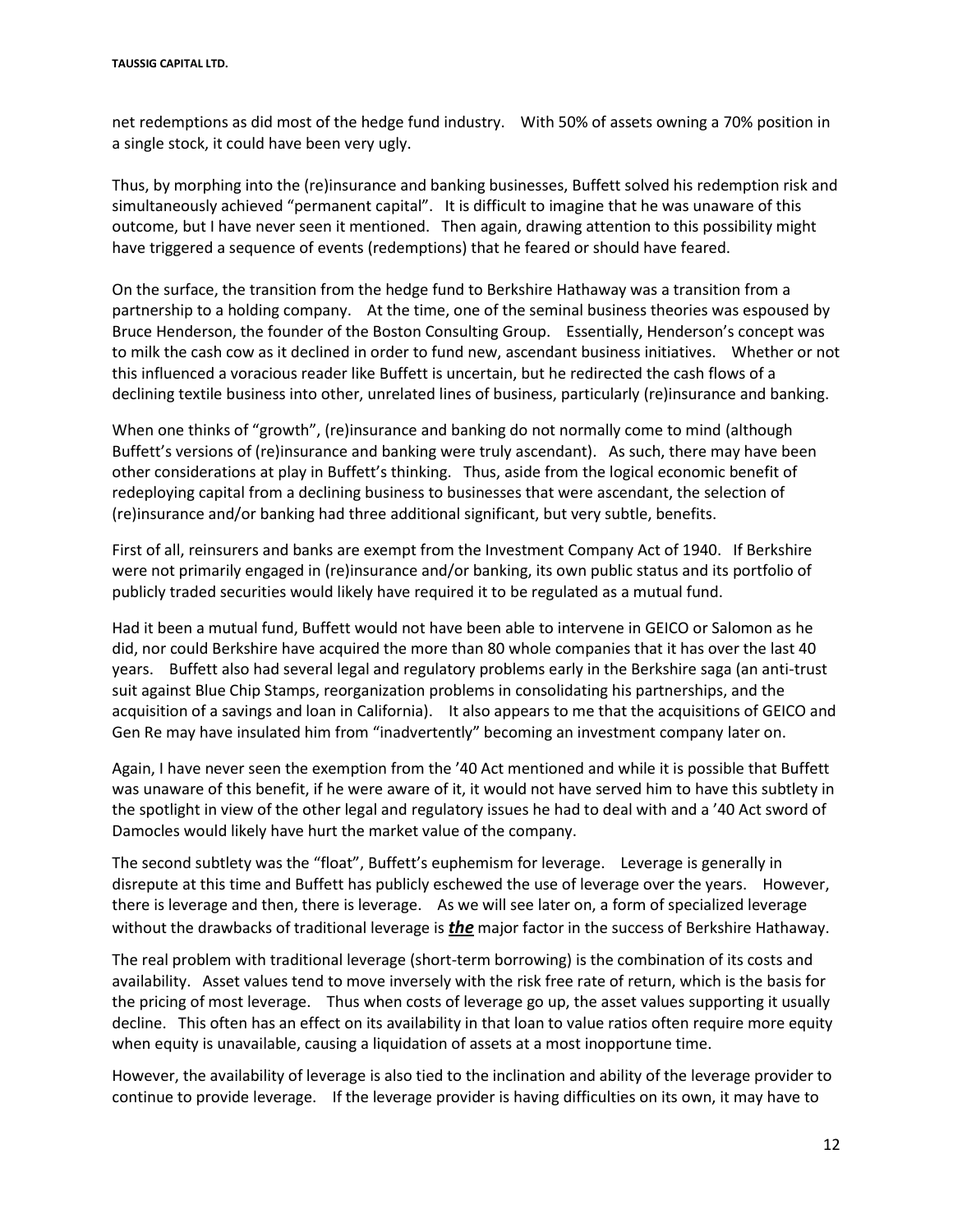net redemptions as did most of the hedge fund industry. With 50% of assets owning a 70% position in a single stock, it could have been very ugly.

Thus, by morphing into the (re)insurance and banking businesses, Buffett solved his redemption risk and simultaneously achieved "permanent capital". It is difficult to imagine that he was unaware of this outcome, but I have never seen it mentioned. Then again, drawing attention to this possibility might have triggered a sequence of events (redemptions) that he feared or should have feared.

On the surface, the transition from the hedge fund to Berkshire Hathaway was a transition from a partnership to a holding company. At the time, one of the seminal business theories was espoused by Bruce Henderson, the founder of the Boston Consulting Group. Essentially, Henderson's concept was to milk the cash cow as it declined in order to fund new, ascendant business initiatives. Whether or not this influenced a voracious reader like Buffett is uncertain, but he redirected the cash flows of a declining textile business into other, unrelated lines of business, particularly (re)insurance and banking.

When one thinks of "growth", (re)insurance and banking do not normally come to mind (although Buffett's versions of (re)insurance and banking were truly ascendant). As such, there may have been other considerations at play in Buffett's thinking. Thus, aside from the logical economic benefit of redeploying capital from a declining business to businesses that were ascendant, the selection of (re)insurance and/or banking had three additional significant, but very subtle, benefits.

First of all, reinsurers and banks are exempt from the Investment Company Act of 1940. If Berkshire were not primarily engaged in (re)insurance and/or banking, its own public status and its portfolio of publicly traded securities would likely have required it to be regulated as a mutual fund.

Had it been a mutual fund, Buffett would not have been able to intervene in GEICO or Salomon as he did, nor could Berkshire have acquired the more than 80 whole companies that it has over the last 40 years. Buffett also had several legal and regulatory problems early in the Berkshire saga (an anti-trust suit against Blue Chip Stamps, reorganization problems in consolidating his partnerships, and the acquisition of a savings and loan in California). It also appears to me that the acquisitions of GEICO and Gen Re may have insulated him from "inadvertently" becoming an investment company later on.

Again, I have never seen the exemption from the '40 Act mentioned and while it is possible that Buffett was unaware of this benefit, if he were aware of it, it would not have served him to have this subtlety in the spotlight in view of the other legal and regulatory issues he had to deal with and a '40 Act sword of Damocles would likely have hurt the market value of the company.

The second subtlety was the "float", Buffett's euphemism for leverage. Leverage is generally in disrepute at this time and Buffett has publicly eschewed the use of leverage over the years. However, there is leverage and then, there is leverage. As we will see later on, a form of specialized leverage without the drawbacks of traditional leverage is ***the*** major factor in the success of Berkshire Hathaway.

The real problem with traditional leverage (short-term borrowing) is the combination of its costs and availability. Asset values tend to move inversely with the risk free rate of return, which is the basis for the pricing of most leverage. Thus when costs of leverage go up, the asset values supporting it usually decline. This often has an effect on its availability in that loan to value ratios often require more equity when equity is unavailable, causing a liquidation of assets at a most inopportune time.

However, the availability of leverage is also tied to the inclination and ability of the leverage provider to continue to provide leverage. If the leverage provider is having difficulties on its own, it may have to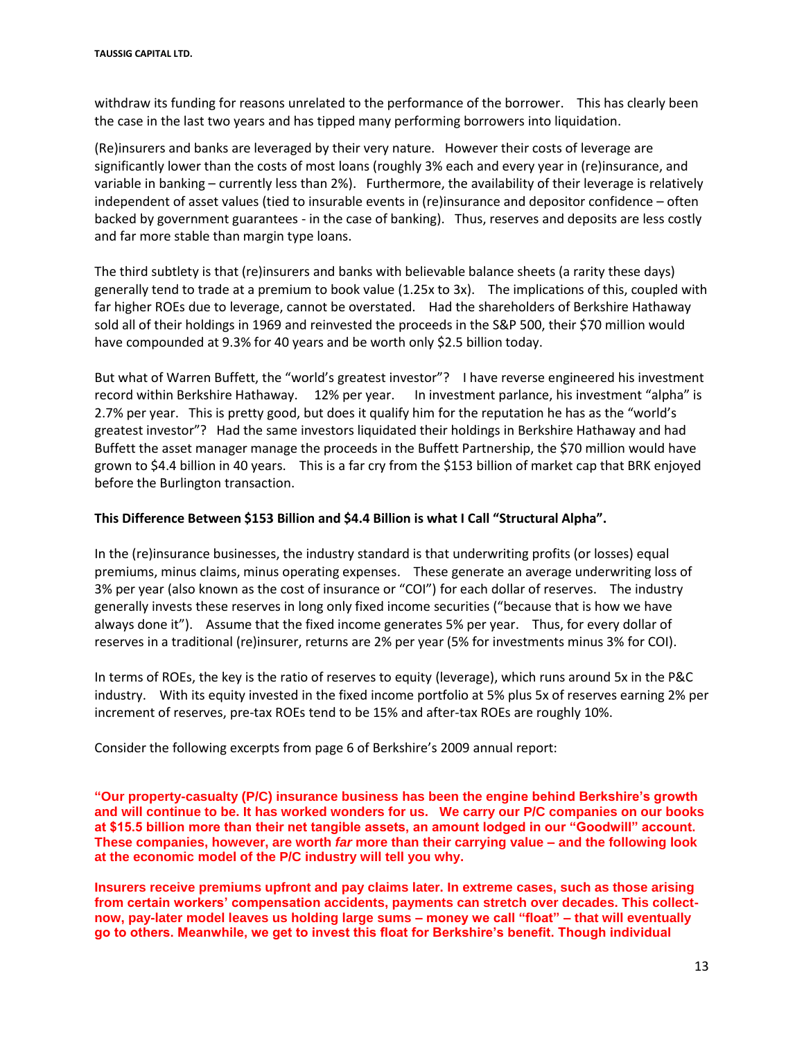withdraw its funding for reasons unrelated to the performance of the borrower. This has clearly been the case in the last two years and has tipped many performing borrowers into liquidation.

(Re)insurers and banks are leveraged by their very nature. However their costs of leverage are significantly lower than the costs of most loans (roughly 3% each and every year in (re)insurance, and variable in banking – currently less than 2%). Furthermore, the availability of their leverage is relatively independent of asset values (tied to insurable events in (re)insurance and depositor confidence – often backed by government guarantees - in the case of banking). Thus, reserves and deposits are less costly and far more stable than margin type loans.

The third subtlety is that (re)insurers and banks with believable balance sheets (a rarity these days) generally tend to trade at a premium to book value (1.25x to 3x). The implications of this, coupled with far higher ROEs due to leverage, cannot be overstated. Had the shareholders of Berkshire Hathaway sold all of their holdings in 1969 and reinvested the proceeds in the S&P 500, their $70 million would have compounded at 9.3% for 40 years and be worth only $2.5 billion today.

But what of Warren Buffett, the "world's greatest investor"? I have reverse engineered his investment record within Berkshire Hathaway. 12% per year. In investment parlance, his investment "alpha" is 2.7% per year. This is pretty good, but does it qualify him for the reputation he has as the "world's greatest investor"? Had the same investors liquidated their holdings in Berkshire Hathaway and had Buffett the asset manager manage the proceeds in the Buffett Partnership, the $70 million would have grown to $4.4 billion in 40 years. This is a far cry from the $153 billion of market cap that BRK enjoyed before the Burlington transaction.

**This Difference Between $153 Billion and $4.4 Billion is what I Call "Structural Alpha".**

In the (re)insurance businesses, the industry standard is that underwriting profits (or losses) equal premiums, minus claims, minus operating expenses. These generate an average underwriting loss of 3% per year (also known as the cost of insurance or "COI") for each dollar of reserves. The industry generally invests these reserves in long only fixed income securities ("because that is how we have always done it"). Assume that the fixed income generates 5% per year. Thus, for every dollar of reserves in a traditional (re)insurer, returns are 2% per year (5% for investments minus 3% for COI).

In terms of ROEs, the key is the ratio of reserves to equity (leverage), which runs around 5x in the P&C industry. With its equity invested in the fixed income portfolio at 5% plus 5x of reserves earning 2% per increment of reserves, pre-tax ROEs tend to be 15% and after-tax ROEs are roughly 10%.

Consider the following excerpts from page 6 of Berkshire's 2009 annual report:

**"Our property-casualty (P/C) insurance business has been the engine behind Berkshire's growth and will continue to be. It has worked wonders for us. We carry our P/C companies on our books at $15.5 billion more than their net tangible assets, an amount lodged in our "Goodwill" account. These companies, however, are worth *far* more than their carrying value – and the following look at the economic model of the P/C industry will tell you why.**

**Insurers receive premiums upfront and pay claims later. In extreme cases, such as those arising from certain workers' compensation accidents, payments can stretch over decades. This collect-now, pay-later model leaves us holding large sums – money we call "float" – that will eventually go to others. Meanwhile, we get to invest this float for Berkshire's benefit. Though individual**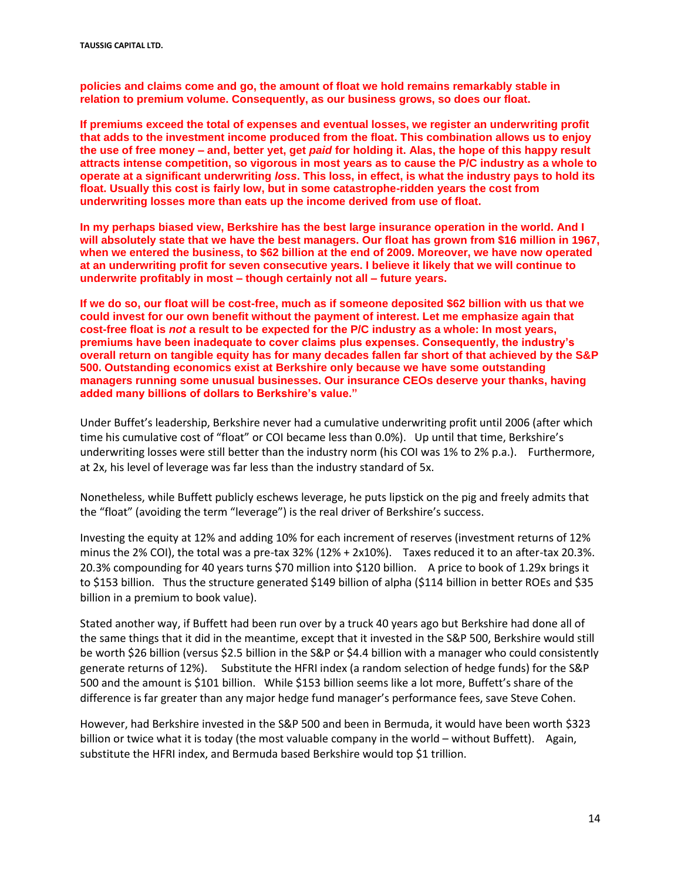**policies and claims come and go, the amount of float we hold remains remarkably stable in relation to premium volume. Consequently, as our business grows, so does our float.**

**If premiums exceed the total of expenses and eventual losses, we register an underwriting profit that adds to the investment income produced from the float. This combination allows us to enjoy the use of free money – and, better yet, get *paid* for holding it. Alas, the hope of this happy result attracts intense competition, so vigorous in most years as to cause the P/C industry as a whole to operate at a significant underwriting *loss*. This loss, in effect, is what the industry pays to hold its float. Usually this cost is fairly low, but in some catastrophe-ridden years the cost from underwriting losses more than eats up the income derived from use of float.**

**In my perhaps biased view, Berkshire has the best large insurance operation in the world. And I will absolutely state that we have the best managers. Our float has grown from $16 million in 1967, when we entered the business, to $62 billion at the end of 2009. Moreover, we have now operated at an underwriting profit for seven consecutive years. I believe it likely that we will continue to underwrite profitably in most – though certainly not all – future years.**

**If we do so, our float will be cost-free, much as if someone deposited $62 billion with us that we could invest for our own benefit without the payment of interest. Let me emphasize again that cost-free float is *not* a result to be expected for the P/C industry as a whole: In most years, premiums have been inadequate to cover claims plus expenses. Consequently, the industry's overall return on tangible equity has for many decades fallen far short of that achieved by the S&P 500. Outstanding economics exist at Berkshire only because we have some outstanding managers running some unusual businesses. Our insurance CEOs deserve your thanks, having added many billions of dollars to Berkshire's value."**

Under Buffet's leadership, Berkshire never had a cumulative underwriting profit until 2006 (after which time his cumulative cost of "float" or COI became less than 0.0%). Up until that time, Berkshire's underwriting losses were still better than the industry norm (his COI was 1% to 2% p.a.). Furthermore, at 2x, his level of leverage was far less than the industry standard of 5x.

Nonetheless, while Buffett publicly eschews leverage, he puts lipstick on the pig and freely admits that the "float" (avoiding the term "leverage") is the real driver of Berkshire's success.

Investing the equity at 12% and adding 10% for each increment of reserves (investment returns of 12% minus the 2% COI), the total was a pre-tax 32% (12% + 2x10%). Taxes reduced it to an after-tax 20.3%. 20.3% compounding for 40 years turns $70 million into $120 billion. A price to book of 1.29x brings it to $153 billion. Thus the structure generated $149 billion of alpha ($114 billion in better ROEs and $35 billion in a premium to book value).

Stated another way, if Buffett had been run over by a truck 40 years ago but Berkshire had done all of the same things that it did in the meantime, except that it invested in the S&P 500, Berkshire would still be worth $26 billion (versus $2.5 billion in the S&P or $4.4 billion with a manager who could consistently generate returns of 12%). Substitute the HFRI index (a random selection of hedge funds) for the S&P 500 and the amount is $101 billion. While $153 billion seems like a lot more, Buffett's share of the difference is far greater than any major hedge fund manager's performance fees, save Steve Cohen.

However, had Berkshire invested in the S&P 500 and been in Bermuda, it would have been worth $323 billion or twice what it is today (the most valuable company in the world – without Buffett). Again, substitute the HFRI index, and Bermuda based Berkshire would top $1 trillion.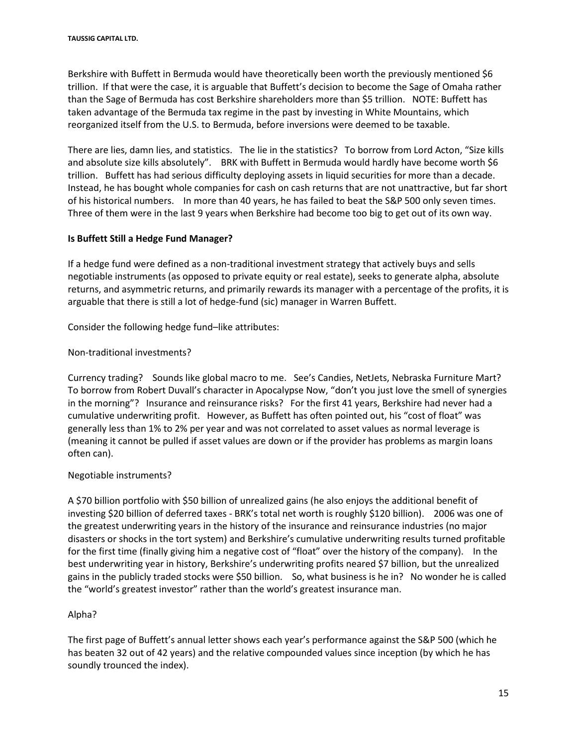Berkshire with Buffett in Bermuda would have theoretically been worth the previously mentioned $6 trillion. If that were the case, it is arguable that Buffett's decision to become the Sage of Omaha rather than the Sage of Bermuda has cost Berkshire shareholders more than $5 trillion. NOTE: Buffett has taken advantage of the Bermuda tax regime in the past by investing in White Mountains, which reorganized itself from the U.S. to Bermuda, before inversions were deemed to be taxable.

There are lies, damn lies, and statistics. The lie in the statistics? To borrow from Lord Acton, "Size kills and absolute size kills absolutely". BRK with Buffett in Bermuda would hardly have become worth $6 trillion. Buffett has had serious difficulty deploying assets in liquid securities for more than a decade. Instead, he has bought whole companies for cash on cash returns that are not unattractive, but far short of his historical numbers. In more than 40 years, he has failed to beat the S&P 500 only seven times. Three of them were in the last 9 years when Berkshire had become too big to get out of its own way.

**Is Buffett Still a Hedge Fund Manager?**

If a hedge fund were defined as a non-traditional investment strategy that actively buys and sells negotiable instruments (as opposed to private equity or real estate), seeks to generate alpha, absolute returns, and asymmetric returns, and primarily rewards its manager with a percentage of the profits, it is arguable that there is still a lot of hedge-fund (sic) manager in Warren Buffett.

Consider the following hedge fund–like attributes:

Non-traditional investments?

Currency trading? Sounds like global macro to me. See's Candies, NetJets, Nebraska Furniture Mart? To borrow from Robert Duvall's character in Apocalypse Now, "don't you just love the smell of synergies in the morning"? Insurance and reinsurance risks? For the first 41 years, Berkshire had never had a cumulative underwriting profit. However, as Buffett has often pointed out, his "cost of float" was generally less than 1% to 2% per year and was not correlated to asset values as normal leverage is (meaning it cannot be pulled if asset values are down or if the provider has problems as margin loans often can).

Negotiable instruments?

A $70 billion portfolio with $50 billion of unrealized gains (he also enjoys the additional benefit of investing $20 billion of deferred taxes - BRK's total net worth is roughly $120 billion). 2006 was one of the greatest underwriting years in the history of the insurance and reinsurance industries (no major disasters or shocks in the tort system) and Berkshire's cumulative underwriting results turned profitable for the first time (finally giving him a negative cost of "float" over the history of the company). In the best underwriting year in history, Berkshire's underwriting profits neared $7 billion, but the unrealized gains in the publicly traded stocks were $50 billion. So, what business is he in? No wonder he is called the "world's greatest investor" rather than the world's greatest insurance man.

Alpha?

The first page of Buffett's annual letter shows each year's performance against the S&P 500 (which he has beaten 32 out of 42 years) and the relative compounded values since inception (by which he has soundly trounced the index).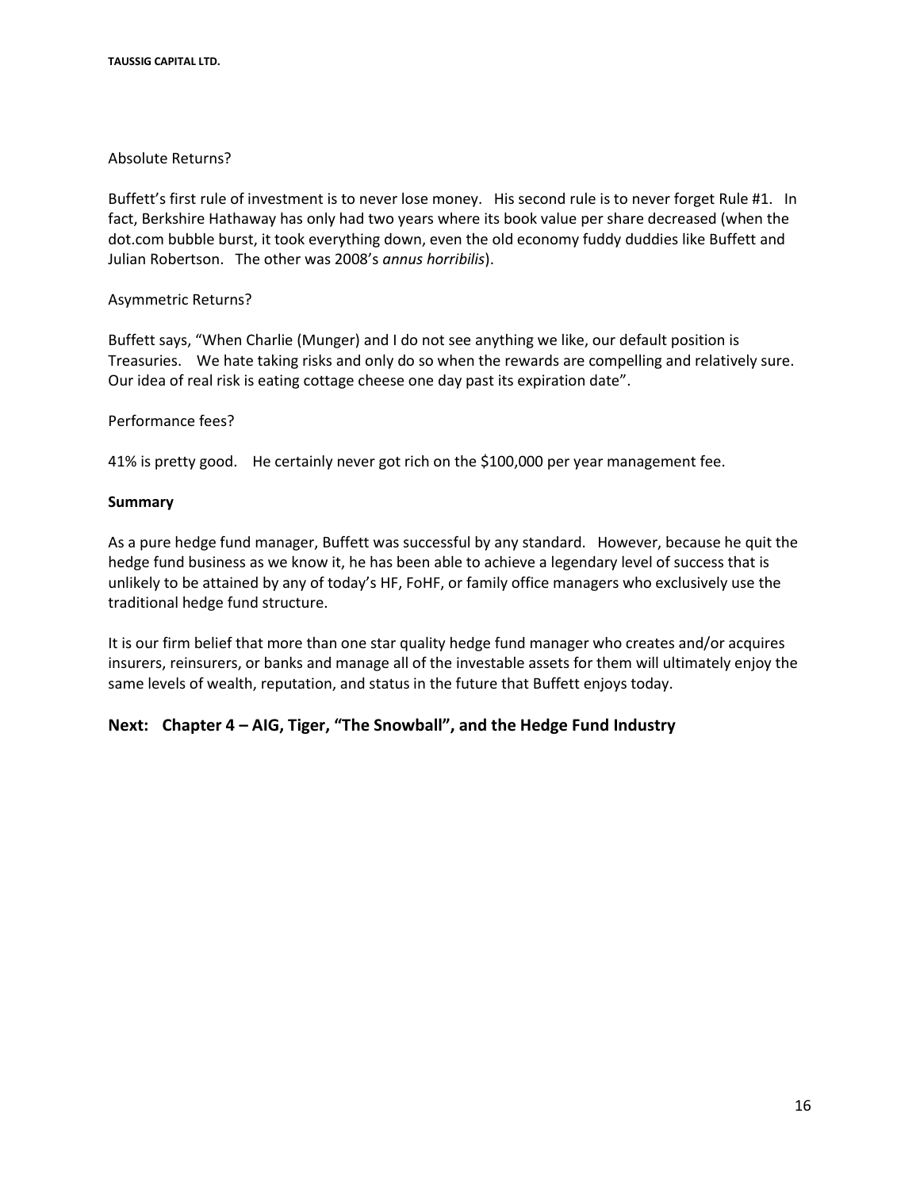Absolute Returns?

Buffett's first rule of investment is to never lose money. His second rule is to never forget Rule #1. In fact, Berkshire Hathaway has only had two years where its book value per share decreased (when the dot.com bubble burst, it took everything down, even the old economy fuddy duddies like Buffett and Julian Robertson. The other was 2008's *annus horribilis*).

Asymmetric Returns?

Buffett says, "When Charlie (Munger) and I do not see anything we like, our default position is Treasuries. We hate taking risks and only do so when the rewards are compelling and relatively sure. Our idea of real risk is eating cottage cheese one day past its expiration date".

Performance fees?

41% is pretty good. He certainly never got rich on the $100,000 per year management fee.

**Summary**

As a pure hedge fund manager, Buffett was successful by any standard. However, because he quit the hedge fund business as we know it, he has been able to achieve a legendary level of success that is unlikely to be attained by any of today's HF, FoHF, or family office managers who exclusively use the traditional hedge fund structure.

It is our firm belief that more than one star quality hedge fund manager who creates and/or acquires insurers, reinsurers, or banks and manage all of the investable assets for them will ultimately enjoy the same levels of wealth, reputation, and status in the future that Buffett enjoys today.

## Next: Chapter 4 – AIG, Tiger, "The Snowball", and the Hedge Fund Industry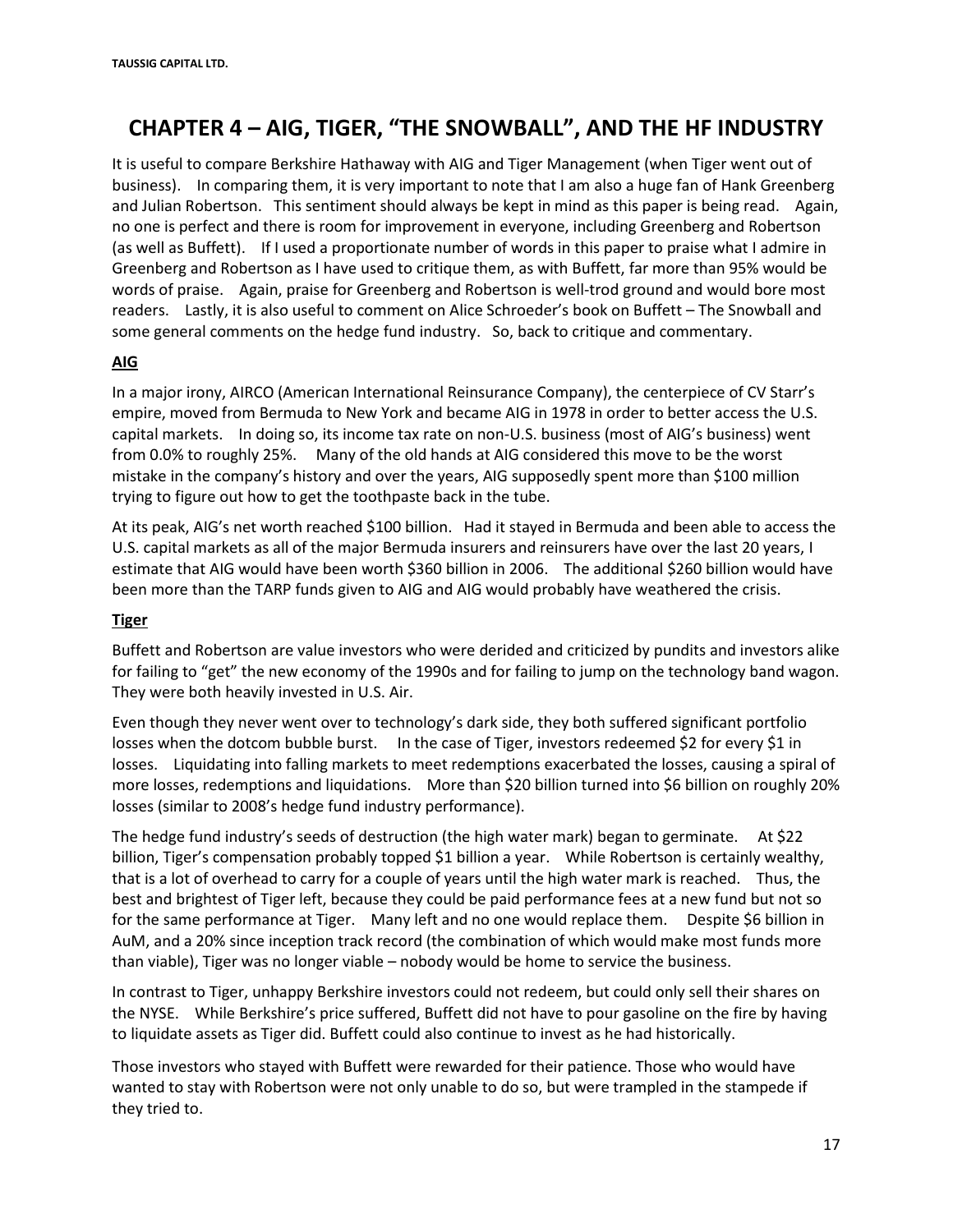# CHAPTER 4 – AIG, TIGER, "THE SNOWBALL", AND THE HF INDUSTRY

It is useful to compare Berkshire Hathaway with AIG and Tiger Management (when Tiger went out of business). In comparing them, it is very important to note that I am also a huge fan of Hank Greenberg and Julian Robertson. This sentiment should always be kept in mind as this paper is being read. Again, no one is perfect and there is room for improvement in everyone, including Greenberg and Robertson (as well as Buffett). If I used a proportionate number of words in this paper to praise what I admire in Greenberg and Robertson as I have used to critique them, as with Buffett, far more than 95% would be words of praise. Again, praise for Greenberg and Robertson is well-trod ground and would bore most readers. Lastly, it is also useful to comment on Alice Schroeder's book on Buffett – The Snowball and some general comments on the hedge fund industry. So, back to critique and commentary.

## AIG

In a major irony, AIRCO (American International Reinsurance Company), the centerpiece of CV Starr's empire, moved from Bermuda to New York and became AIG in 1978 in order to better access the U.S. capital markets. In doing so, its income tax rate on non-U.S. business (most of AIG's business) went from 0.0% to roughly 25%. Many of the old hands at AIG considered this move to be the worst mistake in the company's history and over the years, AIG supposedly spent more than $100 million trying to figure out how to get the toothpaste back in the tube.

At its peak, AIG's net worth reached $100 billion. Had it stayed in Bermuda and been able to access the U.S. capital markets as all of the major Bermuda insurers and reinsurers have over the last 20 years, I estimate that AIG would have been worth $360 billion in 2006. The additional $260 billion would have been more than the TARP funds given to AIG and AIG would probably have weathered the crisis.

## Tiger

Buffett and Robertson are value investors who were derided and criticized by pundits and investors alike for failing to "get" the new economy of the 1990s and for failing to jump on the technology band wagon. They were both heavily invested in U.S. Air.

Even though they never went over to technology's dark side, they both suffered significant portfolio losses when the dotcom bubble burst. In the case of Tiger, investors redeemed $2 for every $1 in losses. Liquidating into falling markets to meet redemptions exacerbated the losses, causing a spiral of more losses, redemptions and liquidations. More than $20 billion turned into $6 billion on roughly 20% losses (similar to 2008's hedge fund industry performance).

The hedge fund industry's seeds of destruction (the high water mark) began to germinate. At $22 billion, Tiger's compensation probably topped $1 billion a year. While Robertson is certainly wealthy, that is a lot of overhead to carry for a couple of years until the high water mark is reached. Thus, the best and brightest of Tiger left, because they could be paid performance fees at a new fund but not so for the same performance at Tiger. Many left and no one would replace them. Despite $6 billion in AuM, and a 20% since inception track record (the combination of which would make most funds more than viable), Tiger was no longer viable – nobody would be home to service the business.

In contrast to Tiger, unhappy Berkshire investors could not redeem, but could only sell their shares on the NYSE. While Berkshire's price suffered, Buffett did not have to pour gasoline on the fire by having to liquidate assets as Tiger did. Buffett could also continue to invest as he had historically.

Those investors who stayed with Buffett were rewarded for their patience. Those who would have wanted to stay with Robertson were not only unable to do so, but were trampled in the stampede if they tried to.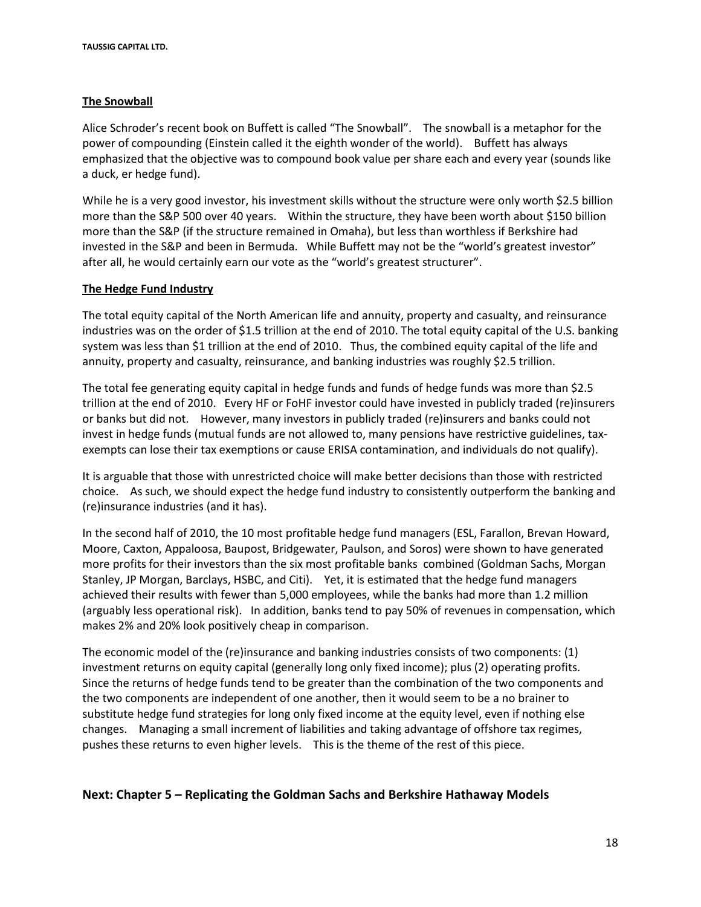**The Snowball**

Alice Schroder's recent book on Buffett is called "The Snowball". The snowball is a metaphor for the power of compounding (Einstein called it the eighth wonder of the world). Buffett has always emphasized that the objective was to compound book value per share each and every year (sounds like a duck, er hedge fund).

While he is a very good investor, his investment skills without the structure were only worth $2.5 billion more than the S&P 500 over 40 years. Within the structure, they have been worth about $150 billion more than the S&P (if the structure remained in Omaha), but less than worthless if Berkshire had invested in the S&P and been in Bermuda. While Buffett may not be the "world's greatest investor" after all, he would certainly earn our vote as the "world's greatest structurer".

**The Hedge Fund Industry**

The total equity capital of the North American life and annuity, property and casualty, and reinsurance industries was on the order of $1.5 trillion at the end of 2010. The total equity capital of the U.S. banking system was less than $1 trillion at the end of 2010. Thus, the combined equity capital of the life and annuity, property and casualty, reinsurance, and banking industries was roughly $2.5 trillion.

The total fee generating equity capital in hedge funds and funds of hedge funds was more than $2.5 trillion at the end of 2010. Every HF or FoHF investor could have invested in publicly traded (re)insurers or banks but did not. However, many investors in publicly traded (re)insurers and banks could not invest in hedge funds (mutual funds are not allowed to, many pensions have restrictive guidelines, tax-exempts can lose their tax exemptions or cause ERISA contamination, and individuals do not qualify).

It is arguable that those with unrestricted choice will make better decisions than those with restricted choice. As such, we should expect the hedge fund industry to consistently outperform the banking and (re)insurance industries (and it has).

In the second half of 2010, the 10 most profitable hedge fund managers (ESL, Farallon, Brevan Howard, Moore, Caxton, Appaloosa, Baupost, Bridgewater, Paulson, and Soros) were shown to have generated more profits for their investors than the six most profitable banks combined (Goldman Sachs, Morgan Stanley, JP Morgan, Barclays, HSBC, and Citi). Yet, it is estimated that the hedge fund managers achieved their results with fewer than 5,000 employees, while the banks had more than 1.2 million (arguably less operational risk). In addition, banks tend to pay 50% of revenues in compensation, which makes 2% and 20% look positively cheap in comparison.

The economic model of the (re)insurance and banking industries consists of two components: (1) investment returns on equity capital (generally long only fixed income); plus (2) operating profits. Since the returns of hedge funds tend to be greater than the combination of the two components and the two components are independent of one another, then it would seem to be a no brainer to substitute hedge fund strategies for long only fixed income at the equity level, even if nothing else changes. Managing a small increment of liabilities and taking advantage of offshore tax regimes, pushes these returns to even higher levels. This is the theme of the rest of this piece.

## Next: Chapter 5 – Replicating the Goldman Sachs and Berkshire Hathaway Models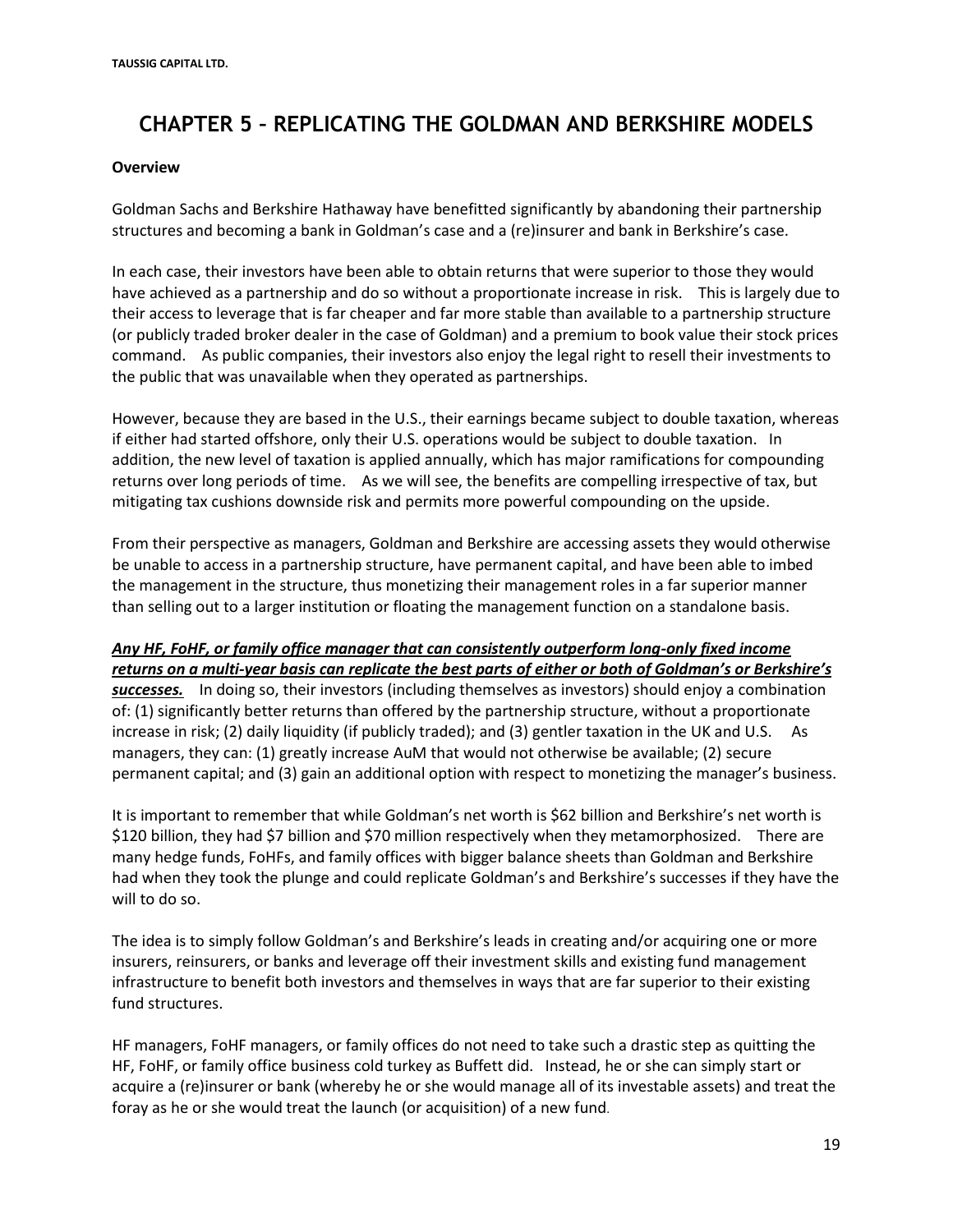# CHAPTER 5 – REPLICATING THE GOLDMAN AND BERKSHIRE MODELS

**Overview**

Goldman Sachs and Berkshire Hathaway have benefitted significantly by abandoning their partnership structures and becoming a bank in Goldman's case and a (re)insurer and bank in Berkshire's case.

In each case, their investors have been able to obtain returns that were superior to those they would have achieved as a partnership and do so without a proportionate increase in risk. This is largely due to their access to leverage that is far cheaper and far more stable than available to a partnership structure (or publicly traded broker dealer in the case of Goldman) and a premium to book value their stock prices command. As public companies, their investors also enjoy the legal right to resell their investments to the public that was unavailable when they operated as partnerships.

However, because they are based in the U.S., their earnings became subject to double taxation, whereas if either had started offshore, only their U.S. operations would be subject to double taxation. In addition, the new level of taxation is applied annually, which has major ramifications for compounding returns over long periods of time. As we will see, the benefits are compelling irrespective of tax, but mitigating tax cushions downside risk and permits more powerful compounding on the upside.

From their perspective as managers, Goldman and Berkshire are accessing assets they would otherwise be unable to access in a partnership structure, have permanent capital, and have been able to imbed the management in the structure, thus monetizing their management roles in a far superior manner than selling out to a larger institution or floating the management function on a standalone basis.

***Any HF, FoHF, or family office manager that can consistently outperform long-only fixed income returns on a multi-year basis can replicate the best parts of either or both of Goldman's or Berkshire's successes.*** In doing so, their investors (including themselves as investors) should enjoy a combination of: (1) significantly better returns than offered by the partnership structure, without a proportionate increase in risk; (2) daily liquidity (if publicly traded); and (3) gentler taxation in the UK and U.S. As managers, they can: (1) greatly increase AuM that would not otherwise be available; (2) secure permanent capital; and (3) gain an additional option with respect to monetizing the manager's business.

It is important to remember that while Goldman's net worth is $62 billion and Berkshire's net worth is $120 billion, they had $7 billion and $70 million respectively when they metamorphosized. There are many hedge funds, FoHFs, and family offices with bigger balance sheets than Goldman and Berkshire had when they took the plunge and could replicate Goldman's and Berkshire's successes if they have the will to do so.

The idea is to simply follow Goldman's and Berkshire's leads in creating and/or acquiring one or more insurers, reinsurers, or banks and leverage off their investment skills and existing fund management infrastructure to benefit both investors and themselves in ways that are far superior to their existing fund structures.

HF managers, FoHF managers, or family offices do not need to take such a drastic step as quitting the HF, FoHF, or family office business cold turkey as Buffett did. Instead, he or she can simply start or acquire a (re)insurer or bank (whereby he or she would manage all of its investable assets) and treat the foray as he or she would treat the launch (or acquisition) of a new fund.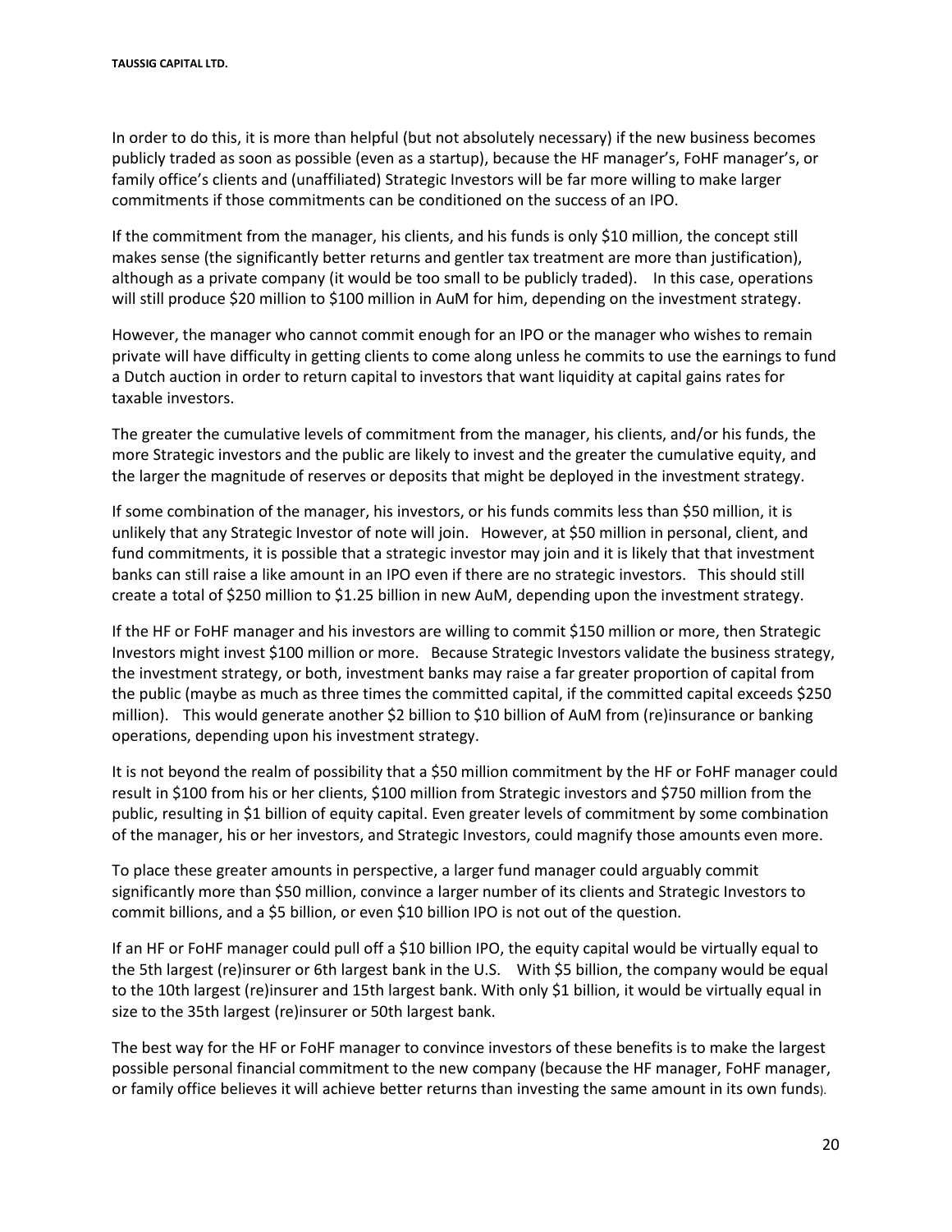In order to do this, it is more than helpful (but not absolutely necessary) if the new business becomes publicly traded as soon as possible (even as a startup), because the HF manager's, FoHF manager's, or family office's clients and (unaffiliated) Strategic Investors will be far more willing to make larger commitments if those commitments can be conditioned on the success of an IPO.

If the commitment from the manager, his clients, and his funds is only $10 million, the concept still makes sense (the significantly better returns and gentler tax treatment are more than justification), although as a private company (it would be too small to be publicly traded). In this case, operations will still produce $20 million to $100 million in AuM for him, depending on the investment strategy.

However, the manager who cannot commit enough for an IPO or the manager who wishes to remain private will have difficulty in getting clients to come along unless he commits to use the earnings to fund a Dutch auction in order to return capital to investors that want liquidity at capital gains rates for taxable investors.

The greater the cumulative levels of commitment from the manager, his clients, and/or his funds, the more Strategic investors and the public are likely to invest and the greater the cumulative equity, and the larger the magnitude of reserves or deposits that might be deployed in the investment strategy.

If some combination of the manager, his investors, or his funds commits less than $50 million, it is unlikely that any Strategic Investor of note will join. However, at $50 million in personal, client, and fund commitments, it is possible that a strategic investor may join and it is likely that that investment banks can still raise a like amount in an IPO even if there are no strategic investors. This should still create a total of $250 million to $1.25 billion in new AuM, depending upon the investment strategy.

If the HF or FoHF manager and his investors are willing to commit $150 million or more, then Strategic Investors might invest $100 million or more. Because Strategic Investors validate the business strategy, the investment strategy, or both, investment banks may raise a far greater proportion of capital from the public (maybe as much as three times the committed capital, if the committed capital exceeds $250 million). This would generate another $2 billion to $10 billion of AuM from (re)insurance or banking operations, depending upon his investment strategy.

It is not beyond the realm of possibility that a $50 million commitment by the HF or FoHF manager could result in $100 from his or her clients, $100 million from Strategic investors and $750 million from the public, resulting in $1 billion of equity capital. Even greater levels of commitment by some combination of the manager, his or her investors, and Strategic Investors, could magnify those amounts even more.

To place these greater amounts in perspective, a larger fund manager could arguably commit significantly more than $50 million, convince a larger number of its clients and Strategic Investors to commit billions, and a $5 billion, or even $10 billion IPO is not out of the question.

If an HF or FoHF manager could pull off a $10 billion IPO, the equity capital would be virtually equal to the 5th largest (re)insurer or 6th largest bank in the U.S. With $5 billion, the company would be equal to the 10th largest (re)insurer and 15th largest bank. With only $1 billion, it would be virtually equal in size to the 35th largest (re)insurer or 50th largest bank.

The best way for the HF or FoHF manager to convince investors of these benefits is to make the largest possible personal financial commitment to the new company (because the HF manager, FoHF manager, or family office believes it will achieve better returns than investing the same amount in its own funds).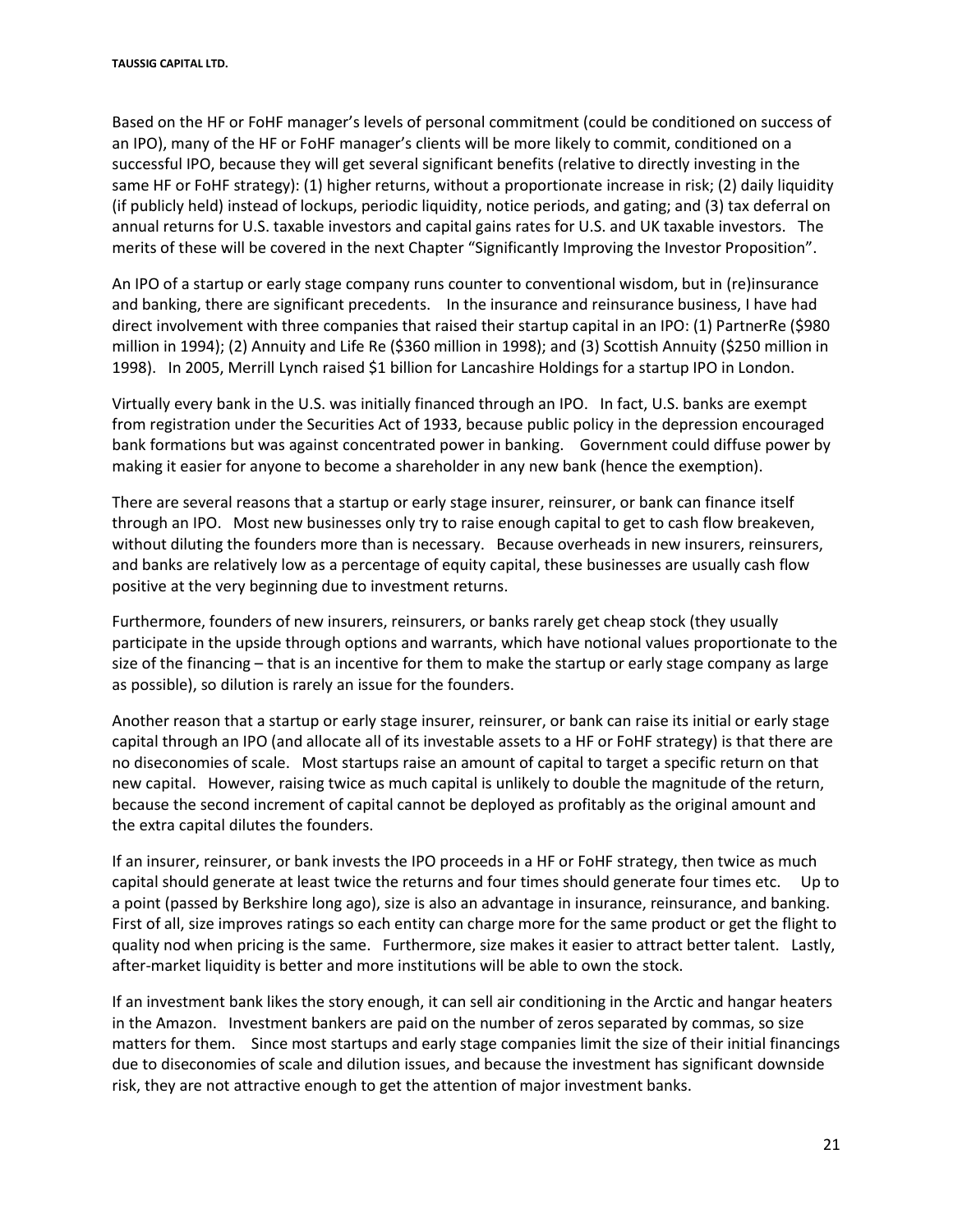Based on the HF or FoHF manager's levels of personal commitment (could be conditioned on success of an IPO), many of the HF or FoHF manager's clients will be more likely to commit, conditioned on a successful IPO, because they will get several significant benefits (relative to directly investing in the same HF or FoHF strategy): (1) higher returns, without a proportionate increase in risk; (2) daily liquidity (if publicly held) instead of lockups, periodic liquidity, notice periods, and gating; and (3) tax deferral on annual returns for U.S. taxable investors and capital gains rates for U.S. and UK taxable investors. The merits of these will be covered in the next Chapter "Significantly Improving the Investor Proposition".

An IPO of a startup or early stage company runs counter to conventional wisdom, but in (re)insurance and banking, there are significant precedents. In the insurance and reinsurance business, I have had direct involvement with three companies that raised their startup capital in an IPO: (1) PartnerRe ($980 million in 1994); (2) Annuity and Life Re ($360 million in 1998); and (3) Scottish Annuity ($250 million in 1998). In 2005, Merrill Lynch raised $1 billion for Lancashire Holdings for a startup IPO in London.

Virtually every bank in the U.S. was initially financed through an IPO. In fact, U.S. banks are exempt from registration under the Securities Act of 1933, because public policy in the depression encouraged bank formations but was against concentrated power in banking. Government could diffuse power by making it easier for anyone to become a shareholder in any new bank (hence the exemption).

There are several reasons that a startup or early stage insurer, reinsurer, or bank can finance itself through an IPO. Most new businesses only try to raise enough capital to get to cash flow breakeven, without diluting the founders more than is necessary. Because overheads in new insurers, reinsurers, and banks are relatively low as a percentage of equity capital, these businesses are usually cash flow positive at the very beginning due to investment returns.

Furthermore, founders of new insurers, reinsurers, or banks rarely get cheap stock (they usually participate in the upside through options and warrants, which have notional values proportionate to the size of the financing – that is an incentive for them to make the startup or early stage company as large as possible), so dilution is rarely an issue for the founders.

Another reason that a startup or early stage insurer, reinsurer, or bank can raise its initial or early stage capital through an IPO (and allocate all of its investable assets to a HF or FoHF strategy) is that there are no diseconomies of scale. Most startups raise an amount of capital to target a specific return on that new capital. However, raising twice as much capital is unlikely to double the magnitude of the return, because the second increment of capital cannot be deployed as profitably as the original amount and the extra capital dilutes the founders.

If an insurer, reinsurer, or bank invests the IPO proceeds in a HF or FoHF strategy, then twice as much capital should generate at least twice the returns and four times should generate four times etc. Up to a point (passed by Berkshire long ago), size is also an advantage in insurance, reinsurance, and banking. First of all, size improves ratings so each entity can charge more for the same product or get the flight to quality nod when pricing is the same. Furthermore, size makes it easier to attract better talent. Lastly, after-market liquidity is better and more institutions will be able to own the stock.

If an investment bank likes the story enough, it can sell air conditioning in the Arctic and hangar heaters in the Amazon. Investment bankers are paid on the number of zeros separated by commas, so size matters for them. Since most startups and early stage companies limit the size of their initial financings due to diseconomies of scale and dilution issues, and because the investment has significant downside risk, they are not attractive enough to get the attention of major investment banks.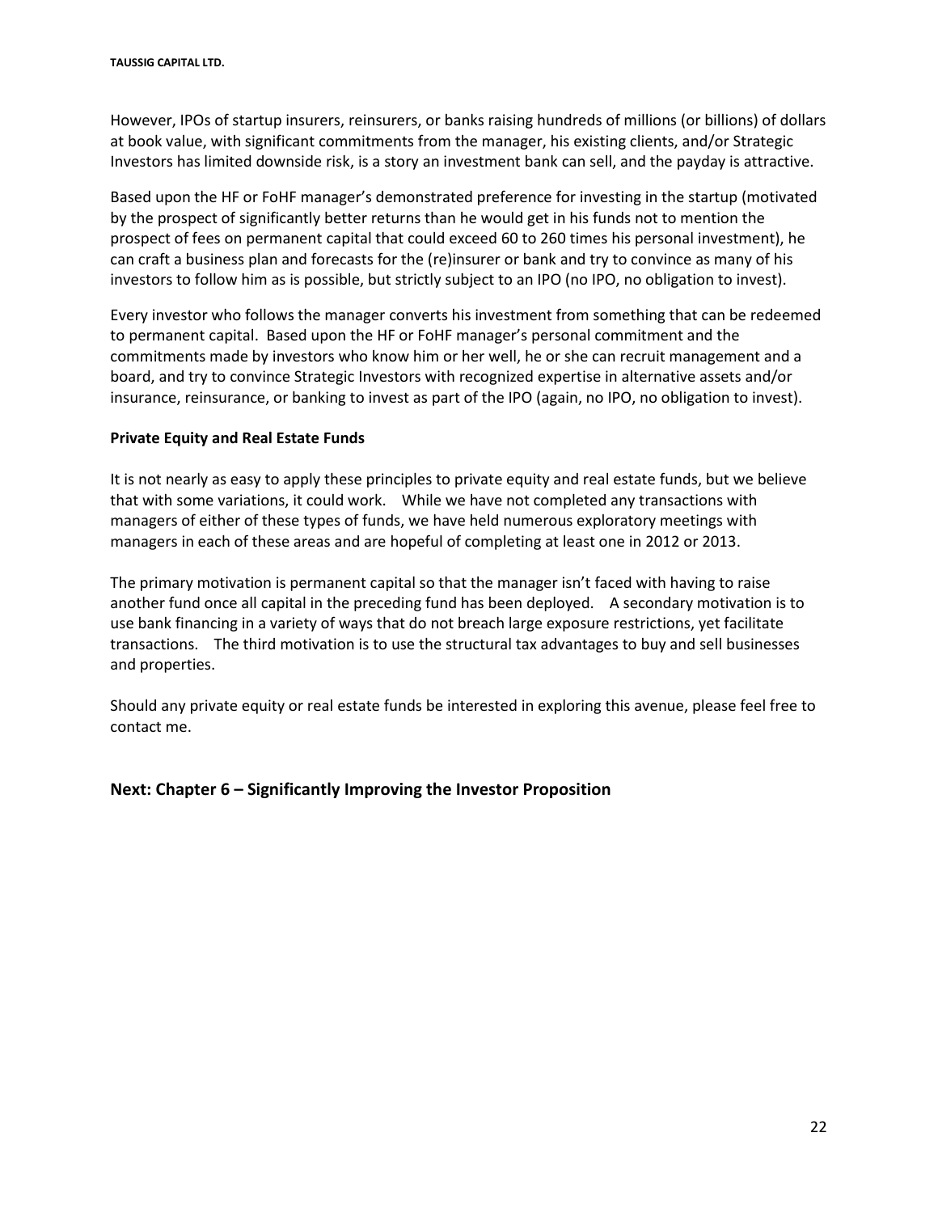However, IPOs of startup insurers, reinsurers, or banks raising hundreds of millions (or billions) of dollars at book value, with significant commitments from the manager, his existing clients, and/or Strategic Investors has limited downside risk, is a story an investment bank can sell, and the payday is attractive.

Based upon the HF or FoHF manager's demonstrated preference for investing in the startup (motivated by the prospect of significantly better returns than he would get in his funds not to mention the prospect of fees on permanent capital that could exceed 60 to 260 times his personal investment), he can craft a business plan and forecasts for the (re)insurer or bank and try to convince as many of his investors to follow him as is possible, but strictly subject to an IPO (no IPO, no obligation to invest).

Every investor who follows the manager converts his investment from something that can be redeemed to permanent capital. Based upon the HF or FoHF manager's personal commitment and the commitments made by investors who know him or her well, he or she can recruit management and a board, and try to convince Strategic Investors with recognized expertise in alternative assets and/or insurance, reinsurance, or banking to invest as part of the IPO (again, no IPO, no obligation to invest).

**Private Equity and Real Estate Funds**

It is not nearly as easy to apply these principles to private equity and real estate funds, but we believe that with some variations, it could work. While we have not completed any transactions with managers of either of these types of funds, we have held numerous exploratory meetings with managers in each of these areas and are hopeful of completing at least one in 2012 or 2013.

The primary motivation is permanent capital so that the manager isn't faced with having to raise another fund once all capital in the preceding fund has been deployed. A secondary motivation is to use bank financing in a variety of ways that do not breach large exposure restrictions, yet facilitate transactions. The third motivation is to use the structural tax advantages to buy and sell businesses and properties.

Should any private equity or real estate funds be interested in exploring this avenue, please feel free to contact me.

## Next: Chapter 6 – Significantly Improving the Investor Proposition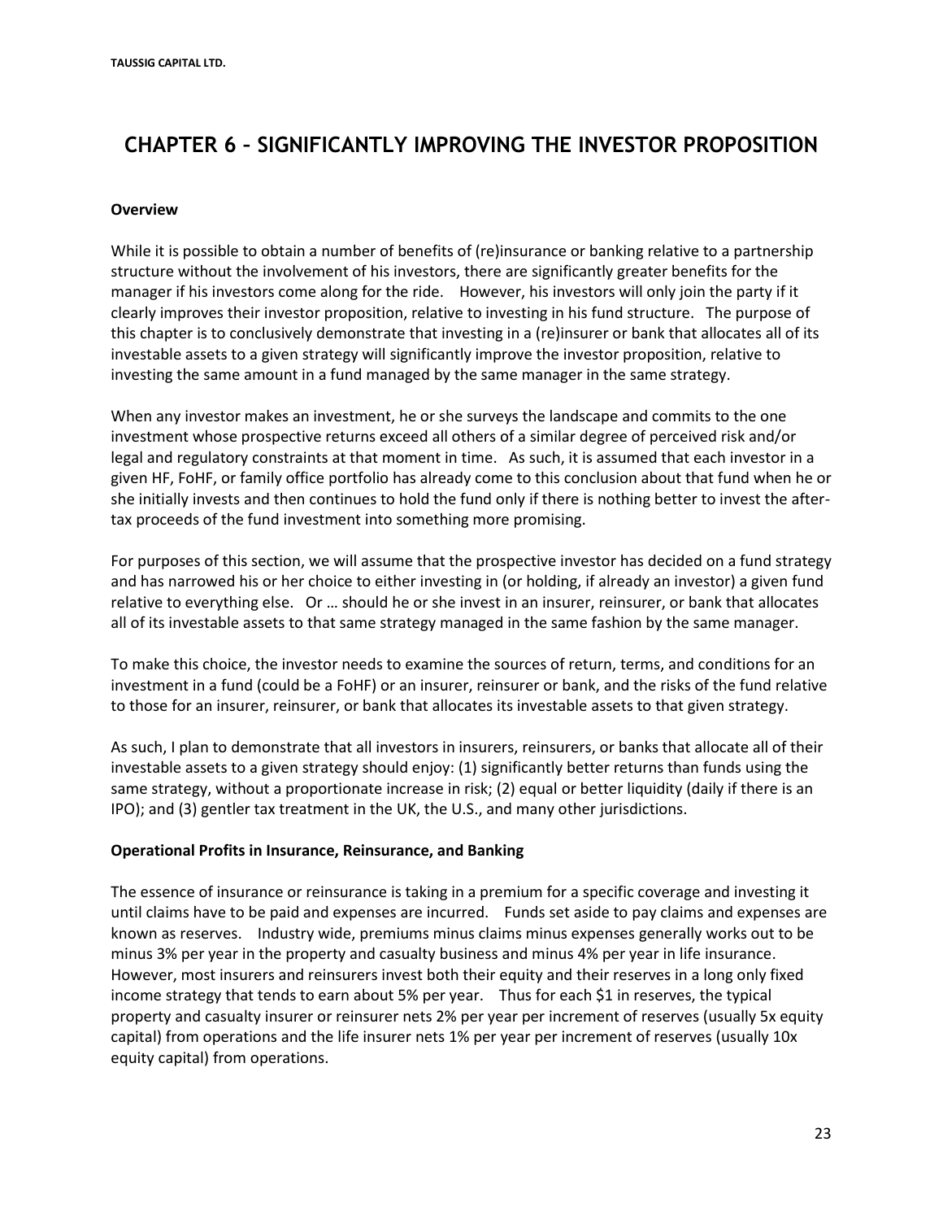# CHAPTER 6 – SIGNIFICANTLY IMPROVING THE INVESTOR PROPOSITION

**Overview**

While it is possible to obtain a number of benefits of (re)insurance or banking relative to a partnership structure without the involvement of his investors, there are significantly greater benefits for the manager if his investors come along for the ride. However, his investors will only join the party if it clearly improves their investor proposition, relative to investing in his fund structure. The purpose of this chapter is to conclusively demonstrate that investing in a (re)insurer or bank that allocates all of its investable assets to a given strategy will significantly improve the investor proposition, relative to investing the same amount in a fund managed by the same manager in the same strategy.

When any investor makes an investment, he or she surveys the landscape and commits to the one investment whose prospective returns exceed all others of a similar degree of perceived risk and/or legal and regulatory constraints at that moment in time. As such, it is assumed that each investor in a given HF, FoHF, or family office portfolio has already come to this conclusion about that fund when he or she initially invests and then continues to hold the fund only if there is nothing better to invest the after-tax proceeds of the fund investment into something more promising.

For purposes of this section, we will assume that the prospective investor has decided on a fund strategy and has narrowed his or her choice to either investing in (or holding, if already an investor) a given fund relative to everything else. Or … should he or she invest in an insurer, reinsurer, or bank that allocates all of its investable assets to that same strategy managed in the same fashion by the same manager.

To make this choice, the investor needs to examine the sources of return, terms, and conditions for an investment in a fund (could be a FoHF) or an insurer, reinsurer or bank, and the risks of the fund relative to those for an insurer, reinsurer, or bank that allocates its investable assets to that given strategy.

As such, I plan to demonstrate that all investors in insurers, reinsurers, or banks that allocate all of their investable assets to a given strategy should enjoy: (1) significantly better returns than funds using the same strategy, without a proportionate increase in risk; (2) equal or better liquidity (daily if there is an IPO); and (3) gentler tax treatment in the UK, the U.S., and many other jurisdictions.

**Operational Profits in Insurance, Reinsurance, and Banking**

The essence of insurance or reinsurance is taking in a premium for a specific coverage and investing it until claims have to be paid and expenses are incurred. Funds set aside to pay claims and expenses are known as reserves. Industry wide, premiums minus claims minus expenses generally works out to be minus 3% per year in the property and casualty business and minus 4% per year in life insurance. However, most insurers and reinsurers invest both their equity and their reserves in a long only fixed income strategy that tends to earn about 5% per year. Thus for each $1 in reserves, the typical property and casualty insurer or reinsurer nets 2% per year per increment of reserves (usually 5x equity capital) from operations and the life insurer nets 1% per year per increment of reserves (usually 10x equity capital) from operations.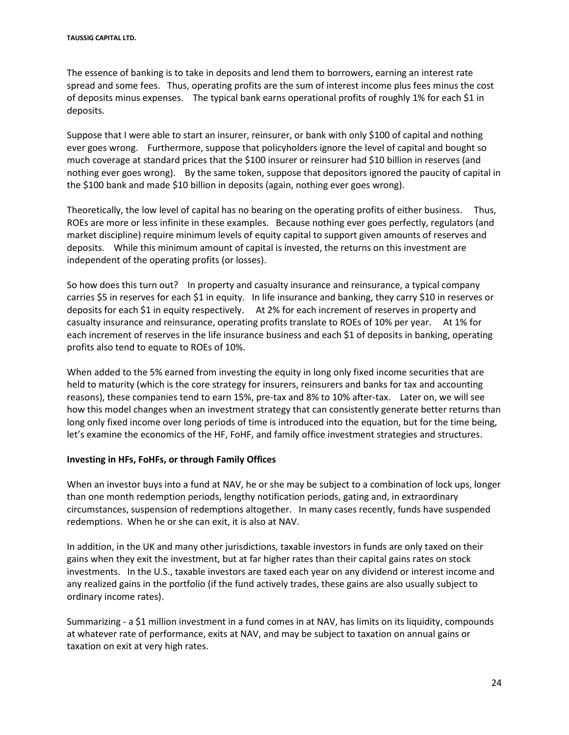The essence of banking is to take in deposits and lend them to borrowers, earning an interest rate spread and some fees. Thus, operating profits are the sum of interest income plus fees minus the cost of deposits minus expenses. The typical bank earns operational profits of roughly 1% for each $1 in deposits.

Suppose that I were able to start an insurer, reinsurer, or bank with only $100 of capital and nothing ever goes wrong. Furthermore, suppose that policyholders ignore the level of capital and bought so much coverage at standard prices that the $100 insurer or reinsurer had $10 billion in reserves (and nothing ever goes wrong). By the same token, suppose that depositors ignored the paucity of capital in the $100 bank and made $10 billion in deposits (again, nothing ever goes wrong).

Theoretically, the low level of capital has no bearing on the operating profits of either business. Thus, ROEs are more or less infinite in these examples. Because nothing ever goes perfectly, regulators (and market discipline) require minimum levels of equity capital to support given amounts of reserves and deposits. While this minimum amount of capital is invested, the returns on this investment are independent of the operating profits (or losses).

So how does this turn out? In property and casualty insurance and reinsurance, a typical company carries $5 in reserves for each $1 in equity. In life insurance and banking, they carry $10 in reserves or deposits for each $1 in equity respectively. At 2% for each increment of reserves in property and casualty insurance and reinsurance, operating profits translate to ROEs of 10% per year. At 1% for each increment of reserves in the life insurance business and each $1 of deposits in banking, operating profits also tend to equate to ROEs of 10%.

When added to the 5% earned from investing the equity in long only fixed income securities that are held to maturity (which is the core strategy for insurers, reinsurers and banks for tax and accounting reasons), these companies tend to earn 15%, pre-tax and 8% to 10% after-tax. Later on, we will see how this model changes when an investment strategy that can consistently generate better returns than long only fixed income over long periods of time is introduced into the equation, but for the time being, let's examine the economics of the HF, FoHF, and family office investment strategies and structures.

**Investing in HFs, FoHFs, or through Family Offices**

When an investor buys into a fund at NAV, he or she may be subject to a combination of lock ups, longer than one month redemption periods, lengthy notification periods, gating and, in extraordinary circumstances, suspension of redemptions altogether. In many cases recently, funds have suspended redemptions. When he or she can exit, it is also at NAV.

In addition, in the UK and many other jurisdictions, taxable investors in funds are only taxed on their gains when they exit the investment, but at far higher rates than their capital gains rates on stock investments. In the U.S., taxable investors are taxed each year on any dividend or interest income and any realized gains in the portfolio (if the fund actively trades, these gains are also usually subject to ordinary income rates).

Summarizing - a $1 million investment in a fund comes in at NAV, has limits on its liquidity, compounds at whatever rate of performance, exits at NAV, and may be subject to taxation on annual gains or taxation on exit at very high rates.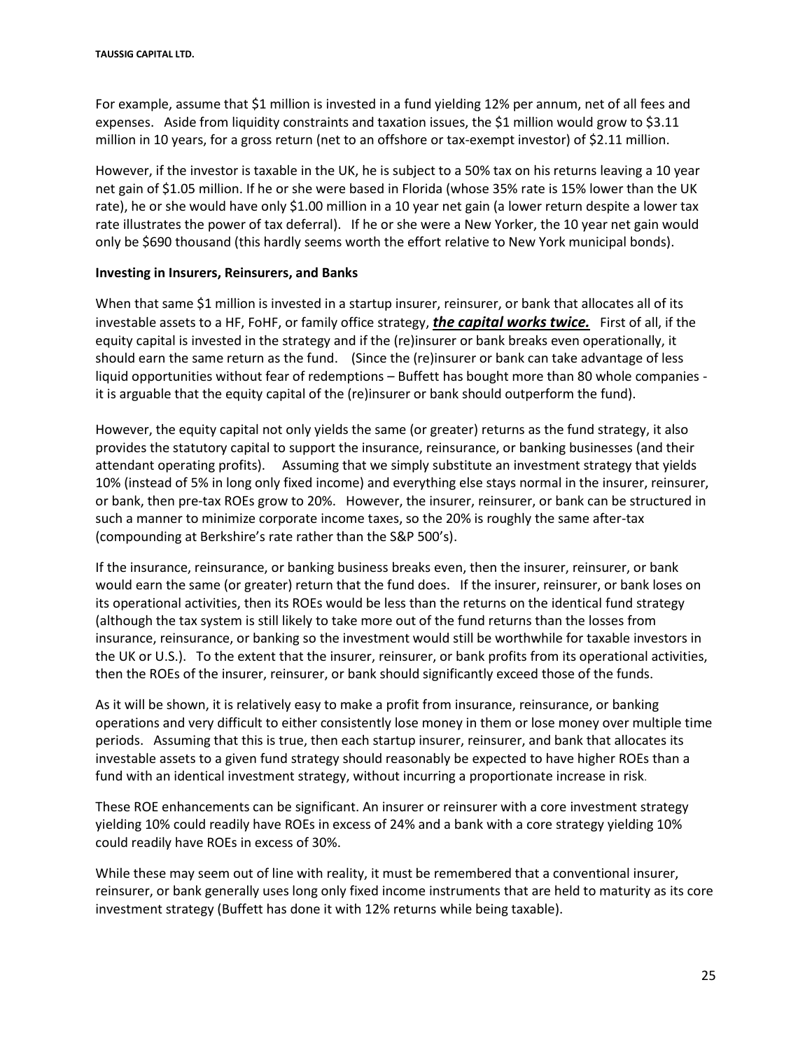For example, assume that $1 million is invested in a fund yielding 12% per annum, net of all fees and expenses. Aside from liquidity constraints and taxation issues, the $1 million would grow to $3.11 million in 10 years, for a gross return (net to an offshore or tax-exempt investor) of $2.11 million.

However, if the investor is taxable in the UK, he is subject to a 50% tax on his returns leaving a 10 year net gain of $1.05 million. If he or she were based in Florida (whose 35% rate is 15% lower than the UK rate), he or she would have only $1.00 million in a 10 year net gain (a lower return despite a lower tax rate illustrates the power of tax deferral). If he or she were a New Yorker, the 10 year net gain would only be $690 thousand (this hardly seems worth the effort relative to New York municipal bonds).

**Investing in Insurers, Reinsurers, and Banks**

When that same $1 million is invested in a startup insurer, reinsurer, or bank that allocates all of its investable assets to a HF, FoHF, or family office strategy, ***the capital works twice.*** First of all, if the equity capital is invested in the strategy and if the (re)insurer or bank breaks even operationally, it should earn the same return as the fund. (Since the (re)insurer or bank can take advantage of less liquid opportunities without fear of redemptions – Buffett has bought more than 80 whole companies - it is arguable that the equity capital of the (re)insurer or bank should outperform the fund).

However, the equity capital not only yields the same (or greater) returns as the fund strategy, it also provides the statutory capital to support the insurance, reinsurance, or banking businesses (and their attendant operating profits). Assuming that we simply substitute an investment strategy that yields 10% (instead of 5% in long only fixed income) and everything else stays normal in the insurer, reinsurer, or bank, then pre-tax ROEs grow to 20%. However, the insurer, reinsurer, or bank can be structured in such a manner to minimize corporate income taxes, so the 20% is roughly the same after-tax (compounding at Berkshire's rate rather than the S&P 500's).

If the insurance, reinsurance, or banking business breaks even, then the insurer, reinsurer, or bank would earn the same (or greater) return that the fund does. If the insurer, reinsurer, or bank loses on its operational activities, then its ROEs would be less than the returns on the identical fund strategy (although the tax system is still likely to take more out of the fund returns than the losses from insurance, reinsurance, or banking so the investment would still be worthwhile for taxable investors in the UK or U.S.). To the extent that the insurer, reinsurer, or bank profits from its operational activities, then the ROEs of the insurer, reinsurer, or bank should significantly exceed those of the funds.

As it will be shown, it is relatively easy to make a profit from insurance, reinsurance, or banking operations and very difficult to either consistently lose money in them or lose money over multiple time periods. Assuming that this is true, then each startup insurer, reinsurer, and bank that allocates its investable assets to a given fund strategy should reasonably be expected to have higher ROEs than a fund with an identical investment strategy, without incurring a proportionate increase in risk.

These ROE enhancements can be significant. An insurer or reinsurer with a core investment strategy yielding 10% could readily have ROEs in excess of 24% and a bank with a core strategy yielding 10% could readily have ROEs in excess of 30%.

While these may seem out of line with reality, it must be remembered that a conventional insurer, reinsurer, or bank generally uses long only fixed income instruments that are held to maturity as its core investment strategy (Buffett has done it with 12% returns while being taxable).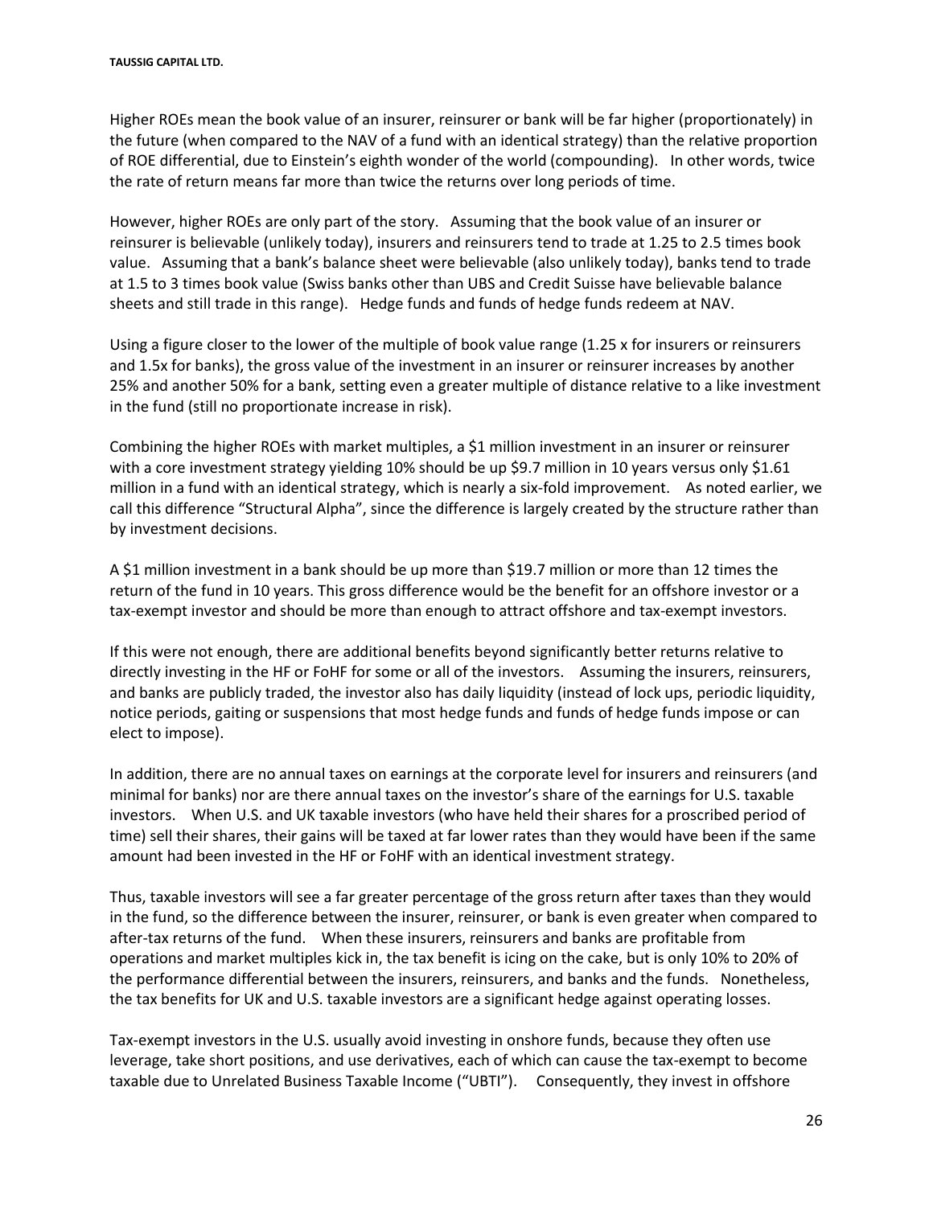Higher ROEs mean the book value of an insurer, reinsurer or bank will be far higher (proportionately) in the future (when compared to the NAV of a fund with an identical strategy) than the relative proportion of ROE differential, due to Einstein's eighth wonder of the world (compounding). In other words, twice the rate of return means far more than twice the returns over long periods of time.

However, higher ROEs are only part of the story. Assuming that the book value of an insurer or reinsurer is believable (unlikely today), insurers and reinsurers tend to trade at 1.25 to 2.5 times book value. Assuming that a bank's balance sheet were believable (also unlikely today), banks tend to trade at 1.5 to 3 times book value (Swiss banks other than UBS and Credit Suisse have believable balance sheets and still trade in this range). Hedge funds and funds of hedge funds redeem at NAV.

Using a figure closer to the lower of the multiple of book value range (1.25 x for insurers or reinsurers and 1.5x for banks), the gross value of the investment in an insurer or reinsurer increases by another 25% and another 50% for a bank, setting even a greater multiple of distance relative to a like investment in the fund (still no proportionate increase in risk).

Combining the higher ROEs with market multiples, a $1 million investment in an insurer or reinsurer with a core investment strategy yielding 10% should be up $9.7 million in 10 years versus only $1.61 million in a fund with an identical strategy, which is nearly a six-fold improvement. As noted earlier, we call this difference "Structural Alpha", since the difference is largely created by the structure rather than by investment decisions.

A $1 million investment in a bank should be up more than $19.7 million or more than 12 times the return of the fund in 10 years. This gross difference would be the benefit for an offshore investor or a tax-exempt investor and should be more than enough to attract offshore and tax-exempt investors.

If this were not enough, there are additional benefits beyond significantly better returns relative to directly investing in the HF or FoHF for some or all of the investors. Assuming the insurers, reinsurers, and banks are publicly traded, the investor also has daily liquidity (instead of lock ups, periodic liquidity, notice periods, gaiting or suspensions that most hedge funds and funds of hedge funds impose or can elect to impose).

In addition, there are no annual taxes on earnings at the corporate level for insurers and reinsurers (and minimal for banks) nor are there annual taxes on the investor's share of the earnings for U.S. taxable investors. When U.S. and UK taxable investors (who have held their shares for a proscribed period of time) sell their shares, their gains will be taxed at far lower rates than they would have been if the same amount had been invested in the HF or FoHF with an identical investment strategy.

Thus, taxable investors will see a far greater percentage of the gross return after taxes than they would in the fund, so the difference between the insurer, reinsurer, or bank is even greater when compared to after-tax returns of the fund. When these insurers, reinsurers and banks are profitable from operations and market multiples kick in, the tax benefit is icing on the cake, but is only 10% to 20% of the performance differential between the insurers, reinsurers, and banks and the funds. Nonetheless, the tax benefits for UK and U.S. taxable investors are a significant hedge against operating losses.

Tax-exempt investors in the U.S. usually avoid investing in onshore funds, because they often use leverage, take short positions, and use derivatives, each of which can cause the tax-exempt to become taxable due to Unrelated Business Taxable Income ("UBTI"). Consequently, they invest in offshore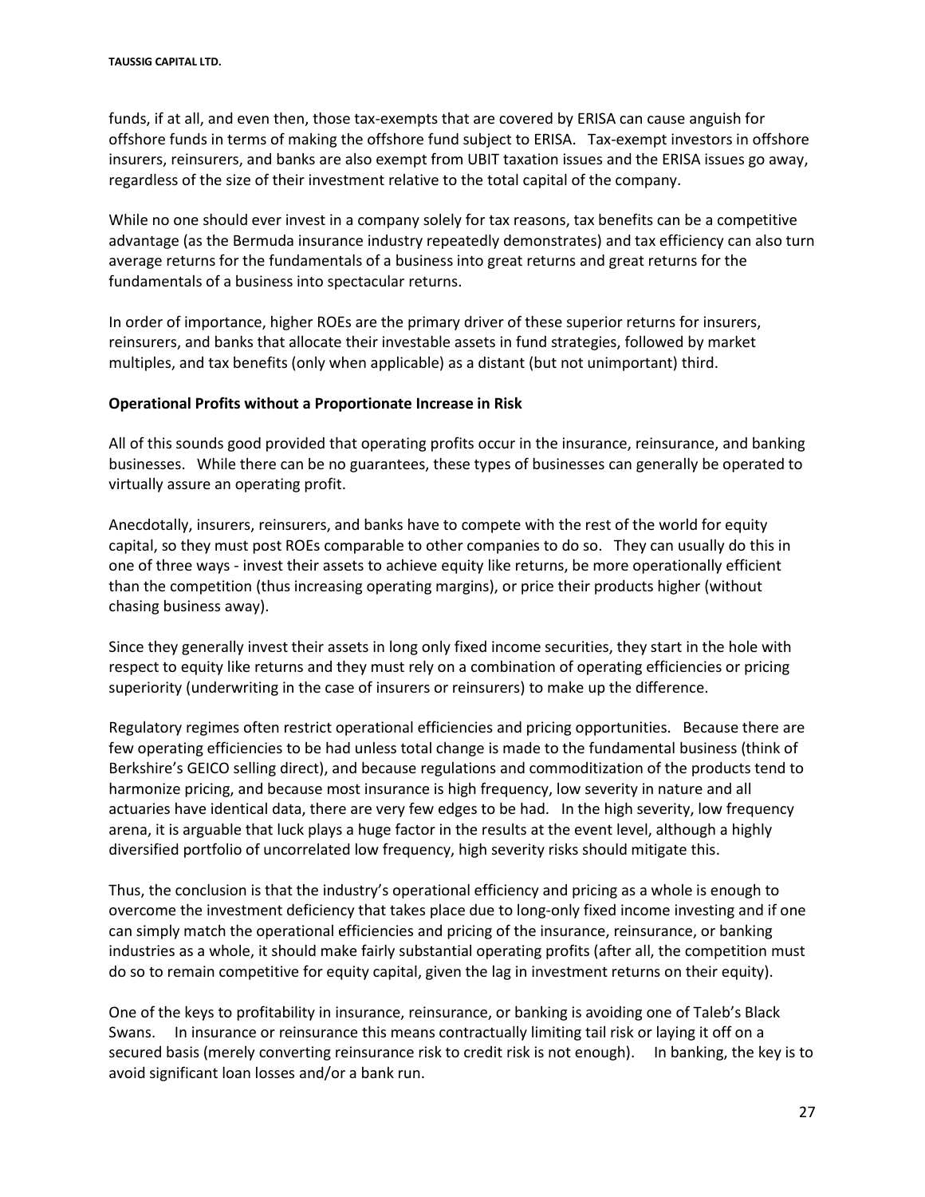funds, if at all, and even then, those tax-exempts that are covered by ERISA can cause anguish for offshore funds in terms of making the offshore fund subject to ERISA. Tax-exempt investors in offshore insurers, reinsurers, and banks are also exempt from UBIT taxation issues and the ERISA issues go away, regardless of the size of their investment relative to the total capital of the company.

While no one should ever invest in a company solely for tax reasons, tax benefits can be a competitive advantage (as the Bermuda insurance industry repeatedly demonstrates) and tax efficiency can also turn average returns for the fundamentals of a business into great returns and great returns for the fundamentals of a business into spectacular returns.

In order of importance, higher ROEs are the primary driver of these superior returns for insurers, reinsurers, and banks that allocate their investable assets in fund strategies, followed by market multiples, and tax benefits (only when applicable) as a distant (but not unimportant) third.

**Operational Profits without a Proportionate Increase in Risk**

All of this sounds good provided that operating profits occur in the insurance, reinsurance, and banking businesses. While there can be no guarantees, these types of businesses can generally be operated to virtually assure an operating profit.

Anecdotally, insurers, reinsurers, and banks have to compete with the rest of the world for equity capital, so they must post ROEs comparable to other companies to do so. They can usually do this in one of three ways - invest their assets to achieve equity like returns, be more operationally efficient than the competition (thus increasing operating margins), or price their products higher (without chasing business away).

Since they generally invest their assets in long only fixed income securities, they start in the hole with respect to equity like returns and they must rely on a combination of operating efficiencies or pricing superiority (underwriting in the case of insurers or reinsurers) to make up the difference.

Regulatory regimes often restrict operational efficiencies and pricing opportunities. Because there are few operating efficiencies to be had unless total change is made to the fundamental business (think of Berkshire's GEICO selling direct), and because regulations and commoditization of the products tend to harmonize pricing, and because most insurance is high frequency, low severity in nature and all actuaries have identical data, there are very few edges to be had. In the high severity, low frequency arena, it is arguable that luck plays a huge factor in the results at the event level, although a highly diversified portfolio of uncorrelated low frequency, high severity risks should mitigate this.

Thus, the conclusion is that the industry's operational efficiency and pricing as a whole is enough to overcome the investment deficiency that takes place due to long-only fixed income investing and if one can simply match the operational efficiencies and pricing of the insurance, reinsurance, or banking industries as a whole, it should make fairly substantial operating profits (after all, the competition must do so to remain competitive for equity capital, given the lag in investment returns on their equity).

One of the keys to profitability in insurance, reinsurance, or banking is avoiding one of Taleb's Black Swans. In insurance or reinsurance this means contractually limiting tail risk or laying it off on a secured basis (merely converting reinsurance risk to credit risk is not enough). In banking, the key is to avoid significant loan losses and/or a bank run.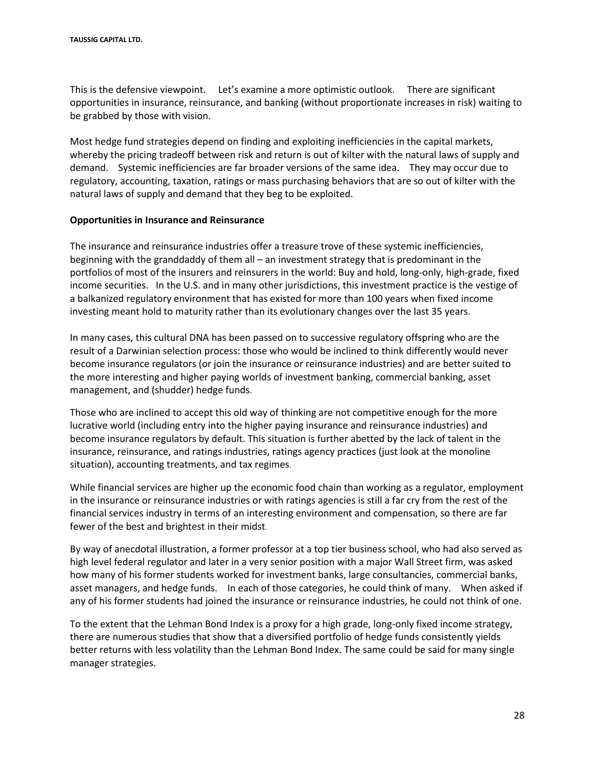This is the defensive viewpoint. Let's examine a more optimistic outlook. There are significant opportunities in insurance, reinsurance, and banking (without proportionate increases in risk) waiting to be grabbed by those with vision.

Most hedge fund strategies depend on finding and exploiting inefficiencies in the capital markets, whereby the pricing tradeoff between risk and return is out of kilter with the natural laws of supply and demand. Systemic inefficiencies are far broader versions of the same idea. They may occur due to regulatory, accounting, taxation, ratings or mass purchasing behaviors that are so out of kilter with the natural laws of supply and demand that they beg to be exploited.

**Opportunities in Insurance and Reinsurance**

The insurance and reinsurance industries offer a treasure trove of these systemic inefficiencies, beginning with the granddaddy of them all – an investment strategy that is predominant in the portfolios of most of the insurers and reinsurers in the world: Buy and hold, long-only, high-grade, fixed income securities. In the U.S. and in many other jurisdictions, this investment practice is the vestige of a balkanized regulatory environment that has existed for more than 100 years when fixed income investing meant hold to maturity rather than its evolutionary changes over the last 35 years.

In many cases, this cultural DNA has been passed on to successive regulatory offspring who are the result of a Darwinian selection process: those who would be inclined to think differently would never become insurance regulators (or join the insurance or reinsurance industries) and are better suited to the more interesting and higher paying worlds of investment banking, commercial banking, asset management, and (shudder) hedge funds.

Those who are inclined to accept this old way of thinking are not competitive enough for the more lucrative world (including entry into the higher paying insurance and reinsurance industries) and become insurance regulators by default. This situation is further abetted by the lack of talent in the insurance, reinsurance, and ratings industries, ratings agency practices (just look at the monoline situation), accounting treatments, and tax regimes.

While financial services are higher up the economic food chain than working as a regulator, employment in the insurance or reinsurance industries or with ratings agencies is still a far cry from the rest of the financial services industry in terms of an interesting environment and compensation, so there are far fewer of the best and brightest in their midst.

By way of anecdotal illustration, a former professor at a top tier business school, who had also served as high level federal regulator and later in a very senior position with a major Wall Street firm, was asked how many of his former students worked for investment banks, large consultancies, commercial banks, asset managers, and hedge funds. In each of those categories, he could think of many. When asked if any of his former students had joined the insurance or reinsurance industries, he could not think of one.

To the extent that the Lehman Bond Index is a proxy for a high grade, long-only fixed income strategy, there are numerous studies that show that a diversified portfolio of hedge funds consistently yields better returns with less volatility than the Lehman Bond Index. The same could be said for many single manager strategies.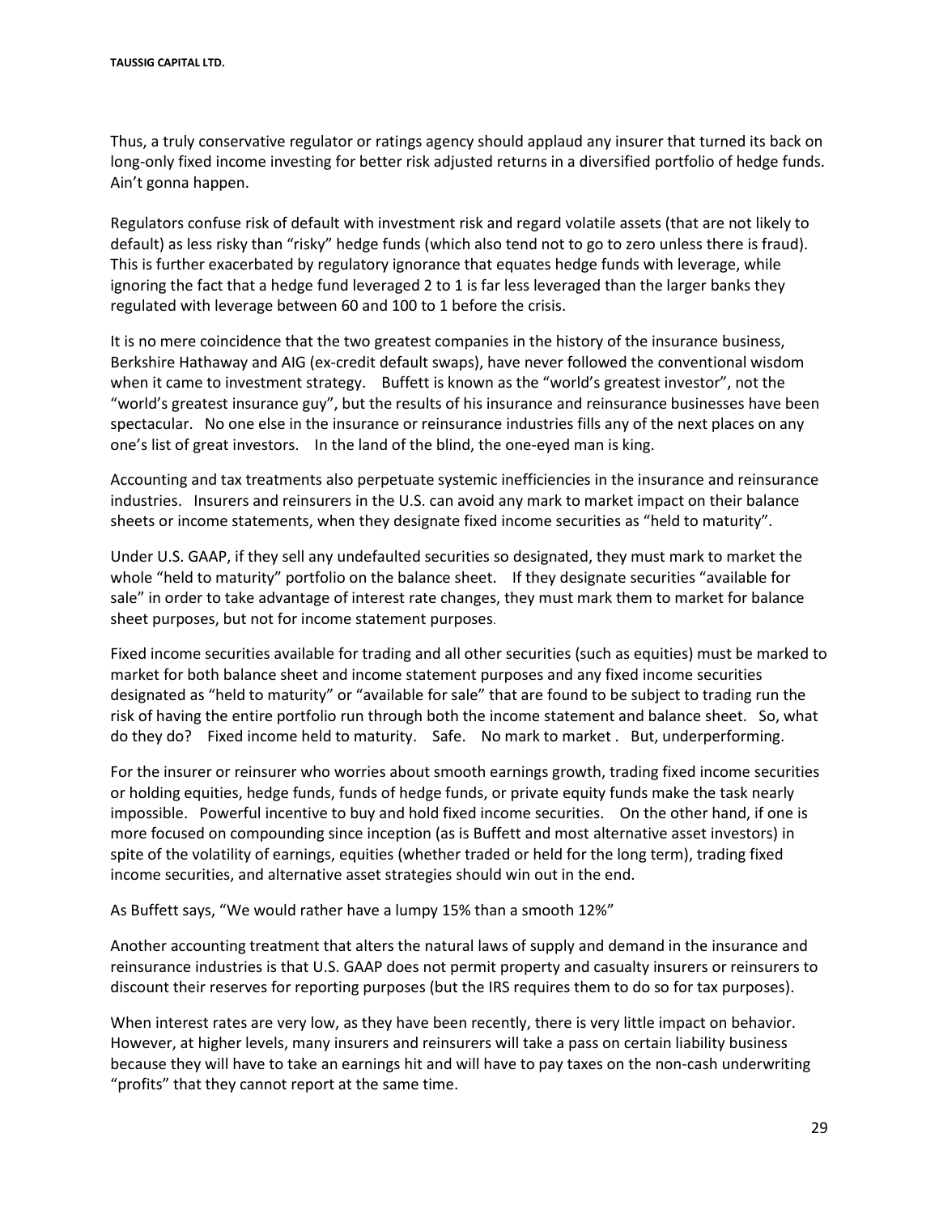Thus, a truly conservative regulator or ratings agency should applaud any insurer that turned its back on long-only fixed income investing for better risk adjusted returns in a diversified portfolio of hedge funds. Ain't gonna happen.

Regulators confuse risk of default with investment risk and regard volatile assets (that are not likely to default) as less risky than "risky" hedge funds (which also tend not to go to zero unless there is fraud). This is further exacerbated by regulatory ignorance that equates hedge funds with leverage, while ignoring the fact that a hedge fund leveraged 2 to 1 is far less leveraged than the larger banks they regulated with leverage between 60 and 100 to 1 before the crisis.

It is no mere coincidence that the two greatest companies in the history of the insurance business, Berkshire Hathaway and AIG (ex-credit default swaps), have never followed the conventional wisdom when it came to investment strategy. Buffett is known as the "world's greatest investor", not the "world's greatest insurance guy", but the results of his insurance and reinsurance businesses have been spectacular. No one else in the insurance or reinsurance industries fills any of the next places on any one's list of great investors. In the land of the blind, the one-eyed man is king.

Accounting and tax treatments also perpetuate systemic inefficiencies in the insurance and reinsurance industries. Insurers and reinsurers in the U.S. can avoid any mark to market impact on their balance sheets or income statements, when they designate fixed income securities as "held to maturity".

Under U.S. GAAP, if they sell any undefaulted securities so designated, they must mark to market the whole "held to maturity" portfolio on the balance sheet. If they designate securities "available for sale" in order to take advantage of interest rate changes, they must mark them to market for balance sheet purposes, but not for income statement purposes.

Fixed income securities available for trading and all other securities (such as equities) must be marked to market for both balance sheet and income statement purposes and any fixed income securities designated as "held to maturity" or "available for sale" that are found to be subject to trading run the risk of having the entire portfolio run through both the income statement and balance sheet. So, what do they do? Fixed income held to maturity. Safe. No mark to market . But, underperforming.

For the insurer or reinsurer who worries about smooth earnings growth, trading fixed income securities or holding equities, hedge funds, funds of hedge funds, or private equity funds make the task nearly impossible. Powerful incentive to buy and hold fixed income securities. On the other hand, if one is more focused on compounding since inception (as is Buffett and most alternative asset investors) in spite of the volatility of earnings, equities (whether traded or held for the long term), trading fixed income securities, and alternative asset strategies should win out in the end.

As Buffett says, "We would rather have a lumpy 15% than a smooth 12%"

Another accounting treatment that alters the natural laws of supply and demand in the insurance and reinsurance industries is that U.S. GAAP does not permit property and casualty insurers or reinsurers to discount their reserves for reporting purposes (but the IRS requires them to do so for tax purposes).

When interest rates are very low, as they have been recently, there is very little impact on behavior. However, at higher levels, many insurers and reinsurers will take a pass on certain liability business because they will have to take an earnings hit and will have to pay taxes on the non-cash underwriting "profits" that they cannot report at the same time.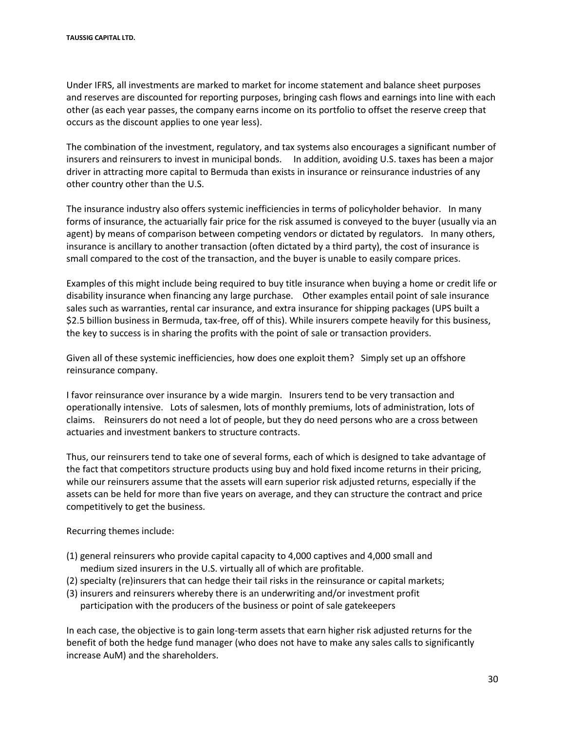Under IFRS, all investments are marked to market for income statement and balance sheet purposes and reserves are discounted for reporting purposes, bringing cash flows and earnings into line with each other (as each year passes, the company earns income on its portfolio to offset the reserve creep that occurs as the discount applies to one year less).

The combination of the investment, regulatory, and tax systems also encourages a significant number of insurers and reinsurers to invest in municipal bonds. In addition, avoiding U.S. taxes has been a major driver in attracting more capital to Bermuda than exists in insurance or reinsurance industries of any other country other than the U.S.

The insurance industry also offers systemic inefficiencies in terms of policyholder behavior. In many forms of insurance, the actuarially fair price for the risk assumed is conveyed to the buyer (usually via an agent) by means of comparison between competing vendors or dictated by regulators. In many others, insurance is ancillary to another transaction (often dictated by a third party), the cost of insurance is small compared to the cost of the transaction, and the buyer is unable to easily compare prices.

Examples of this might include being required to buy title insurance when buying a home or credit life or disability insurance when financing any large purchase. Other examples entail point of sale insurance sales such as warranties, rental car insurance, and extra insurance for shipping packages (UPS built a $2.5 billion business in Bermuda, tax-free, off of this). While insurers compete heavily for this business, the key to success is in sharing the profits with the point of sale or transaction providers.

Given all of these systemic inefficiencies, how does one exploit them? Simply set up an offshore reinsurance company.

I favor reinsurance over insurance by a wide margin. Insurers tend to be very transaction and operationally intensive. Lots of salesmen, lots of monthly premiums, lots of administration, lots of claims. Reinsurers do not need a lot of people, but they do need persons who are a cross between actuaries and investment bankers to structure contracts.

Thus, our reinsurers tend to take one of several forms, each of which is designed to take advantage of the fact that competitors structure products using buy and hold fixed income returns in their pricing, while our reinsurers assume that the assets will earn superior risk adjusted returns, especially if the assets can be held for more than five years on average, and they can structure the contract and price competitively to get the business.

Recurring themes include:

(1) general reinsurers who provide capital capacity to 4,000 captives and 4,000 small and medium sized insurers in the U.S. virtually all of which are profitable.
(2) specialty (re)insurers that can hedge their tail risks in the reinsurance or capital markets;
(3) insurers and reinsurers whereby there is an underwriting and/or investment profit participation with the producers of the business or point of sale gatekeepers

In each case, the objective is to gain long-term assets that earn higher risk adjusted returns for the benefit of both the hedge fund manager (who does not have to make any sales calls to significantly increase AuM) and the shareholders.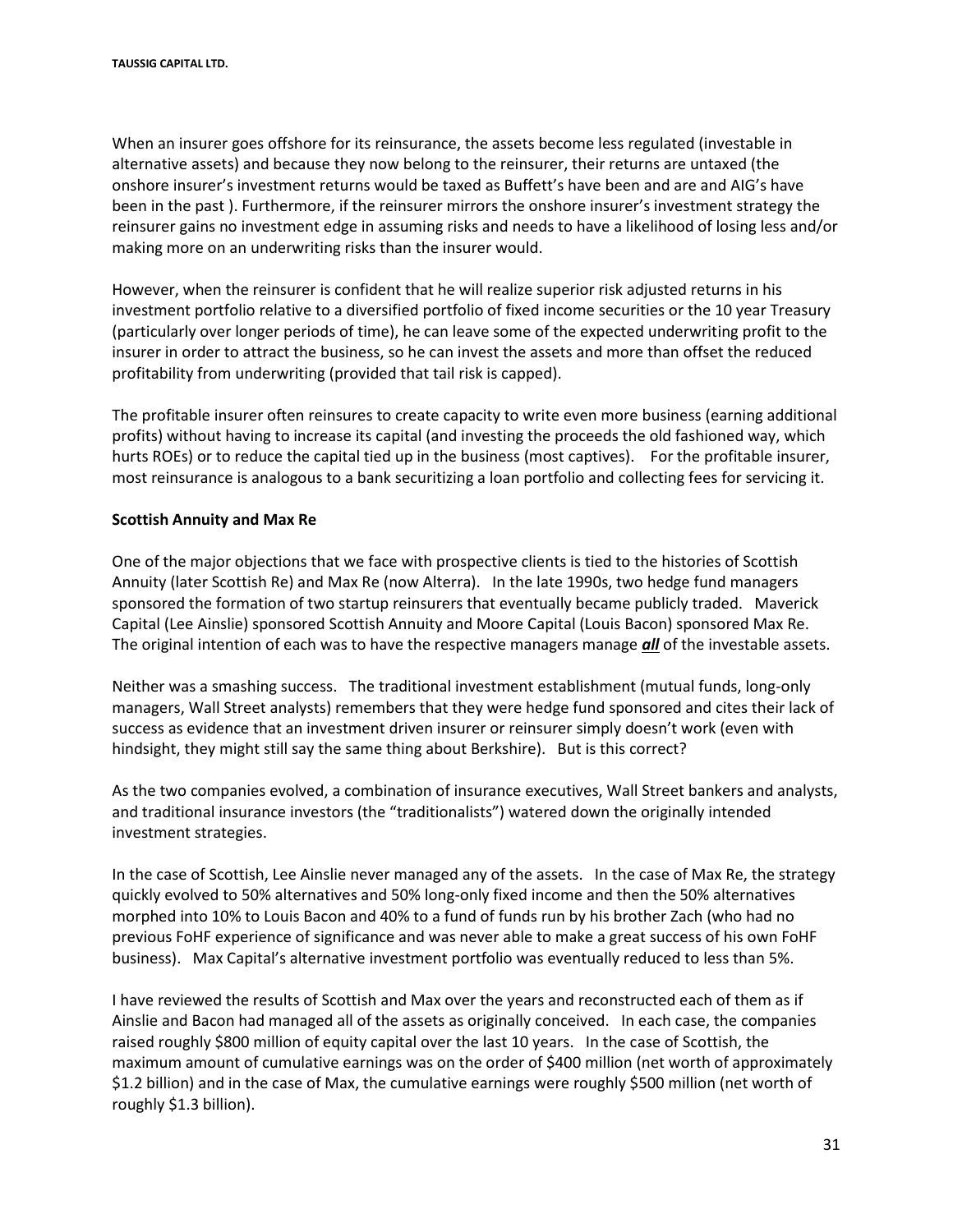When an insurer goes offshore for its reinsurance, the assets become less regulated (investable in alternative assets) and because they now belong to the reinsurer, their returns are untaxed (the onshore insurer's investment returns would be taxed as Buffett's have been and are and AIG's have been in the past ). Furthermore, if the reinsurer mirrors the onshore insurer's investment strategy the reinsurer gains no investment edge in assuming risks and needs to have a likelihood of losing less and/or making more on an underwriting risks than the insurer would.

However, when the reinsurer is confident that he will realize superior risk adjusted returns in his investment portfolio relative to a diversified portfolio of fixed income securities or the 10 year Treasury (particularly over longer periods of time), he can leave some of the expected underwriting profit to the insurer in order to attract the business, so he can invest the assets and more than offset the reduced profitability from underwriting (provided that tail risk is capped).

The profitable insurer often reinsures to create capacity to write even more business (earning additional profits) without having to increase its capital (and investing the proceeds the old fashioned way, which hurts ROEs) or to reduce the capital tied up in the business (most captives). For the profitable insurer, most reinsurance is analogous to a bank securitizing a loan portfolio and collecting fees for servicing it.

**Scottish Annuity and Max Re**

One of the major objections that we face with prospective clients is tied to the histories of Scottish Annuity (later Scottish Re) and Max Re (now Alterra). In the late 1990s, two hedge fund managers sponsored the formation of two startup reinsurers that eventually became publicly traded. Maverick Capital (Lee Ainslie) sponsored Scottish Annuity and Moore Capital (Louis Bacon) sponsored Max Re. The original intention of each was to have the respective managers manage ***all*** of the investable assets.

Neither was a smashing success. The traditional investment establishment (mutual funds, long-only managers, Wall Street analysts) remembers that they were hedge fund sponsored and cites their lack of success as evidence that an investment driven insurer or reinsurer simply doesn't work (even with hindsight, they might still say the same thing about Berkshire). But is this correct?

As the two companies evolved, a combination of insurance executives, Wall Street bankers and analysts, and traditional insurance investors (the "traditionalists") watered down the originally intended investment strategies.

In the case of Scottish, Lee Ainslie never managed any of the assets. In the case of Max Re, the strategy quickly evolved to 50% alternatives and 50% long-only fixed income and then the 50% alternatives morphed into 10% to Louis Bacon and 40% to a fund of funds run by his brother Zach (who had no previous FoHF experience of significance and was never able to make a great success of his own FoHF business). Max Capital's alternative investment portfolio was eventually reduced to less than 5%.

I have reviewed the results of Scottish and Max over the years and reconstructed each of them as if Ainslie and Bacon had managed all of the assets as originally conceived. In each case, the companies raised roughly $800 million of equity capital over the last 10 years. In the case of Scottish, the maximum amount of cumulative earnings was on the order of $400 million (net worth of approximately $1.2 billion) and in the case of Max, the cumulative earnings were roughly $500 million (net worth of roughly $1.3 billion).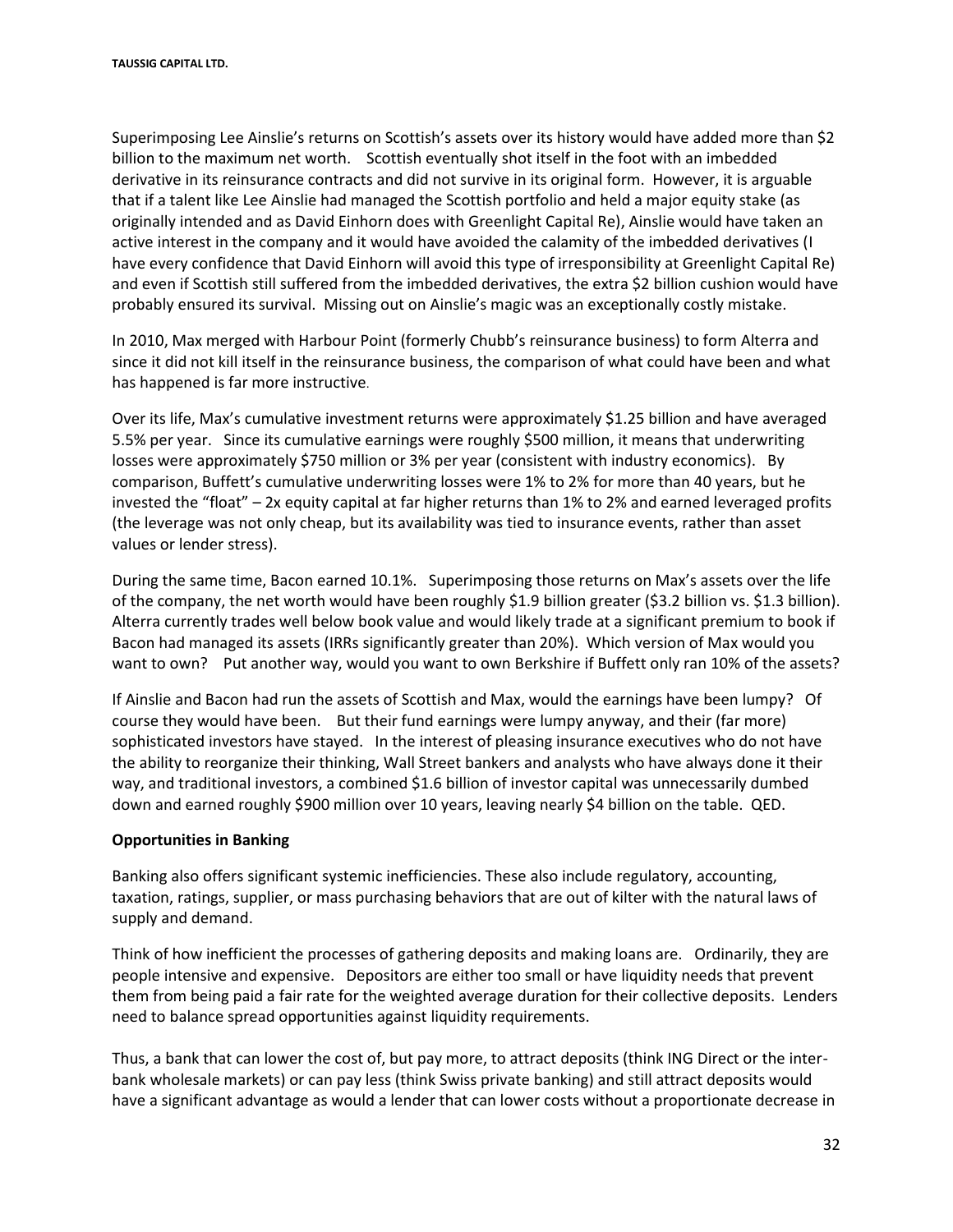Superimposing Lee Ainslie's returns on Scottish's assets over its history would have added more than $2 billion to the maximum net worth. Scottish eventually shot itself in the foot with an imbedded derivative in its reinsurance contracts and did not survive in its original form. However, it is arguable that if a talent like Lee Ainslie had managed the Scottish portfolio and held a major equity stake (as originally intended and as David Einhorn does with Greenlight Capital Re), Ainslie would have taken an active interest in the company and it would have avoided the calamity of the imbedded derivatives (I have every confidence that David Einhorn will avoid this type of irresponsibility at Greenlight Capital Re) and even if Scottish still suffered from the imbedded derivatives, the extra $2 billion cushion would have probably ensured its survival. Missing out on Ainslie's magic was an exceptionally costly mistake.

In 2010, Max merged with Harbour Point (formerly Chubb's reinsurance business) to form Alterra and since it did not kill itself in the reinsurance business, the comparison of what could have been and what has happened is far more instructive.

Over its life, Max's cumulative investment returns were approximately $1.25 billion and have averaged 5.5% per year. Since its cumulative earnings were roughly $500 million, it means that underwriting losses were approximately $750 million or 3% per year (consistent with industry economics). By comparison, Buffett's cumulative underwriting losses were 1% to 2% for more than 40 years, but he invested the "float" – 2x equity capital at far higher returns than 1% to 2% and earned leveraged profits (the leverage was not only cheap, but its availability was tied to insurance events, rather than asset values or lender stress).

During the same time, Bacon earned 10.1%. Superimposing those returns on Max's assets over the life of the company, the net worth would have been roughly $1.9 billion greater ($3.2 billion vs. $1.3 billion). Alterra currently trades well below book value and would likely trade at a significant premium to book if Bacon had managed its assets (IRRs significantly greater than 20%). Which version of Max would you want to own? Put another way, would you want to own Berkshire if Buffett only ran 10% of the assets?

If Ainslie and Bacon had run the assets of Scottish and Max, would the earnings have been lumpy? Of course they would have been. But their fund earnings were lumpy anyway, and their (far more) sophisticated investors have stayed. In the interest of pleasing insurance executives who do not have the ability to reorganize their thinking, Wall Street bankers and analysts who have always done it their way, and traditional investors, a combined $1.6 billion of investor capital was unnecessarily dumbed down and earned roughly $900 million over 10 years, leaving nearly $4 billion on the table. QED.

**Opportunities in Banking**

Banking also offers significant systemic inefficiencies. These also include regulatory, accounting, taxation, ratings, supplier, or mass purchasing behaviors that are out of kilter with the natural laws of supply and demand.

Think of how inefficient the processes of gathering deposits and making loans are. Ordinarily, they are people intensive and expensive. Depositors are either too small or have liquidity needs that prevent them from being paid a fair rate for the weighted average duration for their collective deposits. Lenders need to balance spread opportunities against liquidity requirements.

Thus, a bank that can lower the cost of, but pay more, to attract deposits (think ING Direct or the inter-bank wholesale markets) or can pay less (think Swiss private banking) and still attract deposits would have a significant advantage as would a lender that can lower costs without a proportionate decrease in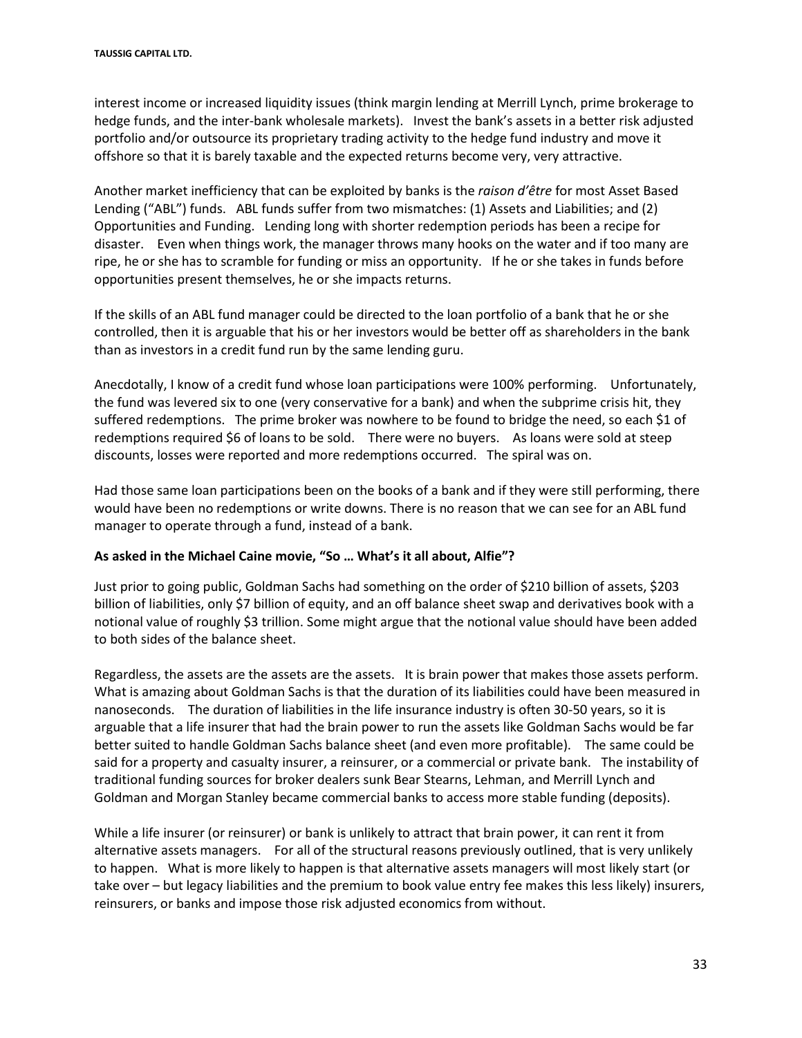interest income or increased liquidity issues (think margin lending at Merrill Lynch, prime brokerage to hedge funds, and the inter-bank wholesale markets). Invest the bank's assets in a better risk adjusted portfolio and/or outsource its proprietary trading activity to the hedge fund industry and move it offshore so that it is barely taxable and the expected returns become very, very attractive.

Another market inefficiency that can be exploited by banks is the *raison d'être* for most Asset Based Lending ("ABL") funds. ABL funds suffer from two mismatches: (1) Assets and Liabilities; and (2) Opportunities and Funding. Lending long with shorter redemption periods has been a recipe for disaster. Even when things work, the manager throws many hooks on the water and if too many are ripe, he or she has to scramble for funding or miss an opportunity. If he or she takes in funds before opportunities present themselves, he or she impacts returns.

If the skills of an ABL fund manager could be directed to the loan portfolio of a bank that he or she controlled, then it is arguable that his or her investors would be better off as shareholders in the bank than as investors in a credit fund run by the same lending guru.

Anecdotally, I know of a credit fund whose loan participations were 100% performing. Unfortunately, the fund was levered six to one (very conservative for a bank) and when the subprime crisis hit, they suffered redemptions. The prime broker was nowhere to be found to bridge the need, so each $1 of redemptions required $6 of loans to be sold. There were no buyers. As loans were sold at steep discounts, losses were reported and more redemptions occurred. The spiral was on.

Had those same loan participations been on the books of a bank and if they were still performing, there would have been no redemptions or write downs. There is no reason that we can see for an ABL fund manager to operate through a fund, instead of a bank.

**As asked in the Michael Caine movie, "So … What's it all about, Alfie"?**

Just prior to going public, Goldman Sachs had something on the order of $210 billion of assets, $203 billion of liabilities, only $7 billion of equity, and an off balance sheet swap and derivatives book with a notional value of roughly $3 trillion. Some might argue that the notional value should have been added to both sides of the balance sheet.

Regardless, the assets are the assets are the assets. It is brain power that makes those assets perform. What is amazing about Goldman Sachs is that the duration of its liabilities could have been measured in nanoseconds. The duration of liabilities in the life insurance industry is often 30-50 years, so it is arguable that a life insurer that had the brain power to run the assets like Goldman Sachs would be far better suited to handle Goldman Sachs balance sheet (and even more profitable). The same could be said for a property and casualty insurer, a reinsurer, or a commercial or private bank. The instability of traditional funding sources for broker dealers sunk Bear Stearns, Lehman, and Merrill Lynch and Goldman and Morgan Stanley became commercial banks to access more stable funding (deposits).

While a life insurer (or reinsurer) or bank is unlikely to attract that brain power, it can rent it from alternative assets managers. For all of the structural reasons previously outlined, that is very unlikely to happen. What is more likely to happen is that alternative assets managers will most likely start (or take over – but legacy liabilities and the premium to book value entry fee makes this less likely) insurers, reinsurers, or banks and impose those risk adjusted economics from without.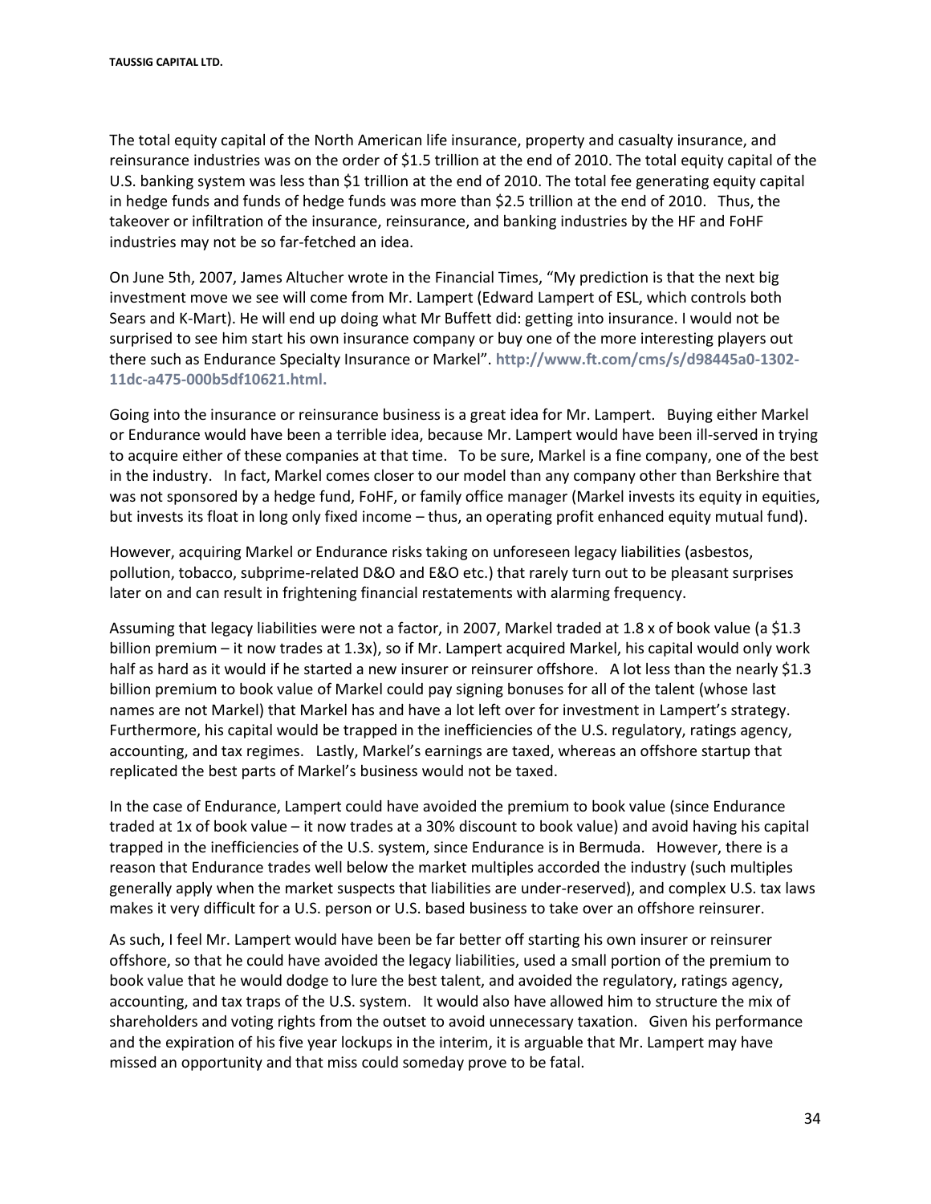The total equity capital of the North American life insurance, property and casualty insurance, and reinsurance industries was on the order of $1.5 trillion at the end of 2010. The total equity capital of the U.S. banking system was less than $1 trillion at the end of 2010. The total fee generating equity capital in hedge funds and funds of hedge funds was more than $2.5 trillion at the end of 2010. Thus, the takeover or infiltration of the insurance, reinsurance, and banking industries by the HF and FoHF industries may not be so far-fetched an idea.

On June 5th, 2007, James Altucher wrote in the Financial Times, "My prediction is that the next big investment move we see will come from Mr. Lampert (Edward Lampert of ESL, which controls both Sears and K-Mart). He will end up doing what Mr Buffett did: getting into insurance. I would not be surprised to see him start his own insurance company or buy one of the more interesting players out there such as Endurance Specialty Insurance or Markel". **http://www.ft.com/cms/s/d98445a0-1302-11dc-a475-000b5df10621.html.**

Going into the insurance or reinsurance business is a great idea for Mr. Lampert. Buying either Markel or Endurance would have been a terrible idea, because Mr. Lampert would have been ill-served in trying to acquire either of these companies at that time. To be sure, Markel is a fine company, one of the best in the industry. In fact, Markel comes closer to our model than any company other than Berkshire that was not sponsored by a hedge fund, FoHF, or family office manager (Markel invests its equity in equities, but invests its float in long only fixed income – thus, an operating profit enhanced equity mutual fund).

However, acquiring Markel or Endurance risks taking on unforeseen legacy liabilities (asbestos, pollution, tobacco, subprime-related D&O and E&O etc.) that rarely turn out to be pleasant surprises later on and can result in frightening financial restatements with alarming frequency.

Assuming that legacy liabilities were not a factor, in 2007, Markel traded at 1.8 x of book value (a $1.3 billion premium – it now trades at 1.3x), so if Mr. Lampert acquired Markel, his capital would only work half as hard as it would if he started a new insurer or reinsurer offshore. A lot less than the nearly $1.3 billion premium to book value of Markel could pay signing bonuses for all of the talent (whose last names are not Markel) that Markel has and have a lot left over for investment in Lampert's strategy. Furthermore, his capital would be trapped in the inefficiencies of the U.S. regulatory, ratings agency, accounting, and tax regimes. Lastly, Markel's earnings are taxed, whereas an offshore startup that replicated the best parts of Markel's business would not be taxed.

In the case of Endurance, Lampert could have avoided the premium to book value (since Endurance traded at 1x of book value – it now trades at a 30% discount to book value) and avoid having his capital trapped in the inefficiencies of the U.S. system, since Endurance is in Bermuda. However, there is a reason that Endurance trades well below the market multiples accorded the industry (such multiples generally apply when the market suspects that liabilities are under-reserved), and complex U.S. tax laws makes it very difficult for a U.S. person or U.S. based business to take over an offshore reinsurer.

As such, I feel Mr. Lampert would have been be far better off starting his own insurer or reinsurer offshore, so that he could have avoided the legacy liabilities, used a small portion of the premium to book value that he would dodge to lure the best talent, and avoided the regulatory, ratings agency, accounting, and tax traps of the U.S. system. It would also have allowed him to structure the mix of shareholders and voting rights from the outset to avoid unnecessary taxation. Given his performance and the expiration of his five year lockups in the interim, it is arguable that Mr. Lampert may have missed an opportunity and that miss could someday prove to be fatal.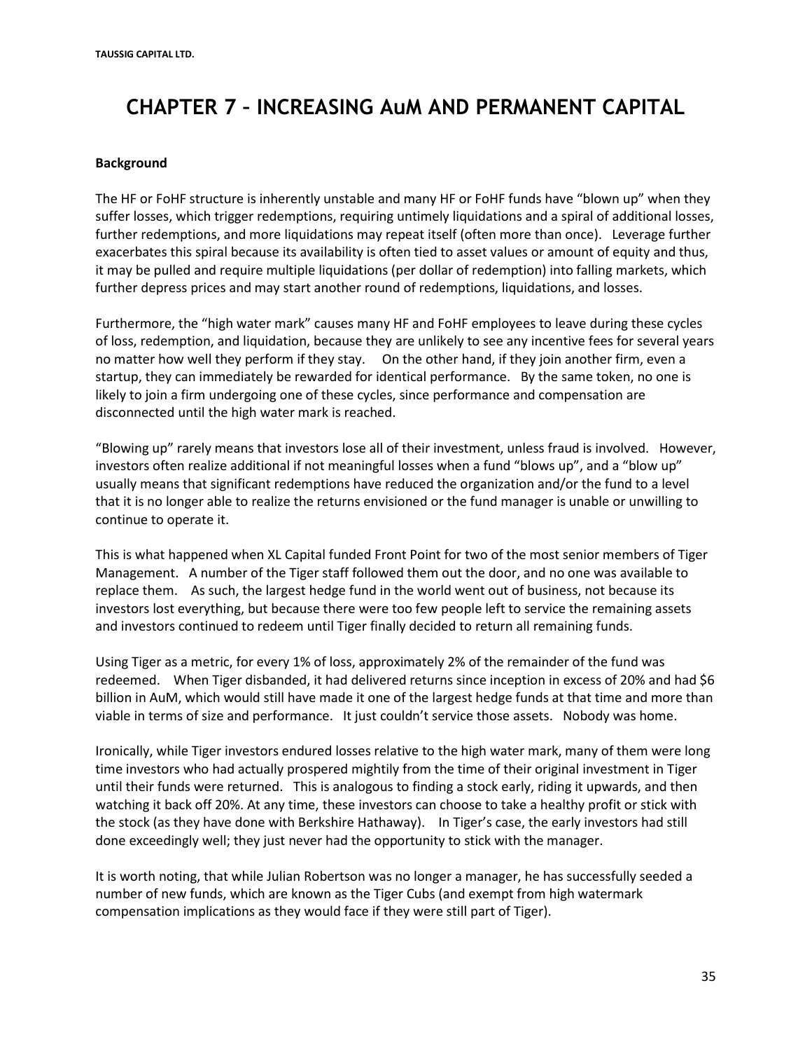# CHAPTER 7 – INCREASING AuM AND PERMANENT CAPITAL

**Background**

The HF or FoHF structure is inherently unstable and many HF or FoHF funds have "blown up" when they suffer losses, which trigger redemptions, requiring untimely liquidations and a spiral of additional losses, further redemptions, and more liquidations may repeat itself (often more than once). Leverage further exacerbates this spiral because its availability is often tied to asset values or amount of equity and thus, it may be pulled and require multiple liquidations (per dollar of redemption) into falling markets, which further depress prices and may start another round of redemptions, liquidations, and losses.

Furthermore, the "high water mark" causes many HF and FoHF employees to leave during these cycles of loss, redemption, and liquidation, because they are unlikely to see any incentive fees for several years no matter how well they perform if they stay. On the other hand, if they join another firm, even a startup, they can immediately be rewarded for identical performance. By the same token, no one is likely to join a firm undergoing one of these cycles, since performance and compensation are disconnected until the high water mark is reached.

"Blowing up" rarely means that investors lose all of their investment, unless fraud is involved. However, investors often realize additional if not meaningful losses when a fund "blows up", and a "blow up" usually means that significant redemptions have reduced the organization and/or the fund to a level that it is no longer able to realize the returns envisioned or the fund manager is unable or unwilling to continue to operate it.

This is what happened when XL Capital funded Front Point for two of the most senior members of Tiger Management. A number of the Tiger staff followed them out the door, and no one was available to replace them. As such, the largest hedge fund in the world went out of business, not because its investors lost everything, but because there were too few people left to service the remaining assets and investors continued to redeem until Tiger finally decided to return all remaining funds.

Using Tiger as a metric, for every 1% of loss, approximately 2% of the remainder of the fund was redeemed. When Tiger disbanded, it had delivered returns since inception in excess of 20% and had $6 billion in AuM, which would still have made it one of the largest hedge funds at that time and more than viable in terms of size and performance. It just couldn't service those assets. Nobody was home.

Ironically, while Tiger investors endured losses relative to the high water mark, many of them were long time investors who had actually prospered mightily from the time of their original investment in Tiger until their funds were returned. This is analogous to finding a stock early, riding it upwards, and then watching it back off 20%. At any time, these investors can choose to take a healthy profit or stick with the stock (as they have done with Berkshire Hathaway). In Tiger's case, the early investors had still done exceedingly well; they just never had the opportunity to stick with the manager.

It is worth noting, that while Julian Robertson was no longer a manager, he has successfully seeded a number of new funds, which are known as the Tiger Cubs (and exempt from high watermark compensation implications as they would face if they were still part of Tiger).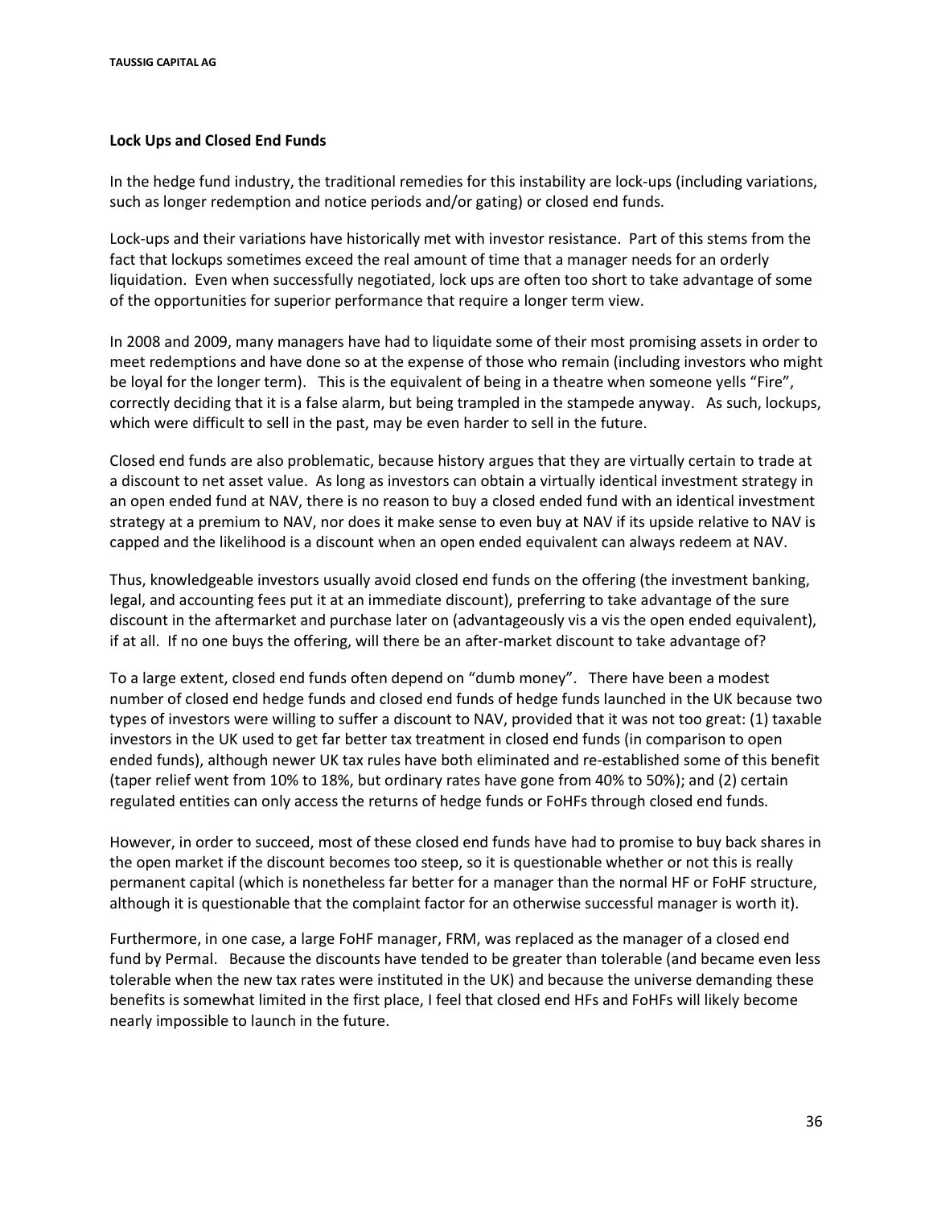### Lock Ups and Closed End Funds

In the hedge fund industry, the traditional remedies for this instability are lock-ups (including variations, such as longer redemption and notice periods and/or gating) or closed end funds.

Lock-ups and their variations have historically met with investor resistance. Part of this stems from the fact that lockups sometimes exceed the real amount of time that a manager needs for an orderly liquidation. Even when successfully negotiated, lock ups are often too short to take advantage of some of the opportunities for superior performance that require a longer term view.

In 2008 and 2009, many managers have had to liquidate some of their most promising assets in order to meet redemptions and have done so at the expense of those who remain (including investors who might be loyal for the longer term). This is the equivalent of being in a theatre when someone yells "Fire", correctly deciding that it is a false alarm, but being trampled in the stampede anyway. As such, lockups, which were difficult to sell in the past, may be even harder to sell in the future.

Closed end funds are also problematic, because history argues that they are virtually certain to trade at a discount to net asset value. As long as investors can obtain a virtually identical investment strategy in an open ended fund at NAV, there is no reason to buy a closed ended fund with an identical investment strategy at a premium to NAV, nor does it make sense to even buy at NAV if its upside relative to NAV is capped and the likelihood is a discount when an open ended equivalent can always redeem at NAV.

Thus, knowledgeable investors usually avoid closed end funds on the offering (the investment banking, legal, and accounting fees put it at an immediate discount), preferring to take advantage of the sure discount in the aftermarket and purchase later on (advantageously vis a vis the open ended equivalent), if at all. If no one buys the offering, will there be an after-market discount to take advantage of?

To a large extent, closed end funds often depend on "dumb money". There have been a modest number of closed end hedge funds and closed end funds of hedge funds launched in the UK because two types of investors were willing to suffer a discount to NAV, provided that it was not too great: (1) taxable investors in the UK used to get far better tax treatment in closed end funds (in comparison to open ended funds), although newer UK tax rules have both eliminated and re-established some of this benefit (taper relief went from 10% to 18%, but ordinary rates have gone from 40% to 50%); and (2) certain regulated entities can only access the returns of hedge funds or FoHFs through closed end funds.

However, in order to succeed, most of these closed end funds have had to promise to buy back shares in the open market if the discount becomes too steep, so it is questionable whether or not this is really permanent capital (which is nonetheless far better for a manager than the normal HF or FoHF structure, although it is questionable that the complaint factor for an otherwise successful manager is worth it).

Furthermore, in one case, a large FoHF manager, FRM, was replaced as the manager of a closed end fund by Permal. Because the discounts have tended to be greater than tolerable (and became even less tolerable when the new tax rates were instituted in the UK) and because the universe demanding these benefits is somewhat limited in the first place, I feel that closed end HFs and FoHFs will likely become nearly impossible to launch in the future.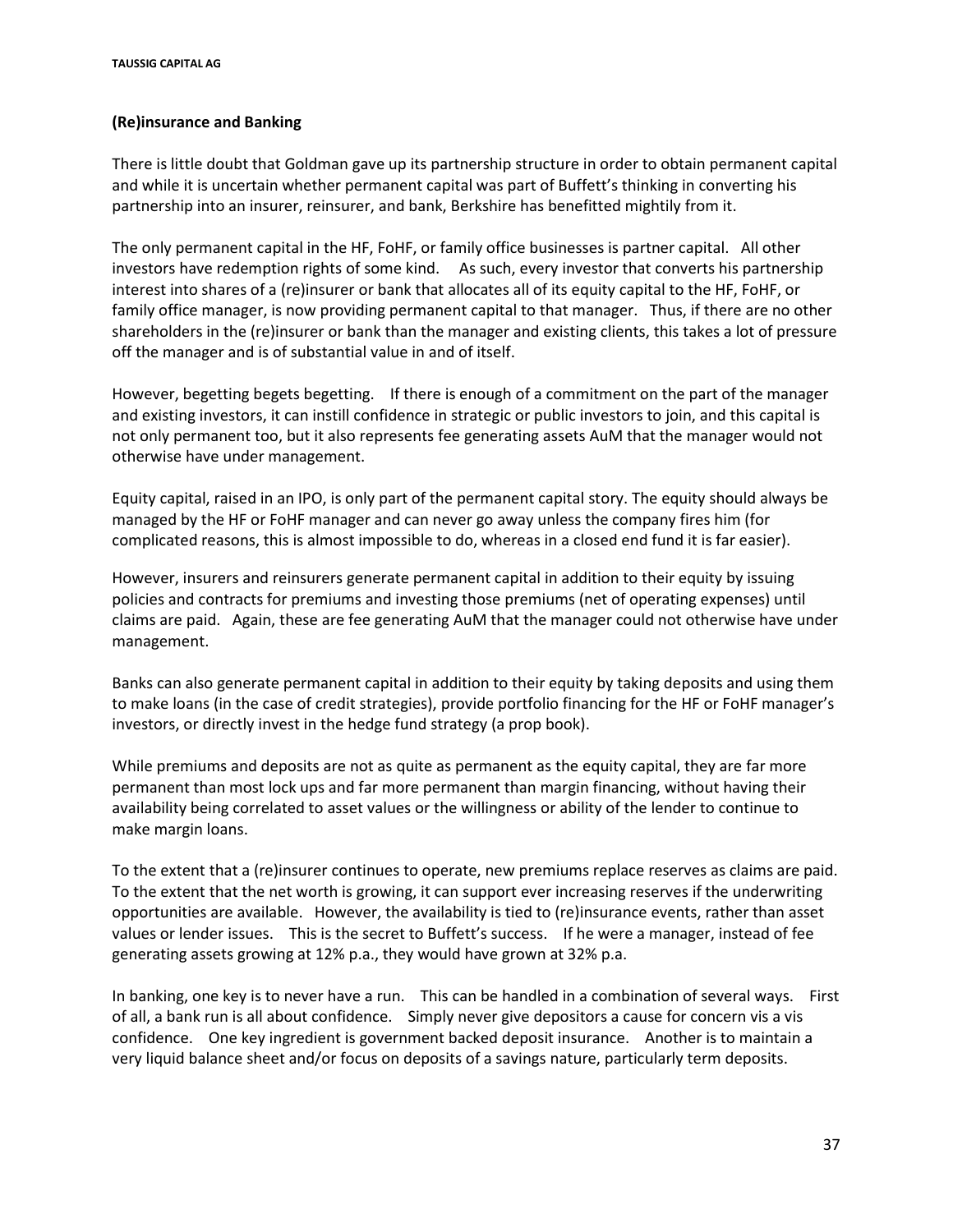**(Re)insurance and Banking**

There is little doubt that Goldman gave up its partnership structure in order to obtain permanent capital and while it is uncertain whether permanent capital was part of Buffett's thinking in converting his partnership into an insurer, reinsurer, and bank, Berkshire has benefitted mightily from it.

The only permanent capital in the HF, FoHF, or family office businesses is partner capital. All other investors have redemption rights of some kind. As such, every investor that converts his partnership interest into shares of a (re)insurer or bank that allocates all of its equity capital to the HF, FoHF, or family office manager, is now providing permanent capital to that manager. Thus, if there are no other shareholders in the (re)insurer or bank than the manager and existing clients, this takes a lot of pressure off the manager and is of substantial value in and of itself.

However, begetting begets begetting. If there is enough of a commitment on the part of the manager and existing investors, it can instill confidence in strategic or public investors to join, and this capital is not only permanent too, but it also represents fee generating assets AuM that the manager would not otherwise have under management.

Equity capital, raised in an IPO, is only part of the permanent capital story. The equity should always be managed by the HF or FoHF manager and can never go away unless the company fires him (for complicated reasons, this is almost impossible to do, whereas in a closed end fund it is far easier).

However, insurers and reinsurers generate permanent capital in addition to their equity by issuing policies and contracts for premiums and investing those premiums (net of operating expenses) until claims are paid. Again, these are fee generating AuM that the manager could not otherwise have under management.

Banks can also generate permanent capital in addition to their equity by taking deposits and using them to make loans (in the case of credit strategies), provide portfolio financing for the HF or FoHF manager's investors, or directly invest in the hedge fund strategy (a prop book).

While premiums and deposits are not as quite as permanent as the equity capital, they are far more permanent than most lock ups and far more permanent than margin financing, without having their availability being correlated to asset values or the willingness or ability of the lender to continue to make margin loans.

To the extent that a (re)insurer continues to operate, new premiums replace reserves as claims are paid. To the extent that the net worth is growing, it can support ever increasing reserves if the underwriting opportunities are available. However, the availability is tied to (re)insurance events, rather than asset values or lender issues. This is the secret to Buffett's success. If he were a manager, instead of fee generating assets growing at 12% p.a., they would have grown at 32% p.a.

In banking, one key is to never have a run. This can be handled in a combination of several ways. First of all, a bank run is all about confidence. Simply never give depositors a cause for concern vis a vis confidence. One key ingredient is government backed deposit insurance. Another is to maintain a very liquid balance sheet and/or focus on deposits of a savings nature, particularly term deposits.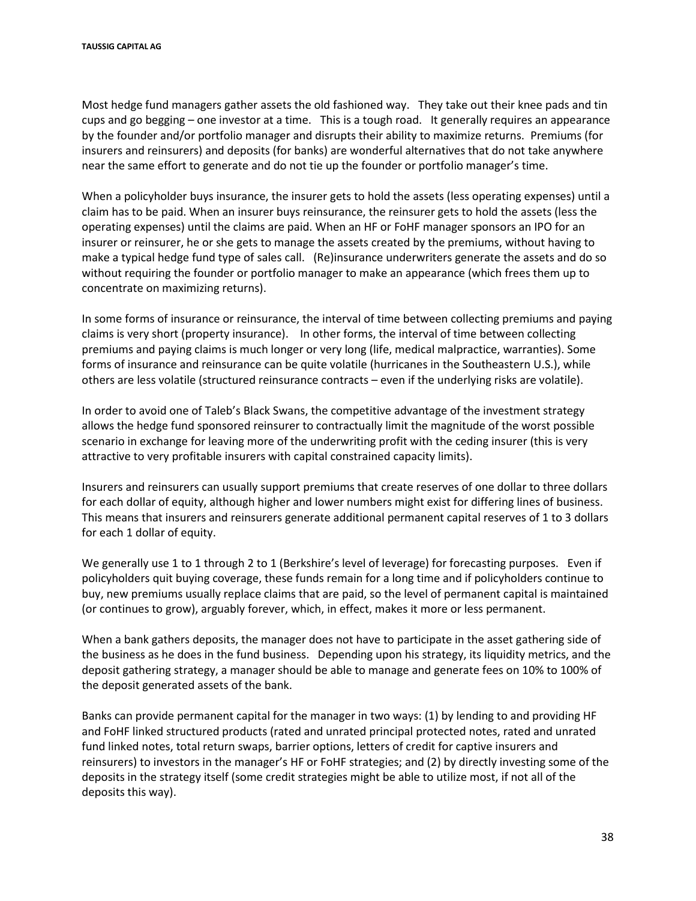Most hedge fund managers gather assets the old fashioned way. They take out their knee pads and tin cups and go begging – one investor at a time. This is a tough road. It generally requires an appearance by the founder and/or portfolio manager and disrupts their ability to maximize returns. Premiums (for insurers and reinsurers) and deposits (for banks) are wonderful alternatives that do not take anywhere near the same effort to generate and do not tie up the founder or portfolio manager's time.

When a policyholder buys insurance, the insurer gets to hold the assets (less operating expenses) until a claim has to be paid. When an insurer buys reinsurance, the reinsurer gets to hold the assets (less the operating expenses) until the claims are paid. When an HF or FoHF manager sponsors an IPO for an insurer or reinsurer, he or she gets to manage the assets created by the premiums, without having to make a typical hedge fund type of sales call. (Re)insurance underwriters generate the assets and do so without requiring the founder or portfolio manager to make an appearance (which frees them up to concentrate on maximizing returns).

In some forms of insurance or reinsurance, the interval of time between collecting premiums and paying claims is very short (property insurance). In other forms, the interval of time between collecting premiums and paying claims is much longer or very long (life, medical malpractice, warranties). Some forms of insurance and reinsurance can be quite volatile (hurricanes in the Southeastern U.S.), while others are less volatile (structured reinsurance contracts – even if the underlying risks are volatile).

In order to avoid one of Taleb's Black Swans, the competitive advantage of the investment strategy allows the hedge fund sponsored reinsurer to contractually limit the magnitude of the worst possible scenario in exchange for leaving more of the underwriting profit with the ceding insurer (this is very attractive to very profitable insurers with capital constrained capacity limits).

Insurers and reinsurers can usually support premiums that create reserves of one dollar to three dollars for each dollar of equity, although higher and lower numbers might exist for differing lines of business. This means that insurers and reinsurers generate additional permanent capital reserves of 1 to 3 dollars for each 1 dollar of equity.

We generally use 1 to 1 through 2 to 1 (Berkshire's level of leverage) for forecasting purposes. Even if policyholders quit buying coverage, these funds remain for a long time and if policyholders continue to buy, new premiums usually replace claims that are paid, so the level of permanent capital is maintained (or continues to grow), arguably forever, which, in effect, makes it more or less permanent.

When a bank gathers deposits, the manager does not have to participate in the asset gathering side of the business as he does in the fund business. Depending upon his strategy, its liquidity metrics, and the deposit gathering strategy, a manager should be able to manage and generate fees on 10% to 100% of the deposit generated assets of the bank.

Banks can provide permanent capital for the manager in two ways: (1) by lending to and providing HF and FoHF linked structured products (rated and unrated principal protected notes, rated and unrated fund linked notes, total return swaps, barrier options, letters of credit for captive insurers and reinsurers) to investors in the manager's HF or FoHF strategies; and (2) by directly investing some of the deposits in the strategy itself (some credit strategies might be able to utilize most, if not all of the deposits this way).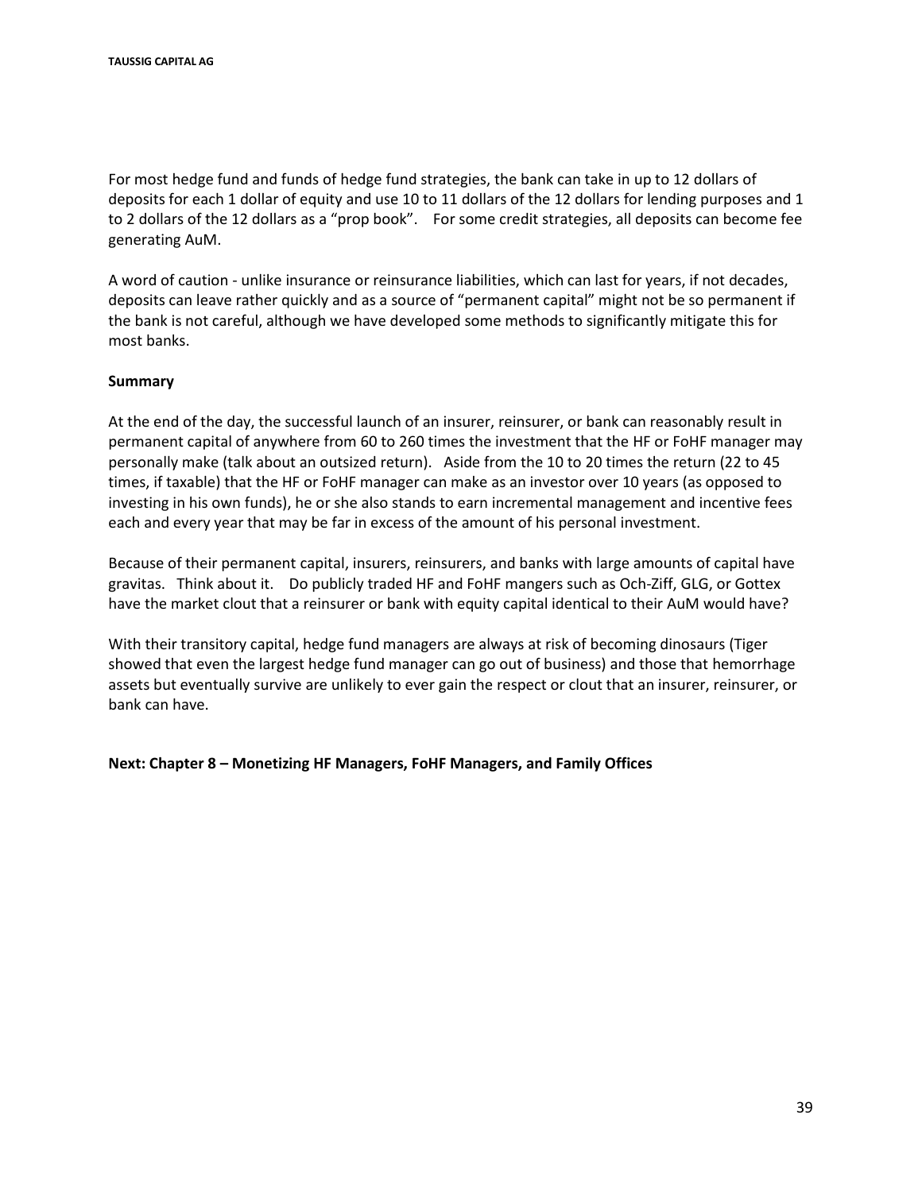For most hedge fund and funds of hedge fund strategies, the bank can take in up to 12 dollars of deposits for each 1 dollar of equity and use 10 to 11 dollars of the 12 dollars for lending purposes and 1 to 2 dollars of the 12 dollars as a "prop book". For some credit strategies, all deposits can become fee generating AuM.

A word of caution - unlike insurance or reinsurance liabilities, which can last for years, if not decades, deposits can leave rather quickly and as a source of "permanent capital" might not be so permanent if the bank is not careful, although we have developed some methods to significantly mitigate this for most banks.

**Summary**

At the end of the day, the successful launch of an insurer, reinsurer, or bank can reasonably result in permanent capital of anywhere from 60 to 260 times the investment that the HF or FoHF manager may personally make (talk about an outsized return). Aside from the 10 to 20 times the return (22 to 45 times, if taxable) that the HF or FoHF manager can make as an investor over 10 years (as opposed to investing in his own funds), he or she also stands to earn incremental management and incentive fees each and every year that may be far in excess of the amount of his personal investment.

Because of their permanent capital, insurers, reinsurers, and banks with large amounts of capital have gravitas. Think about it. Do publicly traded HF and FoHF mangers such as Och-Ziff, GLG, or Gottex have the market clout that a reinsurer or bank with equity capital identical to their AuM would have?

With their transitory capital, hedge fund managers are always at risk of becoming dinosaurs (Tiger showed that even the largest hedge fund manager can go out of business) and those that hemorrhage assets but eventually survive are unlikely to ever gain the respect or clout that an insurer, reinsurer, or bank can have.

**Next: Chapter 8 – Monetizing HF Managers, FoHF Managers, and Family Offices**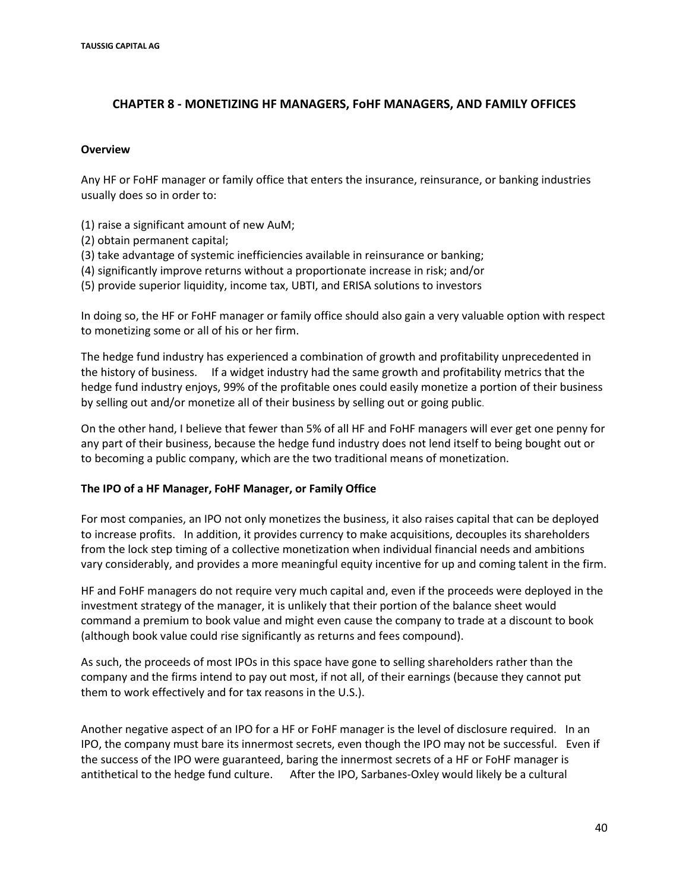## CHAPTER 8 - MONETIZING HF MANAGERS, FoHF MANAGERS, AND FAMILY OFFICES

**Overview**

Any HF or FoHF manager or family office that enters the insurance, reinsurance, or banking industries usually does so in order to:

(1) raise a significant amount of new AuM;
(2) obtain permanent capital;
(3) take advantage of systemic inefficiencies available in reinsurance or banking;
(4) significantly improve returns without a proportionate increase in risk; and/or
(5) provide superior liquidity, income tax, UBTI, and ERISA solutions to investors

In doing so, the HF or FoHF manager or family office should also gain a very valuable option with respect to monetizing some or all of his or her firm.

The hedge fund industry has experienced a combination of growth and profitability unprecedented in the history of business. If a widget industry had the same growth and profitability metrics that the hedge fund industry enjoys, 99% of the profitable ones could easily monetize a portion of their business by selling out and/or monetize all of their business by selling out or going public.

On the other hand, I believe that fewer than 5% of all HF and FoHF managers will ever get one penny for any part of their business, because the hedge fund industry does not lend itself to being bought out or to becoming a public company, which are the two traditional means of monetization.

**The IPO of a HF Manager, FoHF Manager, or Family Office**

For most companies, an IPO not only monetizes the business, it also raises capital that can be deployed to increase profits. In addition, it provides currency to make acquisitions, decouples its shareholders from the lock step timing of a collective monetization when individual financial needs and ambitions vary considerably, and provides a more meaningful equity incentive for up and coming talent in the firm.

HF and FoHF managers do not require very much capital and, even if the proceeds were deployed in the investment strategy of the manager, it is unlikely that their portion of the balance sheet would command a premium to book value and might even cause the company to trade at a discount to book (although book value could rise significantly as returns and fees compound).

As such, the proceeds of most IPOs in this space have gone to selling shareholders rather than the company and the firms intend to pay out most, if not all, of their earnings (because they cannot put them to work effectively and for tax reasons in the U.S.).

Another negative aspect of an IPO for a HF or FoHF manager is the level of disclosure required. In an IPO, the company must bare its innermost secrets, even though the IPO may not be successful. Even if the success of the IPO were guaranteed, baring the innermost secrets of a HF or FoHF manager is antithetical to the hedge fund culture. After the IPO, Sarbanes-Oxley would likely be a cultural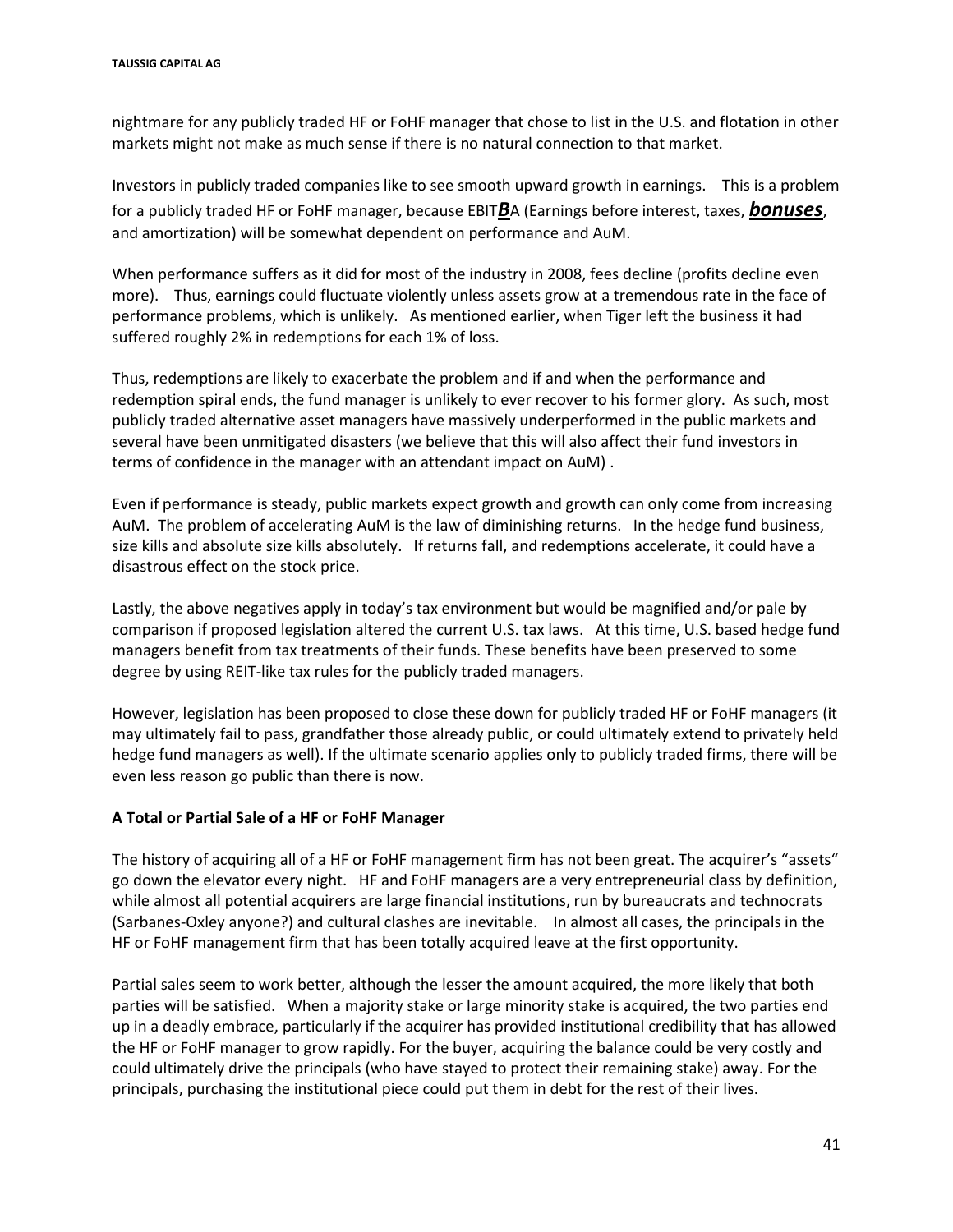nightmare for any publicly traded HF or FoHF manager that chose to list in the U.S. and flotation in other markets might not make as much sense if there is no natural connection to that market.

Investors in publicly traded companies like to see smooth upward growth in earnings. This is a problem for a publicly traded HF or FoHF manager, because EBIT***B***A (Earnings before interest, taxes, ***bonuses***, and amortization) will be somewhat dependent on performance and AuM.

When performance suffers as it did for most of the industry in 2008, fees decline (profits decline even more). Thus, earnings could fluctuate violently unless assets grow at a tremendous rate in the face of performance problems, which is unlikely. As mentioned earlier, when Tiger left the business it had suffered roughly 2% in redemptions for each 1% of loss.

Thus, redemptions are likely to exacerbate the problem and if and when the performance and redemption spiral ends, the fund manager is unlikely to ever recover to his former glory. As such, most publicly traded alternative asset managers have massively underperformed in the public markets and several have been unmitigated disasters (we believe that this will also affect their fund investors in terms of confidence in the manager with an attendant impact on AuM) .

Even if performance is steady, public markets expect growth and growth can only come from increasing AuM. The problem of accelerating AuM is the law of diminishing returns. In the hedge fund business, size kills and absolute size kills absolutely. If returns fall, and redemptions accelerate, it could have a disastrous effect on the stock price.

Lastly, the above negatives apply in today's tax environment but would be magnified and/or pale by comparison if proposed legislation altered the current U.S. tax laws. At this time, U.S. based hedge fund managers benefit from tax treatments of their funds. These benefits have been preserved to some degree by using REIT-like tax rules for the publicly traded managers.

However, legislation has been proposed to close these down for publicly traded HF or FoHF managers (it may ultimately fail to pass, grandfather those already public, or could ultimately extend to privately held hedge fund managers as well). If the ultimate scenario applies only to publicly traded firms, there will be even less reason go public than there is now.

**A Total or Partial Sale of a HF or FoHF Manager**

The history of acquiring all of a HF or FoHF management firm has not been great. The acquirer's "assets" go down the elevator every night. HF and FoHF managers are a very entrepreneurial class by definition, while almost all potential acquirers are large financial institutions, run by bureaucrats and technocrats (Sarbanes-Oxley anyone?) and cultural clashes are inevitable. In almost all cases, the principals in the HF or FoHF management firm that has been totally acquired leave at the first opportunity.

Partial sales seem to work better, although the lesser the amount acquired, the more likely that both parties will be satisfied. When a majority stake or large minority stake is acquired, the two parties end up in a deadly embrace, particularly if the acquirer has provided institutional credibility that has allowed the HF or FoHF manager to grow rapidly. For the buyer, acquiring the balance could be very costly and could ultimately drive the principals (who have stayed to protect their remaining stake) away. For the principals, purchasing the institutional piece could put them in debt for the rest of their lives.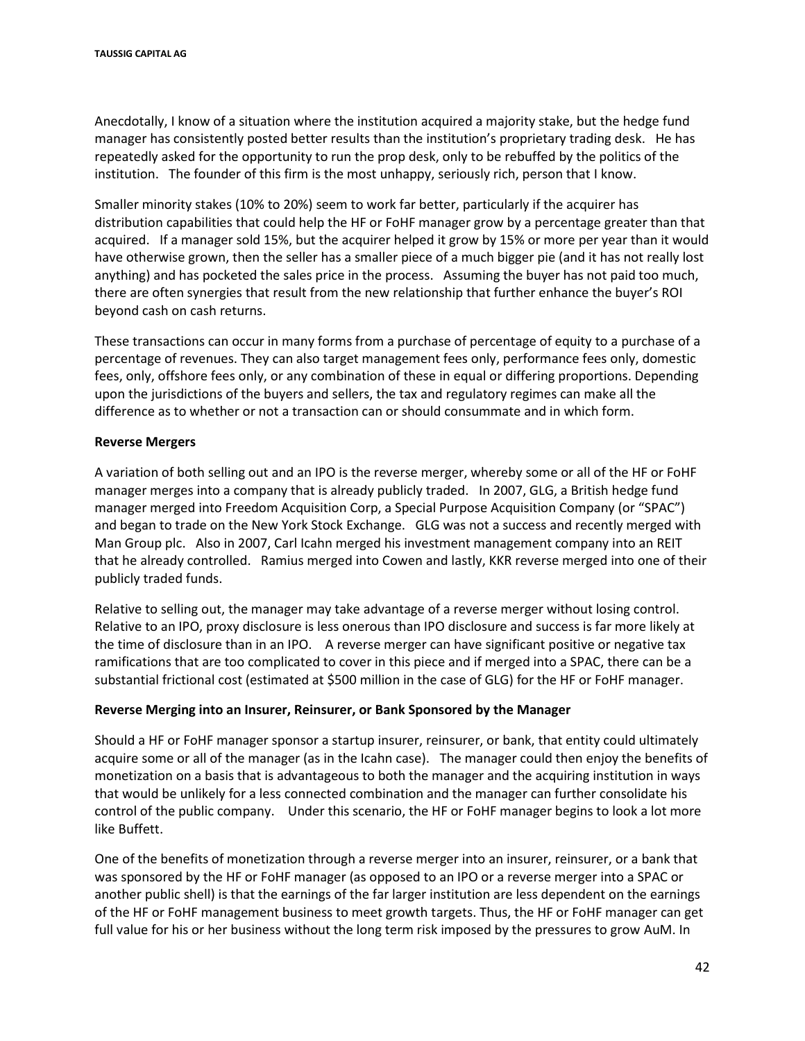Anecdotally, I know of a situation where the institution acquired a majority stake, but the hedge fund manager has consistently posted better results than the institution's proprietary trading desk. He has repeatedly asked for the opportunity to run the prop desk, only to be rebuffed by the politics of the institution. The founder of this firm is the most unhappy, seriously rich, person that I know.

Smaller minority stakes (10% to 20%) seem to work far better, particularly if the acquirer has distribution capabilities that could help the HF or FoHF manager grow by a percentage greater than that acquired. If a manager sold 15%, but the acquirer helped it grow by 15% or more per year than it would have otherwise grown, then the seller has a smaller piece of a much bigger pie (and it has not really lost anything) and has pocketed the sales price in the process. Assuming the buyer has not paid too much, there are often synergies that result from the new relationship that further enhance the buyer's ROI beyond cash on cash returns.

These transactions can occur in many forms from a purchase of percentage of equity to a purchase of a percentage of revenues. They can also target management fees only, performance fees only, domestic fees, only, offshore fees only, or any combination of these in equal or differing proportions. Depending upon the jurisdictions of the buyers and sellers, the tax and regulatory regimes can make all the difference as to whether or not a transaction can or should consummate and in which form.

**Reverse Mergers**

A variation of both selling out and an IPO is the reverse merger, whereby some or all of the HF or FoHF manager merges into a company that is already publicly traded. In 2007, GLG, a British hedge fund manager merged into Freedom Acquisition Corp, a Special Purpose Acquisition Company (or "SPAC") and began to trade on the New York Stock Exchange. GLG was not a success and recently merged with Man Group plc. Also in 2007, Carl Icahn merged his investment management company into an REIT that he already controlled. Ramius merged into Cowen and lastly, KKR reverse merged into one of their publicly traded funds.

Relative to selling out, the manager may take advantage of a reverse merger without losing control. Relative to an IPO, proxy disclosure is less onerous than IPO disclosure and success is far more likely at the time of disclosure than in an IPO. A reverse merger can have significant positive or negative tax ramifications that are too complicated to cover in this piece and if merged into a SPAC, there can be a substantial frictional cost (estimated at $500 million in the case of GLG) for the HF or FoHF manager.

**Reverse Merging into an Insurer, Reinsurer, or Bank Sponsored by the Manager**

Should a HF or FoHF manager sponsor a startup insurer, reinsurer, or bank, that entity could ultimately acquire some or all of the manager (as in the Icahn case). The manager could then enjoy the benefits of monetization on a basis that is advantageous to both the manager and the acquiring institution in ways that would be unlikely for a less connected combination and the manager can further consolidate his control of the public company. Under this scenario, the HF or FoHF manager begins to look a lot more like Buffett.

One of the benefits of monetization through a reverse merger into an insurer, reinsurer, or a bank that was sponsored by the HF or FoHF manager (as opposed to an IPO or a reverse merger into a SPAC or another public shell) is that the earnings of the far larger institution are less dependent on the earnings of the HF or FoHF management business to meet growth targets. Thus, the HF or FoHF manager can get full value for his or her business without the long term risk imposed by the pressures to grow AuM. In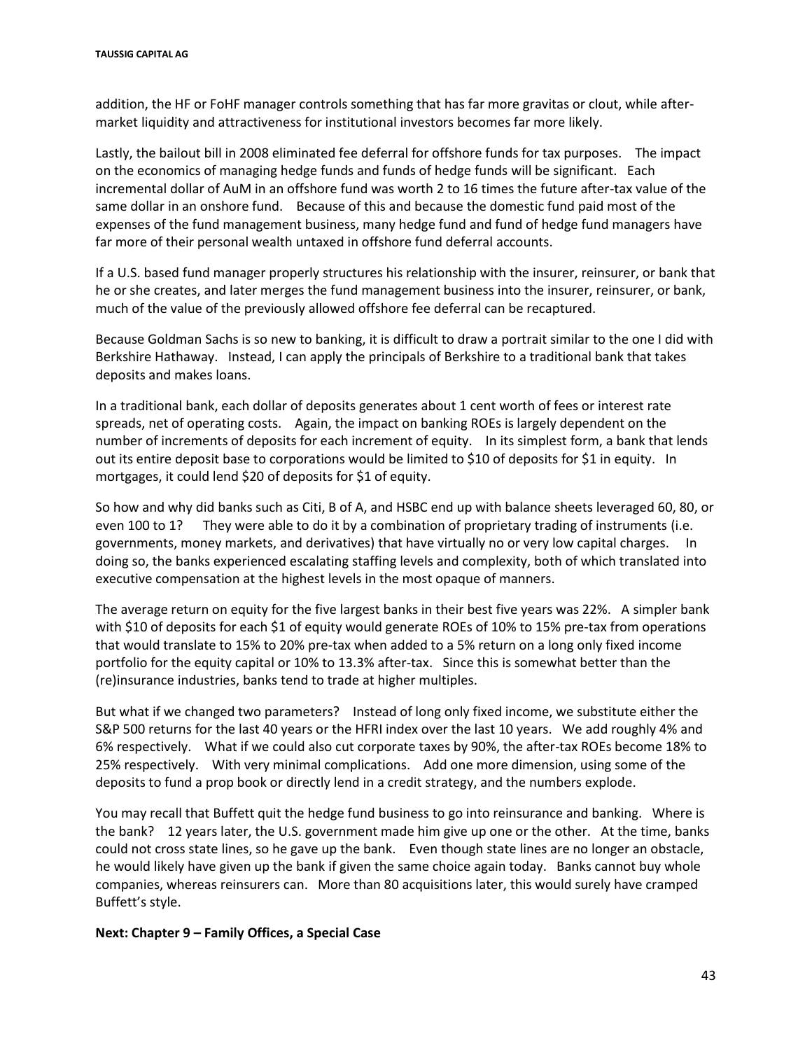addition, the HF or FoHF manager controls something that has far more gravitas or clout, while after-market liquidity and attractiveness for institutional investors becomes far more likely.

Lastly, the bailout bill in 2008 eliminated fee deferral for offshore funds for tax purposes. The impact on the economics of managing hedge funds and funds of hedge funds will be significant. Each incremental dollar of AuM in an offshore fund was worth 2 to 16 times the future after-tax value of the same dollar in an onshore fund. Because of this and because the domestic fund paid most of the expenses of the fund management business, many hedge fund and fund of hedge fund managers have far more of their personal wealth untaxed in offshore fund deferral accounts.

If a U.S. based fund manager properly structures his relationship with the insurer, reinsurer, or bank that he or she creates, and later merges the fund management business into the insurer, reinsurer, or bank, much of the value of the previously allowed offshore fee deferral can be recaptured.

Because Goldman Sachs is so new to banking, it is difficult to draw a portrait similar to the one I did with Berkshire Hathaway. Instead, I can apply the principals of Berkshire to a traditional bank that takes deposits and makes loans.

In a traditional bank, each dollar of deposits generates about 1 cent worth of fees or interest rate spreads, net of operating costs. Again, the impact on banking ROEs is largely dependent on the number of increments of deposits for each increment of equity. In its simplest form, a bank that lends out its entire deposit base to corporations would be limited to $10 of deposits for $1 in equity. In mortgages, it could lend $20 of deposits for $1 of equity.

So how and why did banks such as Citi, B of A, and HSBC end up with balance sheets leveraged 60, 80, or even 100 to 1? They were able to do it by a combination of proprietary trading of instruments (i.e. governments, money markets, and derivatives) that have virtually no or very low capital charges. In doing so, the banks experienced escalating staffing levels and complexity, both of which translated into executive compensation at the highest levels in the most opaque of manners.

The average return on equity for the five largest banks in their best five years was 22%. A simpler bank with $10 of deposits for each $1 of equity would generate ROEs of 10% to 15% pre-tax from operations that would translate to 15% to 20% pre-tax when added to a 5% return on a long only fixed income portfolio for the equity capital or 10% to 13.3% after-tax. Since this is somewhat better than the (re)insurance industries, banks tend to trade at higher multiples.

But what if we changed two parameters? Instead of long only fixed income, we substitute either the S&P 500 returns for the last 40 years or the HFRI index over the last 10 years. We add roughly 4% and 6% respectively. What if we could also cut corporate taxes by 90%, the after-tax ROEs become 18% to 25% respectively. With very minimal complications. Add one more dimension, using some of the deposits to fund a prop book or directly lend in a credit strategy, and the numbers explode.

You may recall that Buffett quit the hedge fund business to go into reinsurance and banking. Where is the bank? 12 years later, the U.S. government made him give up one or the other. At the time, banks could not cross state lines, so he gave up the bank. Even though state lines are no longer an obstacle, he would likely have given up the bank if given the same choice again today. Banks cannot buy whole companies, whereas reinsurers can. More than 80 acquisitions later, this would surely have cramped Buffett's style.

**Next: Chapter 9 – Family Offices, a Special Case**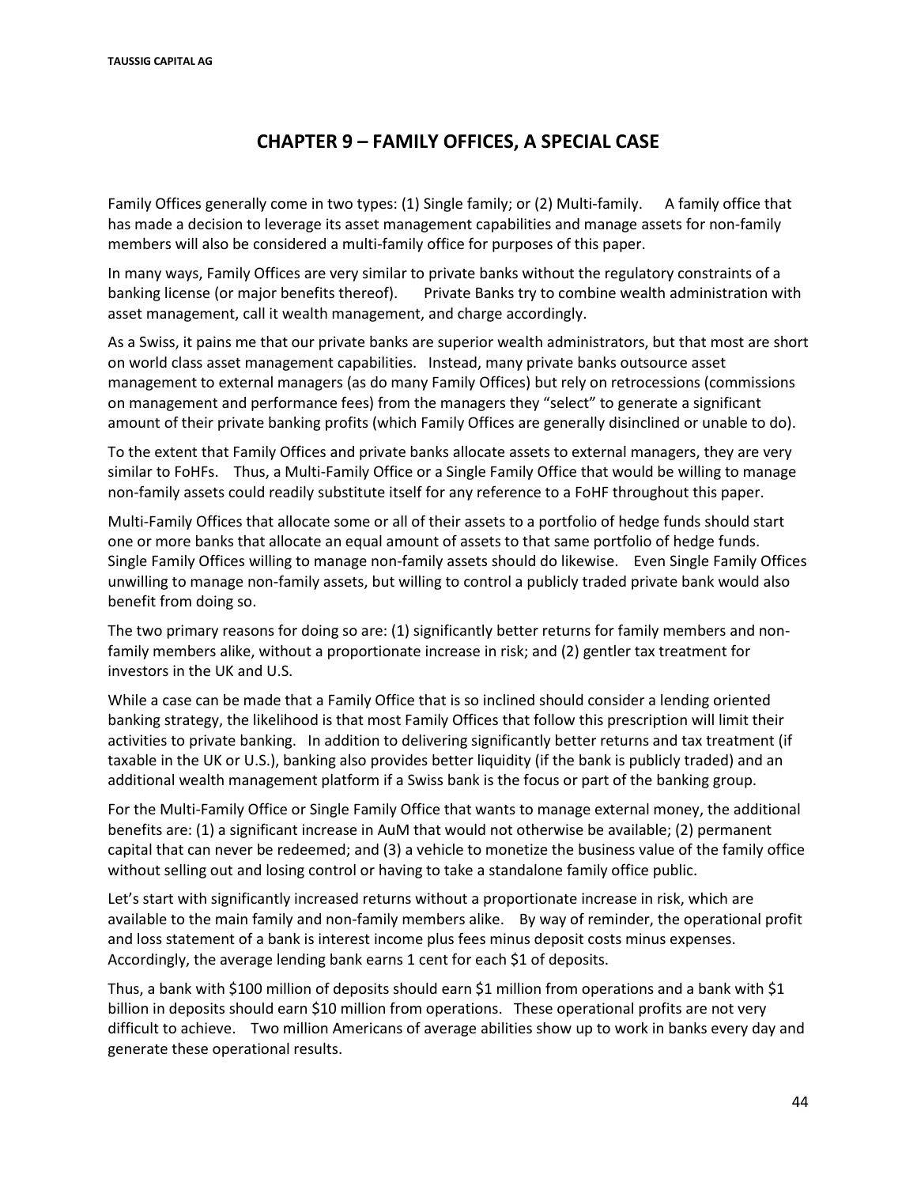# CHAPTER 9 – FAMILY OFFICES, A SPECIAL CASE

Family Offices generally come in two types: (1) Single family; or (2) Multi-family. A family office that has made a decision to leverage its asset management capabilities and manage assets for non-family members will also be considered a multi-family office for purposes of this paper.

In many ways, Family Offices are very similar to private banks without the regulatory constraints of a banking license (or major benefits thereof). Private Banks try to combine wealth administration with asset management, call it wealth management, and charge accordingly.

As a Swiss, it pains me that our private banks are superior wealth administrators, but that most are short on world class asset management capabilities. Instead, many private banks outsource asset management to external managers (as do many Family Offices) but rely on retrocessions (commissions on management and performance fees) from the managers they "select" to generate a significant amount of their private banking profits (which Family Offices are generally disinclined or unable to do).

To the extent that Family Offices and private banks allocate assets to external managers, they are very similar to FoHFs. Thus, a Multi-Family Office or a Single Family Office that would be willing to manage non-family assets could readily substitute itself for any reference to a FoHF throughout this paper.

Multi-Family Offices that allocate some or all of their assets to a portfolio of hedge funds should start one or more banks that allocate an equal amount of assets to that same portfolio of hedge funds. Single Family Offices willing to manage non-family assets should do likewise. Even Single Family Offices unwilling to manage non-family assets, but willing to control a publicly traded private bank would also benefit from doing so.

The two primary reasons for doing so are: (1) significantly better returns for family members and non-family members alike, without a proportionate increase in risk; and (2) gentler tax treatment for investors in the UK and U.S.

While a case can be made that a Family Office that is so inclined should consider a lending oriented banking strategy, the likelihood is that most Family Offices that follow this prescription will limit their activities to private banking. In addition to delivering significantly better returns and tax treatment (if taxable in the UK or U.S.), banking also provides better liquidity (if the bank is publicly traded) and an additional wealth management platform if a Swiss bank is the focus or part of the banking group.

For the Multi-Family Office or Single Family Office that wants to manage external money, the additional benefits are: (1) a significant increase in AuM that would not otherwise be available; (2) permanent capital that can never be redeemed; and (3) a vehicle to monetize the business value of the family office without selling out and losing control or having to take a standalone family office public.

Let's start with significantly increased returns without a proportionate increase in risk, which are available to the main family and non-family members alike. By way of reminder, the operational profit and loss statement of a bank is interest income plus fees minus deposit costs minus expenses. Accordingly, the average lending bank earns 1 cent for each $1 of deposits.

Thus, a bank with $100 million of deposits should earn $1 million from operations and a bank with $1 billion in deposits should earn $10 million from operations. These operational profits are not very difficult to achieve. Two million Americans of average abilities show up to work in banks every day and generate these operational results.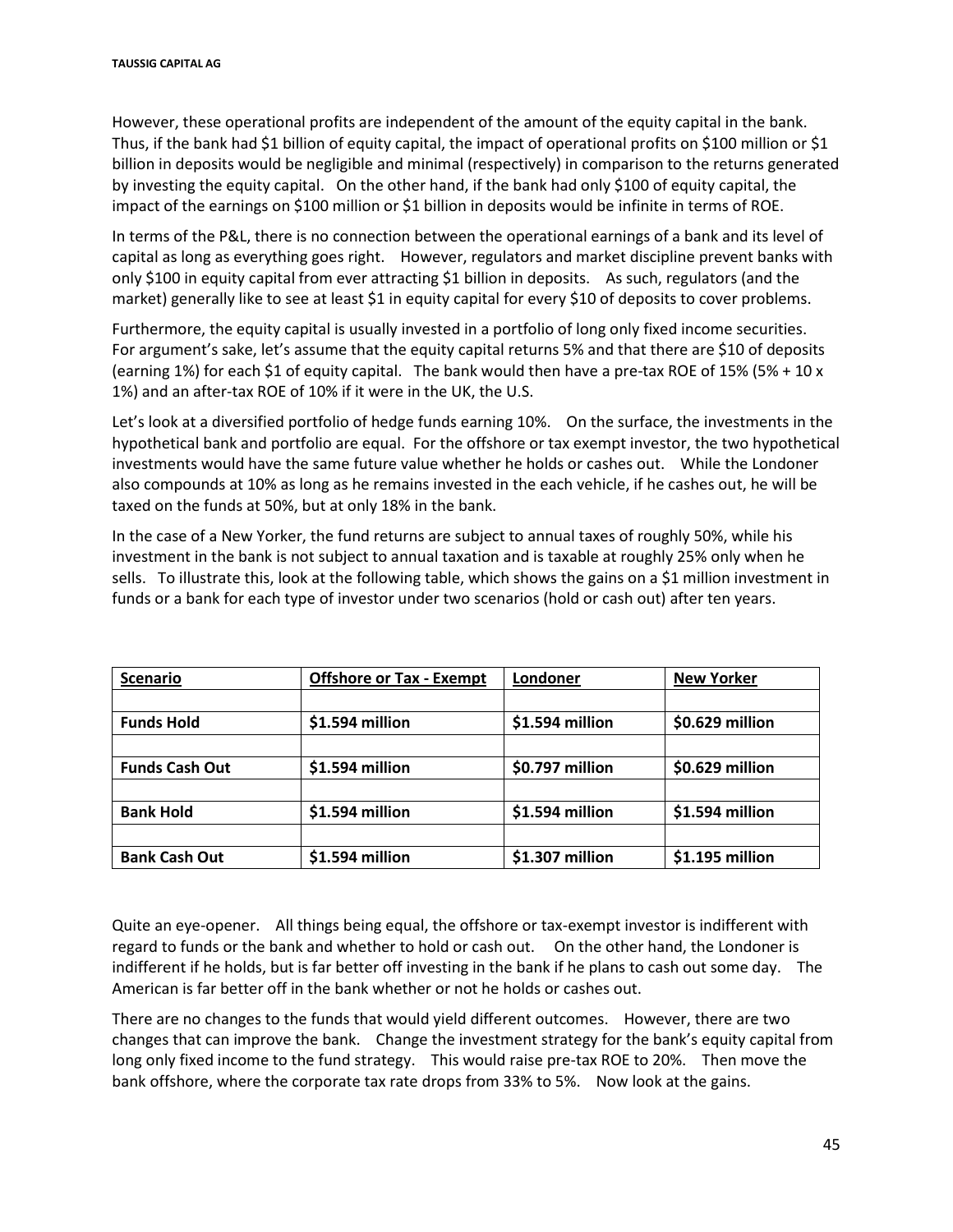However, these operational profits are independent of the amount of the equity capital in the bank. Thus, if the bank had $1 billion of equity capital, the impact of operational profits on $100 million or $1 billion in deposits would be negligible and minimal (respectively) in comparison to the returns generated by investing the equity capital. On the other hand, if the bank had only $100 of equity capital, the impact of the earnings on $100 million or $1 billion in deposits would be infinite in terms of ROE.

In terms of the P&L, there is no connection between the operational earnings of a bank and its level of capital as long as everything goes right. However, regulators and market discipline prevent banks with only $100 in equity capital from ever attracting $1 billion in deposits. As such, regulators (and the market) generally like to see at least $1 in equity capital for every $10 of deposits to cover problems.

Furthermore, the equity capital is usually invested in a portfolio of long only fixed income securities. For argument's sake, let's assume that the equity capital returns 5% and that there are $10 of deposits (earning 1%) for each $1 of equity capital. The bank would then have a pre-tax ROE of 15% (5% + 10 x 1%) and an after-tax ROE of 10% if it were in the UK, the U.S.

Let's look at a diversified portfolio of hedge funds earning 10%. On the surface, the investments in the hypothetical bank and portfolio are equal. For the offshore or tax exempt investor, the two hypothetical investments would have the same future value whether he holds or cashes out. While the Londoner also compounds at 10% as long as he remains invested in the each vehicle, if he cashes out, he will be taxed on the funds at 50%, but at only 18% in the bank.

In the case of a New Yorker, the fund returns are subject to annual taxes of roughly 50%, while his investment in the bank is not subject to annual taxation and is taxable at roughly 25% only when he sells. To illustrate this, look at the following table, which shows the gains on a $1 million investment in funds or a bank for each type of investor under two scenarios (hold or cash out) after ten years.

| Scenario | Offshore or Tax - Exempt | Londoner | New Yorker |
|---|---|---|---|
| **Funds Hold** | **$1.594 million** | **$1.594 million** | **$0.629 million** |
| **Funds Cash Out** | **$1.594 million** | **$0.797 million** | **$0.629 million** |
| **Bank Hold** | **$1.594 million** | **$1.594 million** | **$1.594 million** |
| **Bank Cash Out** | **$1.594 million** | **$1.307 million** | **$1.195 million** |

Quite an eye-opener. All things being equal, the offshore or tax-exempt investor is indifferent with regard to funds or the bank and whether to hold or cash out. On the other hand, the Londoner is indifferent if he holds, but is far better off investing in the bank if he plans to cash out some day. The American is far better off in the bank whether or not he holds or cashes out.

There are no changes to the funds that would yield different outcomes. However, there are two changes that can improve the bank. Change the investment strategy for the bank's equity capital from long only fixed income to the fund strategy. This would raise pre-tax ROE to 20%. Then move the bank offshore, where the corporate tax rate drops from 33% to 5%. Now look at the gains.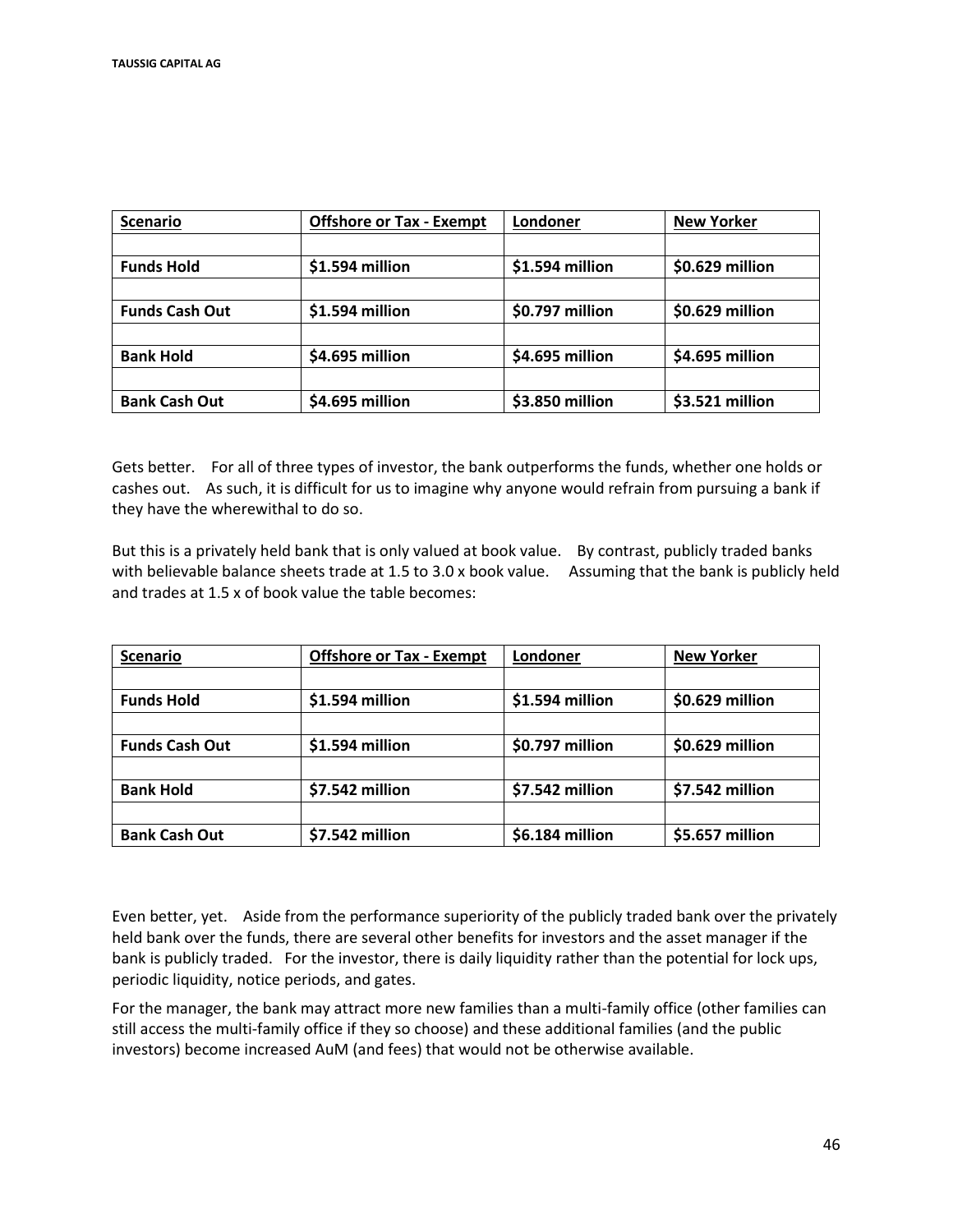| Scenario | Offshore or Tax - Exempt | Londoner | New Yorker |
|---|---|---|---|
| | | | |
| **Funds Hold** | **$1.594 million** | **$1.594 million** | **$0.629 million** |
| | | | |
| **Funds Cash Out** | **$1.594 million** | **$0.797 million** | **$0.629 million** |
| | | | |
| **Bank Hold** | **$4.695 million** | **$4.695 million** | **$4.695 million** |
| | | | |
| **Bank Cash Out** | **$4.695 million** | **$3.850 million** | **$3.521 million** |

Gets better. For all of three types of investor, the bank outperforms the funds, whether one holds or cashes out. As such, it is difficult for us to imagine why anyone would refrain from pursuing a bank if they have the wherewithal to do so.

But this is a privately held bank that is only valued at book value. By contrast, publicly traded banks with believable balance sheets trade at 1.5 to 3.0 x book value. Assuming that the bank is publicly held and trades at 1.5 x of book value the table becomes:

| Scenario | Offshore or Tax - Exempt | Londoner | New Yorker |
|---|---|---|---|
| | | | |
| **Funds Hold** | **$1.594 million** | **$1.594 million** | **$0.629 million** |
| | | | |
| **Funds Cash Out** | **$1.594 million** | **$0.797 million** | **$0.629 million** |
| | | | |
| **Bank Hold** | **$7.542 million** | **$7.542 million** | **$7.542 million** |
| | | | |
| **Bank Cash Out** | **$7.542 million** | **$6.184 million** | **$5.657 million** |

Even better, yet. Aside from the performance superiority of the publicly traded bank over the privately held bank over the funds, there are several other benefits for investors and the asset manager if the bank is publicly traded. For the investor, there is daily liquidity rather than the potential for lock ups, periodic liquidity, notice periods, and gates.

For the manager, the bank may attract more new families than a multi-family office (other families can still access the multi-family office if they so choose) and these additional families (and the public investors) become increased AuM (and fees) that would not be otherwise available.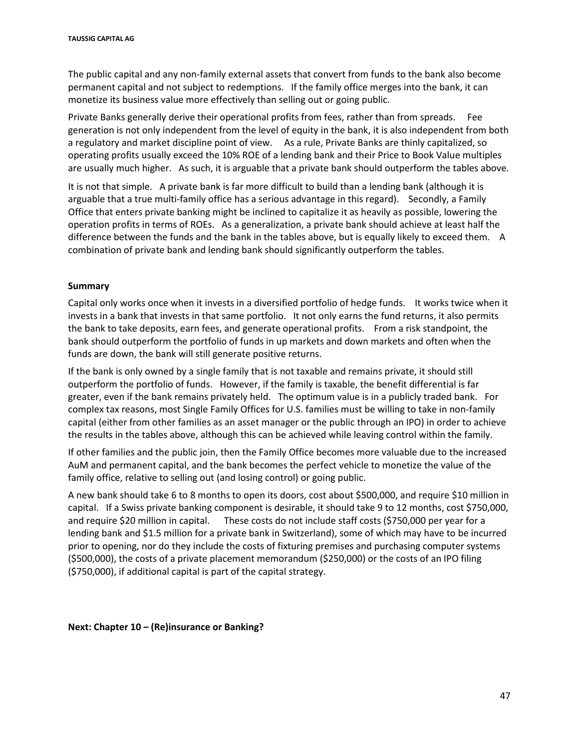The public capital and any non-family external assets that convert from funds to the bank also become permanent capital and not subject to redemptions. If the family office merges into the bank, it can monetize its business value more effectively than selling out or going public.

Private Banks generally derive their operational profits from fees, rather than from spreads. Fee generation is not only independent from the level of equity in the bank, it is also independent from both a regulatory and market discipline point of view. As a rule, Private Banks are thinly capitalized, so operating profits usually exceed the 10% ROE of a lending bank and their Price to Book Value multiples are usually much higher. As such, it is arguable that a private bank should outperform the tables above.

It is not that simple. A private bank is far more difficult to build than a lending bank (although it is arguable that a true multi-family office has a serious advantage in this regard). Secondly, a Family Office that enters private banking might be inclined to capitalize it as heavily as possible, lowering the operation profits in terms of ROEs. As a generalization, a private bank should achieve at least half the difference between the funds and the bank in the tables above, but is equally likely to exceed them. A combination of private bank and lending bank should significantly outperform the tables.

**Summary**

Capital only works once when it invests in a diversified portfolio of hedge funds. It works twice when it invests in a bank that invests in that same portfolio. It not only earns the fund returns, it also permits the bank to take deposits, earn fees, and generate operational profits. From a risk standpoint, the bank should outperform the portfolio of funds in up markets and down markets and often when the funds are down, the bank will still generate positive returns.

If the bank is only owned by a single family that is not taxable and remains private, it should still outperform the portfolio of funds. However, if the family is taxable, the benefit differential is far greater, even if the bank remains privately held. The optimum value is in a publicly traded bank. For complex tax reasons, most Single Family Offices for U.S. families must be willing to take in non-family capital (either from other families as an asset manager or the public through an IPO) in order to achieve the results in the tables above, although this can be achieved while leaving control within the family.

If other families and the public join, then the Family Office becomes more valuable due to the increased AuM and permanent capital, and the bank becomes the perfect vehicle to monetize the value of the family office, relative to selling out (and losing control) or going public.

A new bank should take 6 to 8 months to open its doors, cost about $500,000, and require $10 million in capital. If a Swiss private banking component is desirable, it should take 9 to 12 months, cost $750,000, and require $20 million in capital. These costs do not include staff costs ($750,000 per year for a lending bank and $1.5 million for a private bank in Switzerland), some of which may have to be incurred prior to opening, nor do they include the costs of fixturing premises and purchasing computer systems ($500,000), the costs of a private placement memorandum ($250,000) or the costs of an IPO filing ($750,000), if additional capital is part of the capital strategy.

**Next: Chapter 10 – (Re)insurance or Banking?**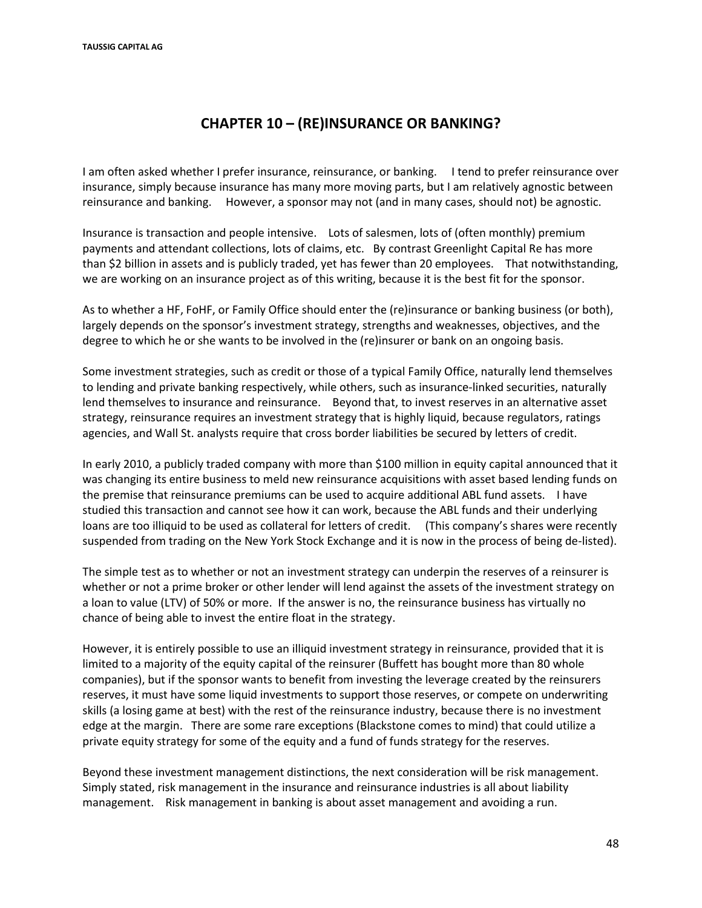# CHAPTER 10 – (RE)INSURANCE OR BANKING?

I am often asked whether I prefer insurance, reinsurance, or banking. I tend to prefer reinsurance over insurance, simply because insurance has many more moving parts, but I am relatively agnostic between reinsurance and banking. However, a sponsor may not (and in many cases, should not) be agnostic.

Insurance is transaction and people intensive. Lots of salesmen, lots of (often monthly) premium payments and attendant collections, lots of claims, etc. By contrast Greenlight Capital Re has more than $2 billion in assets and is publicly traded, yet has fewer than 20 employees. That notwithstanding, we are working on an insurance project as of this writing, because it is the best fit for the sponsor.

As to whether a HF, FoHF, or Family Office should enter the (re)insurance or banking business (or both), largely depends on the sponsor's investment strategy, strengths and weaknesses, objectives, and the degree to which he or she wants to be involved in the (re)insurer or bank on an ongoing basis.

Some investment strategies, such as credit or those of a typical Family Office, naturally lend themselves to lending and private banking respectively, while others, such as insurance-linked securities, naturally lend themselves to insurance and reinsurance. Beyond that, to invest reserves in an alternative asset strategy, reinsurance requires an investment strategy that is highly liquid, because regulators, ratings agencies, and Wall St. analysts require that cross border liabilities be secured by letters of credit.

In early 2010, a publicly traded company with more than $100 million in equity capital announced that it was changing its entire business to meld new reinsurance acquisitions with asset based lending funds on the premise that reinsurance premiums can be used to acquire additional ABL fund assets. I have studied this transaction and cannot see how it can work, because the ABL funds and their underlying loans are too illiquid to be used as collateral for letters of credit. (This company's shares were recently suspended from trading on the New York Stock Exchange and it is now in the process of being de-listed).

The simple test as to whether or not an investment strategy can underpin the reserves of a reinsurer is whether or not a prime broker or other lender will lend against the assets of the investment strategy on a loan to value (LTV) of 50% or more. If the answer is no, the reinsurance business has virtually no chance of being able to invest the entire float in the strategy.

However, it is entirely possible to use an illiquid investment strategy in reinsurance, provided that it is limited to a majority of the equity capital of the reinsurer (Buffett has bought more than 80 whole companies), but if the sponsor wants to benefit from investing the leverage created by the reinsurers reserves, it must have some liquid investments to support those reserves, or compete on underwriting skills (a losing game at best) with the rest of the reinsurance industry, because there is no investment edge at the margin. There are some rare exceptions (Blackstone comes to mind) that could utilize a private equity strategy for some of the equity and a fund of funds strategy for the reserves.

Beyond these investment management distinctions, the next consideration will be risk management. Simply stated, risk management in the insurance and reinsurance industries is all about liability management. Risk management in banking is about asset management and avoiding a run.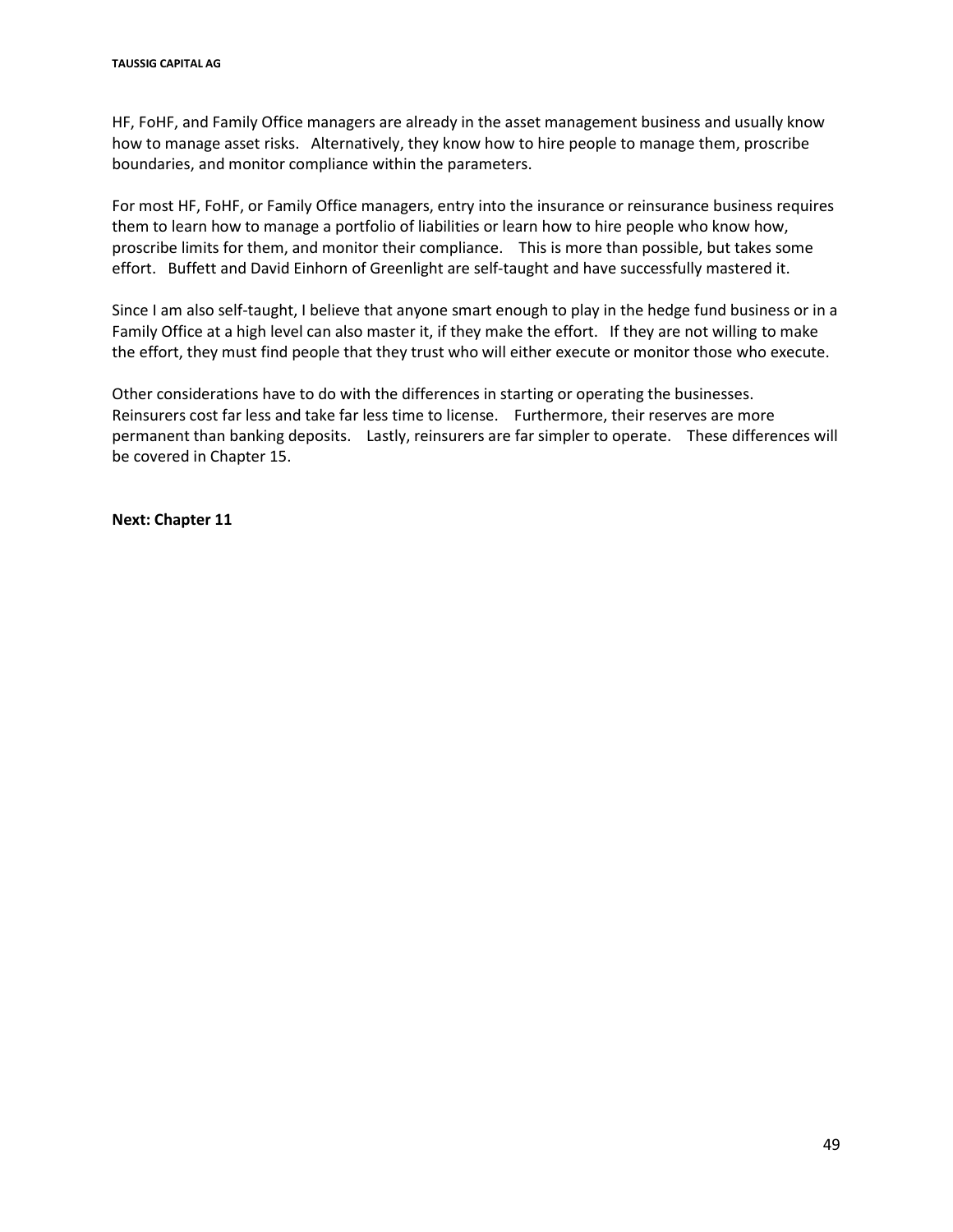HF, FoHF, and Family Office managers are already in the asset management business and usually know how to manage asset risks. Alternatively, they know how to hire people to manage them, proscribe boundaries, and monitor compliance within the parameters.

For most HF, FoHF, or Family Office managers, entry into the insurance or reinsurance business requires them to learn how to manage a portfolio of liabilities or learn how to hire people who know how, proscribe limits for them, and monitor their compliance. This is more than possible, but takes some effort. Buffett and David Einhorn of Greenlight are self-taught and have successfully mastered it.

Since I am also self-taught, I believe that anyone smart enough to play in the hedge fund business or in a Family Office at a high level can also master it, if they make the effort. If they are not willing to make the effort, they must find people that they trust who will either execute or monitor those who execute.

Other considerations have to do with the differences in starting or operating the businesses. Reinsurers cost far less and take far less time to license. Furthermore, their reserves are more permanent than banking deposits. Lastly, reinsurers are far simpler to operate. These differences will be covered in Chapter 15.

**Next: Chapter 11**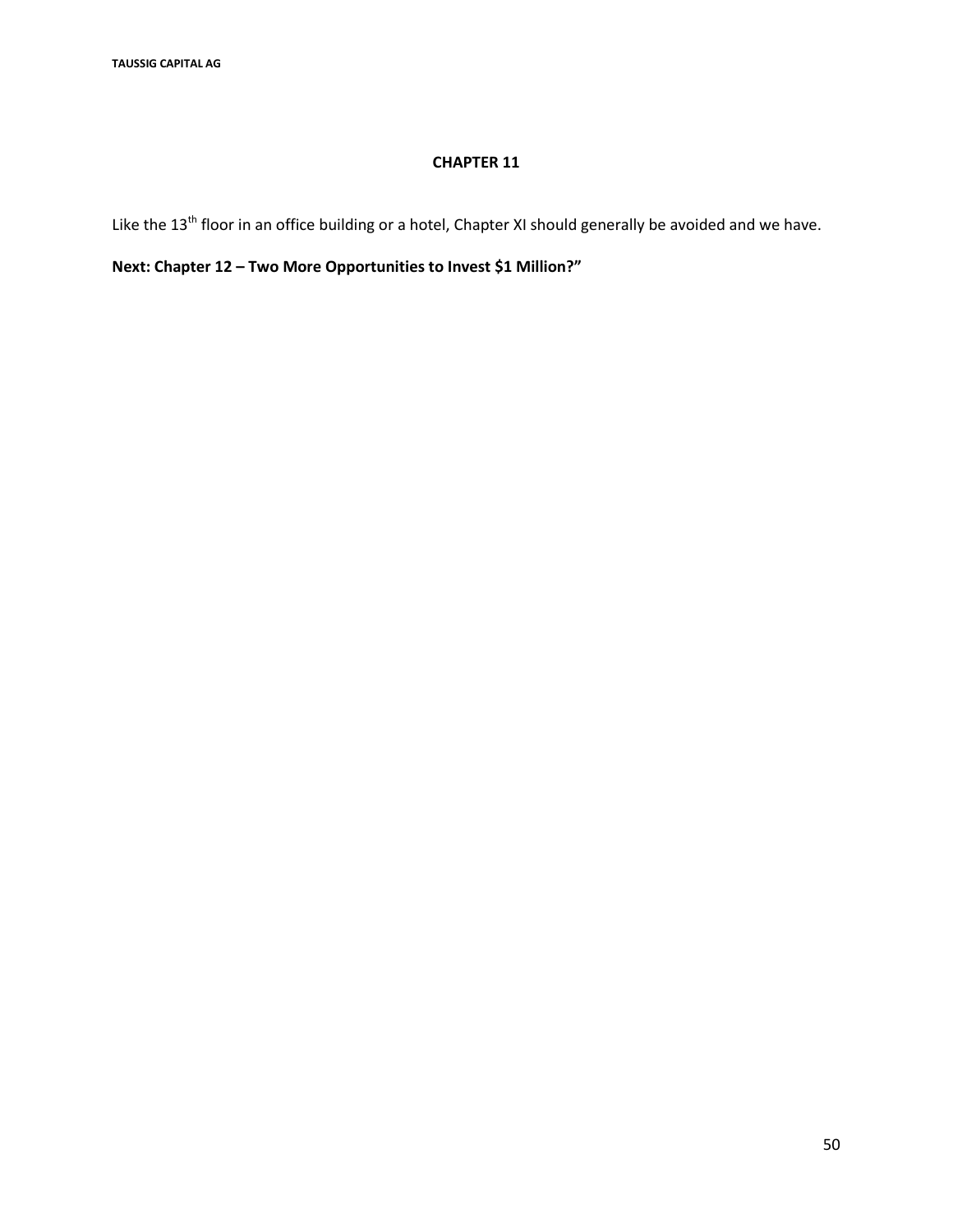## CHAPTER 11

Like the 13th floor in an office building or a hotel, Chapter XI should generally be avoided and we have.

**Next: Chapter 12 – Two More Opportunities to Invest $1 Million?"**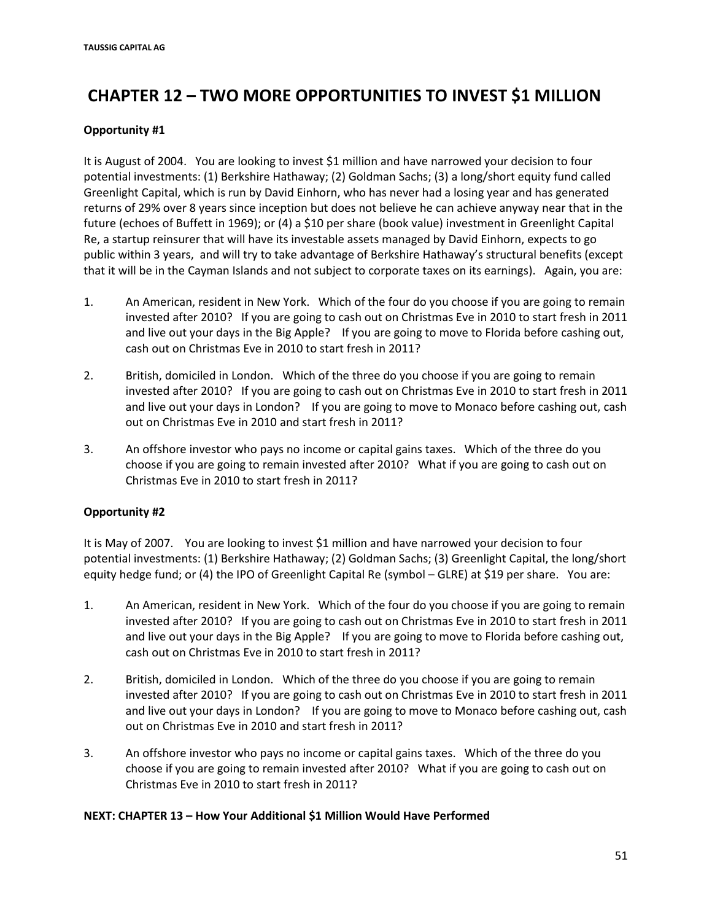# CHAPTER 12 – TWO MORE OPPORTUNITIES TO INVEST $1 MILLION

**Opportunity #1**

It is August of 2004. You are looking to invest $1 million and have narrowed your decision to four potential investments: (1) Berkshire Hathaway; (2) Goldman Sachs; (3) a long/short equity fund called Greenlight Capital, which is run by David Einhorn, who has never had a losing year and has generated returns of 29% over 8 years since inception but does not believe he can achieve anyway near that in the future (echoes of Buffett in 1969); or (4) a $10 per share (book value) investment in Greenlight Capital Re, a startup reinsurer that will have its investable assets managed by David Einhorn, expects to go public within 3 years, and will try to take advantage of Berkshire Hathaway's structural benefits (except that it will be in the Cayman Islands and not subject to corporate taxes on its earnings). Again, you are:

1. An American, resident in New York. Which of the four do you choose if you are going to remain invested after 2010? If you are going to cash out on Christmas Eve in 2010 to start fresh in 2011 and live out your days in the Big Apple? If you are going to move to Florida before cashing out, cash out on Christmas Eve in 2010 to start fresh in 2011?

2. British, domiciled in London. Which of the three do you choose if you are going to remain invested after 2010? If you are going to cash out on Christmas Eve in 2010 to start fresh in 2011 and live out your days in London? If you are going to move to Monaco before cashing out, cash out on Christmas Eve in 2010 and start fresh in 2011?

3. An offshore investor who pays no income or capital gains taxes. Which of the three do you choose if you are going to remain invested after 2010? What if you are going to cash out on Christmas Eve in 2010 to start fresh in 2011?

**Opportunity #2**

It is May of 2007. You are looking to invest $1 million and have narrowed your decision to four potential investments: (1) Berkshire Hathaway; (2) Goldman Sachs; (3) Greenlight Capital, the long/short equity hedge fund; or (4) the IPO of Greenlight Capital Re (symbol – GLRE) at $19 per share. You are:

1. An American, resident in New York. Which of the four do you choose if you are going to remain invested after 2010? If you are going to cash out on Christmas Eve in 2010 to start fresh in 2011 and live out your days in the Big Apple? If you are going to move to Florida before cashing out, cash out on Christmas Eve in 2010 to start fresh in 2011?

2. British, domiciled in London. Which of the three do you choose if you are going to remain invested after 2010? If you are going to cash out on Christmas Eve in 2010 to start fresh in 2011 and live out your days in London? If you are going to move to Monaco before cashing out, cash out on Christmas Eve in 2010 and start fresh in 2011?

3. An offshore investor who pays no income or capital gains taxes. Which of the three do you choose if you are going to remain invested after 2010? What if you are going to cash out on Christmas Eve in 2010 to start fresh in 2011?

**NEXT: CHAPTER 13 – How Your Additional $1 Million Would Have Performed**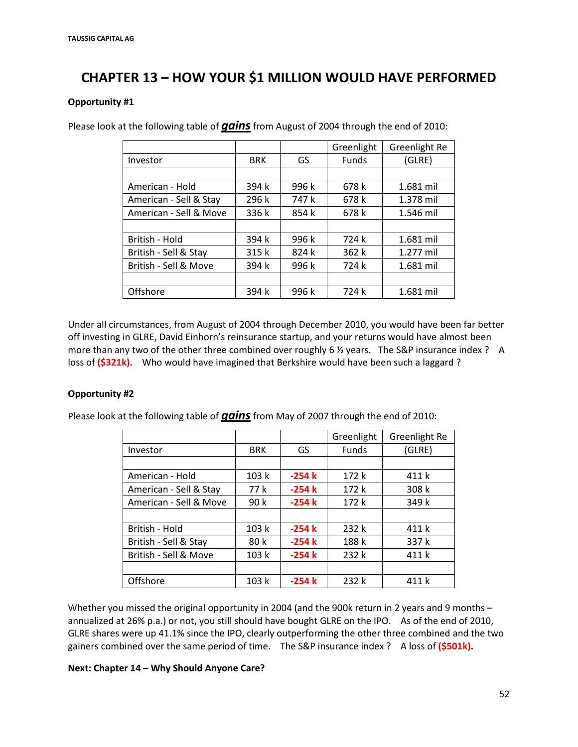# CHAPTER 13 – HOW YOUR $1 MILLION WOULD HAVE PERFORMED

**Opportunity #1**

Please look at the following table of ***gains*** from August of 2004 through the end of 2010:

| Investor | BRK | GS | Greenlight Funds | Greenlight Re (GLRE) |
|---|---|---|---|---|
| | | | | |
| American - Hold | 394 k | 996 k | 678 k | 1.681 mil |
| American - Sell & Stay | 296 k | 747 k | 678 k | 1.378 mil |
| American - Sell & Move | 336 k | 854 k | 678 k | 1.546 mil |
| | | | | |
| British - Hold | 394 k | 996 k | 724 k | 1.681 mil |
| British - Sell & Stay | 315 k | 824 k | 362 k | 1.277 mil |
| British - Sell & Move | 394 k | 996 k | 724 k | 1.681 mil |
| | | | | |
| Offshore | 394 k | 996 k | 724 k | 1.681 mil |

Under all circumstances, from August of 2004 through December 2010, you would have been far better off investing in GLRE, David Einhorn's reinsurance startup, and your returns would have almost been more than any two of the other three combined over roughly 6 ½ years. The S&P insurance index ? A loss of **($321k).** Who would have imagined that Berkshire would have been such a laggard ?

**Opportunity #2**

Please look at the following table of ***gains*** from May of 2007 through the end of 2010:

| Investor | BRK | GS | Greenlight Funds | Greenlight Re (GLRE) |
|---|---|---|---|---|
| | | | | |
| American - Hold | 103 k | **-254 k** | 172 k | 411 k |
| American - Sell & Stay | 77 k | **-254 k** | 172 k | 308 k |
| American - Sell & Move | 90 k | **-254 k** | 172 k | 349 k |
| | | | | |
| British - Hold | 103 k | **-254 k** | 232 k | 411 k |
| British - Sell & Stay | 80 k | **-254 k** | 188 k | 337 k |
| British - Sell & Move | 103 k | **-254 k** | 232 k | 411 k |
| | | | | |
| Offshore | 103 k | **-254 k** | 232 k | 411 k |

Whether you missed the original opportunity in 2004 (and the 900k return in 2 years and 9 months – annualized at 26% p.a.) or not, you still should have bought GLRE on the IPO. As of the end of 2010, GLRE shares were up 41.1% since the IPO, clearly outperforming the other three combined and the two gainers combined over the same period of time. The S&P insurance index ? A loss of **($501k).**

**Next: Chapter 14 – Why Should Anyone Care?**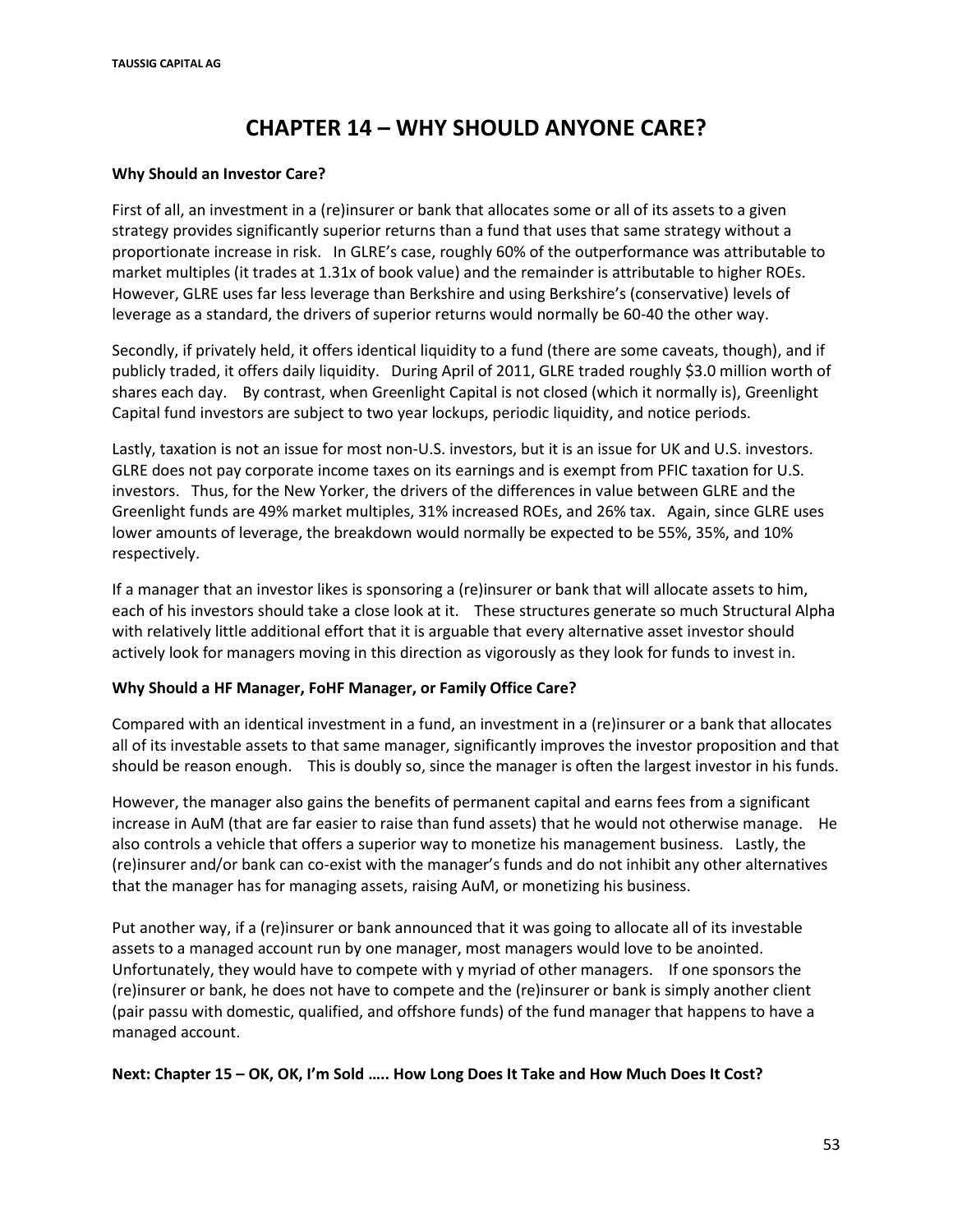# CHAPTER 14 – WHY SHOULD ANYONE CARE?

**Why Should an Investor Care?**

First of all, an investment in a (re)insurer or bank that allocates some or all of its assets to a given strategy provides significantly superior returns than a fund that uses that same strategy without a proportionate increase in risk. In GLRE's case, roughly 60% of the outperformance was attributable to market multiples (it trades at 1.31x of book value) and the remainder is attributable to higher ROEs. However, GLRE uses far less leverage than Berkshire and using Berkshire's (conservative) levels of leverage as a standard, the drivers of superior returns would normally be 60-40 the other way.

Secondly, if privately held, it offers identical liquidity to a fund (there are some caveats, though), and if publicly traded, it offers daily liquidity. During April of 2011, GLRE traded roughly $3.0 million worth of shares each day. By contrast, when Greenlight Capital is not closed (which it normally is), Greenlight Capital fund investors are subject to two year lockups, periodic liquidity, and notice periods.

Lastly, taxation is not an issue for most non-U.S. investors, but it is an issue for UK and U.S. investors. GLRE does not pay corporate income taxes on its earnings and is exempt from PFIC taxation for U.S. investors. Thus, for the New Yorker, the drivers of the differences in value between GLRE and the Greenlight funds are 49% market multiples, 31% increased ROEs, and 26% tax. Again, since GLRE uses lower amounts of leverage, the breakdown would normally be expected to be 55%, 35%, and 10% respectively.

If a manager that an investor likes is sponsoring a (re)insurer or bank that will allocate assets to him, each of his investors should take a close look at it. These structures generate so much Structural Alpha with relatively little additional effort that it is arguable that every alternative asset investor should actively look for managers moving in this direction as vigorously as they look for funds to invest in.

**Why Should a HF Manager, FoHF Manager, or Family Office Care?**

Compared with an identical investment in a fund, an investment in a (re)insurer or a bank that allocates all of its investable assets to that same manager, significantly improves the investor proposition and that should be reason enough. This is doubly so, since the manager is often the largest investor in his funds.

However, the manager also gains the benefits of permanent capital and earns fees from a significant increase in AuM (that are far easier to raise than fund assets) that he would not otherwise manage. He also controls a vehicle that offers a superior way to monetize his management business. Lastly, the (re)insurer and/or bank can co-exist with the manager's funds and do not inhibit any other alternatives that the manager has for managing assets, raising AuM, or monetizing his business.

Put another way, if a (re)insurer or bank announced that it was going to allocate all of its investable assets to a managed account run by one manager, most managers would love to be anointed. Unfortunately, they would have to compete with y myriad of other managers. If one sponsors the (re)insurer or bank, he does not have to compete and the (re)insurer or bank is simply another client (pair passu with domestic, qualified, and offshore funds) of the fund manager that happens to have a managed account.

**Next: Chapter 15 – OK, OK, I'm Sold ….. How Long Does It Take and How Much Does It Cost?**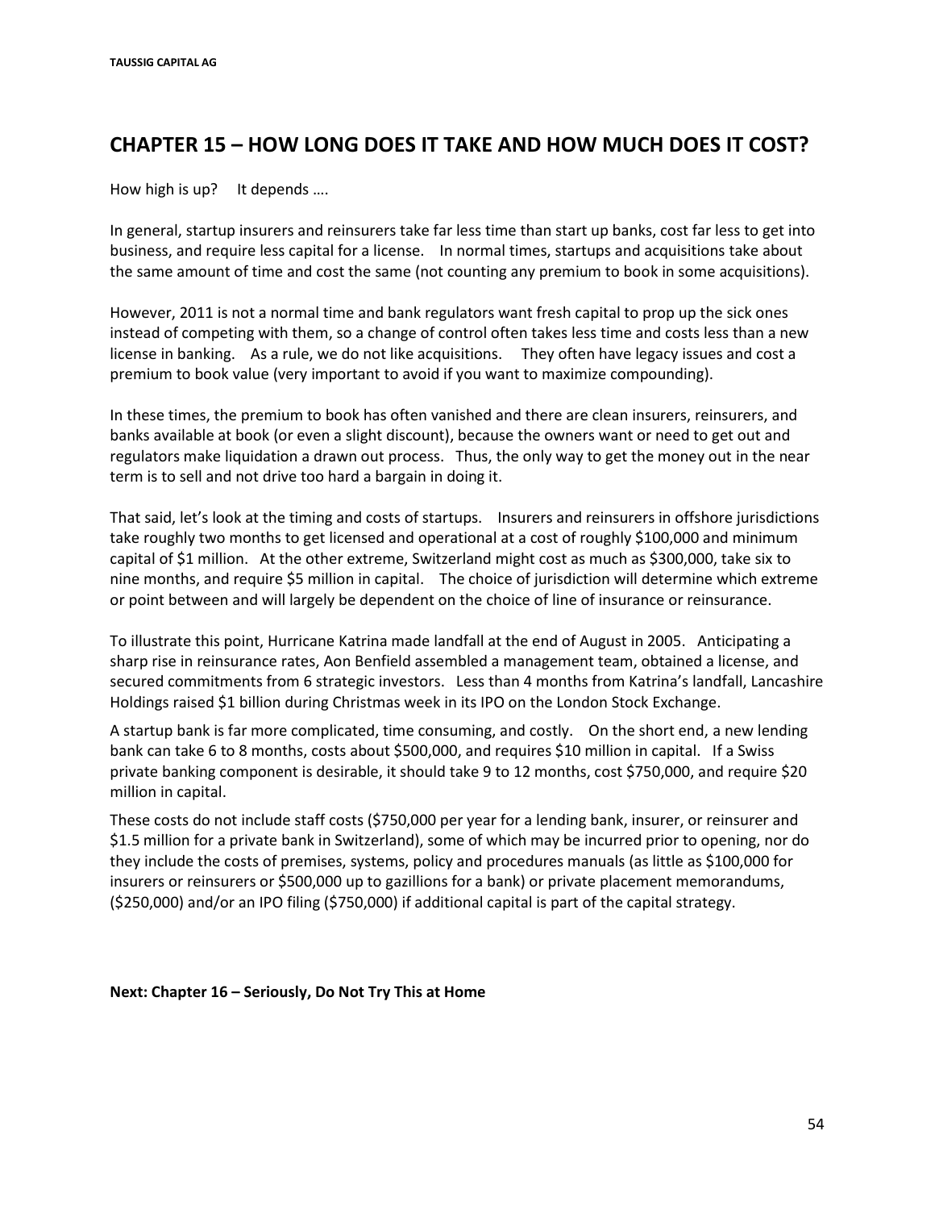## CHAPTER 15 – HOW LONG DOES IT TAKE AND HOW MUCH DOES IT COST?

How high is up? It depends ….

In general, startup insurers and reinsurers take far less time than start up banks, cost far less to get into business, and require less capital for a license. In normal times, startups and acquisitions take about the same amount of time and cost the same (not counting any premium to book in some acquisitions).

However, 2011 is not a normal time and bank regulators want fresh capital to prop up the sick ones instead of competing with them, so a change of control often takes less time and costs less than a new license in banking. As a rule, we do not like acquisitions. They often have legacy issues and cost a premium to book value (very important to avoid if you want to maximize compounding).

In these times, the premium to book has often vanished and there are clean insurers, reinsurers, and banks available at book (or even a slight discount), because the owners want or need to get out and regulators make liquidation a drawn out process. Thus, the only way to get the money out in the near term is to sell and not drive too hard a bargain in doing it.

That said, let's look at the timing and costs of startups. Insurers and reinsurers in offshore jurisdictions take roughly two months to get licensed and operational at a cost of roughly $100,000 and minimum capital of $1 million. At the other extreme, Switzerland might cost as much as $300,000, take six to nine months, and require $5 million in capital. The choice of jurisdiction will determine which extreme or point between and will largely be dependent on the choice of line of insurance or reinsurance.

To illustrate this point, Hurricane Katrina made landfall at the end of August in 2005. Anticipating a sharp rise in reinsurance rates, Aon Benfield assembled a management team, obtained a license, and secured commitments from 6 strategic investors. Less than 4 months from Katrina's landfall, Lancashire Holdings raised $1 billion during Christmas week in its IPO on the London Stock Exchange.

A startup bank is far more complicated, time consuming, and costly. On the short end, a new lending bank can take 6 to 8 months, costs about $500,000, and requires $10 million in capital. If a Swiss private banking component is desirable, it should take 9 to 12 months, cost $750,000, and require $20 million in capital.

These costs do not include staff costs ($750,000 per year for a lending bank, insurer, or reinsurer and $1.5 million for a private bank in Switzerland), some of which may be incurred prior to opening, nor do they include the costs of premises, systems, policy and procedures manuals (as little as $100,000 for insurers or reinsurers or $500,000 up to gazillions for a bank) or private placement memorandums, ($250,000) and/or an IPO filing ($750,000) if additional capital is part of the capital strategy.

**Next: Chapter 16 – Seriously, Do Not Try This at Home**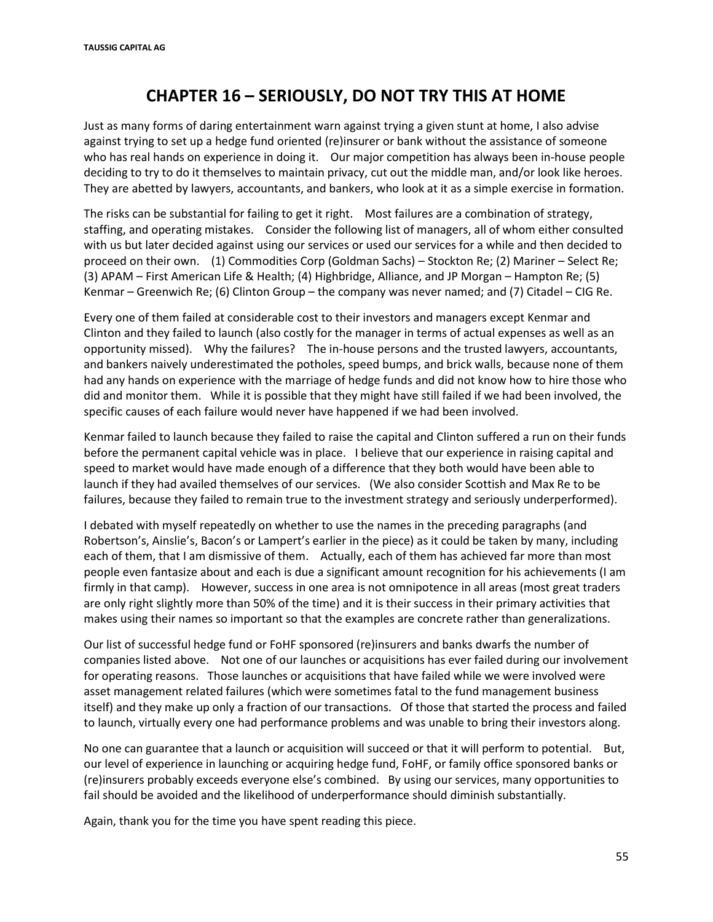# CHAPTER 16 – SERIOUSLY, DO NOT TRY THIS AT HOME

Just as many forms of daring entertainment warn against trying a given stunt at home, I also advise against trying to set up a hedge fund oriented (re)insurer or bank without the assistance of someone who has real hands on experience in doing it. Our major competition has always been in-house people deciding to try to do it themselves to maintain privacy, cut out the middle man, and/or look like heroes. They are abetted by lawyers, accountants, and bankers, who look at it as a simple exercise in formation.

The risks can be substantial for failing to get it right. Most failures are a combination of strategy, staffing, and operating mistakes. Consider the following list of managers, all of whom either consulted with us but later decided against using our services or used our services for a while and then decided to proceed on their own. (1) Commodities Corp (Goldman Sachs) – Stockton Re; (2) Mariner – Select Re; (3) APAM – First American Life & Health; (4) Highbridge, Alliance, and JP Morgan – Hampton Re; (5) Kenmar – Greenwich Re; (6) Clinton Group – the company was never named; and (7) Citadel – CIG Re.

Every one of them failed at considerable cost to their investors and managers except Kenmar and Clinton and they failed to launch (also costly for the manager in terms of actual expenses as well as an opportunity missed). Why the failures? The in-house persons and the trusted lawyers, accountants, and bankers naively underestimated the potholes, speed bumps, and brick walls, because none of them had any hands on experience with the marriage of hedge funds and did not know how to hire those who did and monitor them. While it is possible that they might have still failed if we had been involved, the specific causes of each failure would never have happened if we had been involved.

Kenmar failed to launch because they failed to raise the capital and Clinton suffered a run on their funds before the permanent capital vehicle was in place. I believe that our experience in raising capital and speed to market would have made enough of a difference that they both would have been able to launch if they had availed themselves of our services. (We also consider Scottish and Max Re to be failures, because they failed to remain true to the investment strategy and seriously underperformed).

I debated with myself repeatedly on whether to use the names in the preceding paragraphs (and Robertson's, Ainslie's, Bacon's or Lampert's earlier in the piece) as it could be taken by many, including each of them, that I am dismissive of them. Actually, each of them has achieved far more than most people even fantasize about and each is due a significant amount recognition for his achievements (I am firmly in that camp). However, success in one area is not omnipotence in all areas (most great traders are only right slightly more than 50% of the time) and it is their success in their primary activities that makes using their names so important so that the examples are concrete rather than generalizations.

Our list of successful hedge fund or FoHF sponsored (re)insurers and banks dwarfs the number of companies listed above. Not one of our launches or acquisitions has ever failed during our involvement for operating reasons. Those launches or acquisitions that have failed while we were involved were asset management related failures (which were sometimes fatal to the fund management business itself) and they make up only a fraction of our transactions. Of those that started the process and failed to launch, virtually every one had performance problems and was unable to bring their investors along.

No one can guarantee that a launch or acquisition will succeed or that it will perform to potential. But, our level of experience in launching or acquiring hedge fund, FoHF, or family office sponsored banks or (re)insurers probably exceeds everyone else's combined. By using our services, many opportunities to fail should be avoided and the likelihood of underperformance should diminish substantially.

Again, thank you for the time you have spent reading this piece.